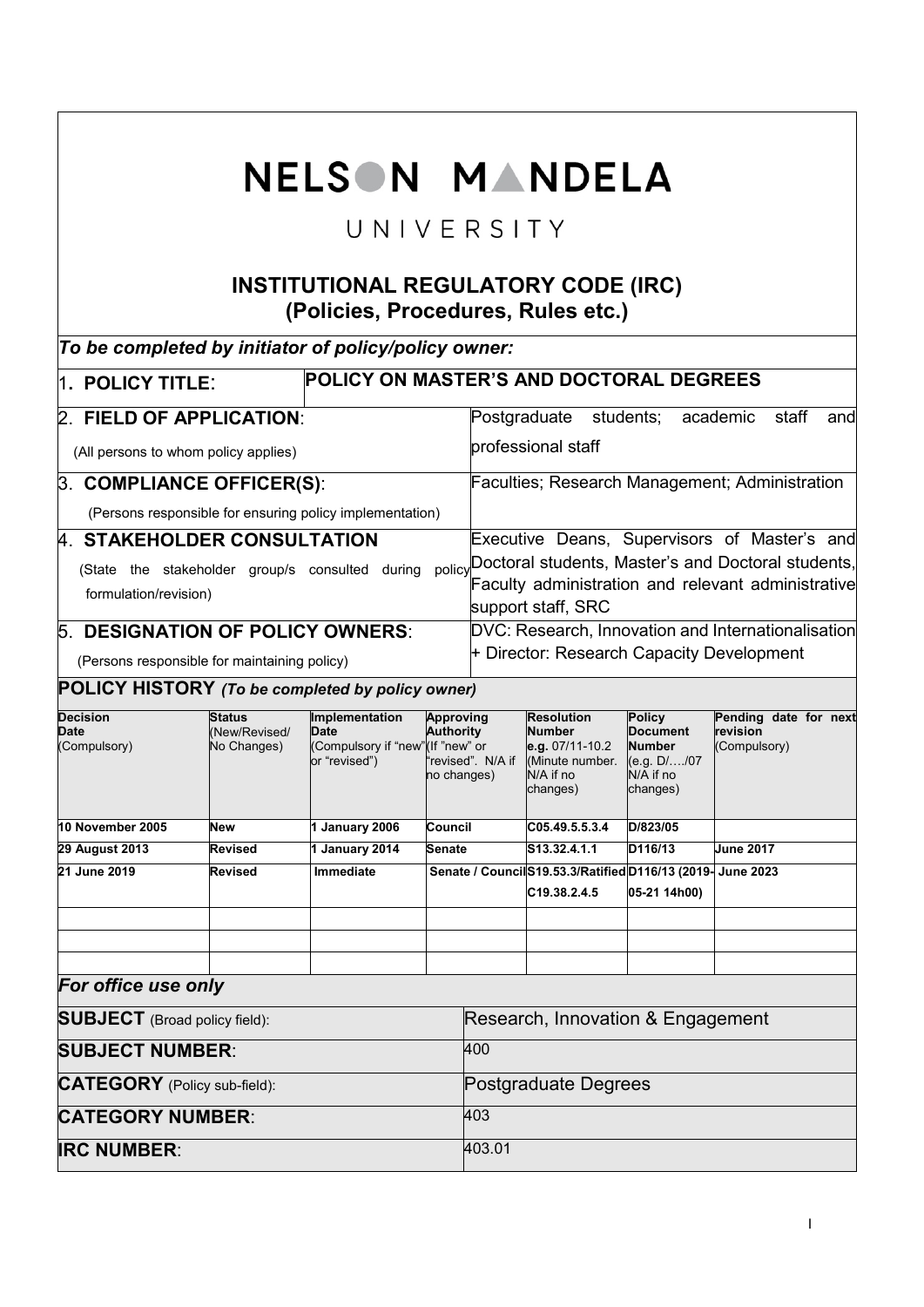# NELSON MANDELA

UNIVERSITY

## INSTITUTIONAL REGULATORY CODE (IRC)
## (Policies, Procedures, Rules etc.)

*To be completed by initiator of policy/policy owner:*

| | |
|---|---|
| 1. **POLICY TITLE**: | **POLICY ON MASTER'S AND DOCTORAL DEGREES** |
| 2. **FIELD OF APPLICATION**: (All persons to whom policy applies) | Postgraduate students; academic staff and professional staff |
| 3. **COMPLIANCE OFFICER(S)**: (Persons responsible for ensuring policy implementation) | Faculties; Research Management; Administration |
| 4. **STAKEHOLDER CONSULTATION** (State the stakeholder group/s consulted during policy formulation/revision) | Executive Deans, Supervisors of Master's and Doctoral students, Master's and Doctoral students, Faculty administration and relevant administrative support staff, SRC |
| 5. **DESIGNATION OF POLICY OWNERS**: (Persons responsible for maintaining policy) | DVC: Research, Innovation and Internationalisation + Director: Research Capacity Development |

**POLICY HISTORY** *(To be completed by policy owner)*

| **Decision Date** (Compulsory) | **Status** (New/Revised/ No Changes) | **Implementation Date** (Compulsory if "new" or "revised") | **Approving Authority** (If "new" or "revised". N/A if no changes) | **Resolution Number** **e.g.** 07/11-10.2 (Minute number. N/A if no changes) | **Policy Document Number** (e.g. D/…./07 N/A if no changes) | **Pending date for next revision** (Compulsory) |
|---|---|---|---|---|---|---|
| **10 November 2005** | **New** | **1 January 2006** | **Council** | **C05.49.5.5.3.4** | **D/823/05** | |
| **29 August 2013** | **Revised** | **1 January 2014** | **Senate** | **S13.32.4.1.1** | **D116/13** | **June 2017** |
| **21 June 2019** | **Revised** | **Immediate** | **Senate / Council** | **S19.53.3/Ratified C19.38.2.4.5** | **D116/13 (2019-05-21 14h00)** | **June 2023** |
| | | | | | | |
| | | | | | | |
| | | | | | | |

*For office use only*

| | |
|---|---|
| **SUBJECT** (Broad policy field): | Research, Innovation & Engagement |
| **SUBJECT NUMBER**: | 400 |
| **CATEGORY** (Policy sub-field): | Postgraduate Degrees |
| **CATEGORY NUMBER**: | 403 |
| **IRC NUMBER**: | 403.01 |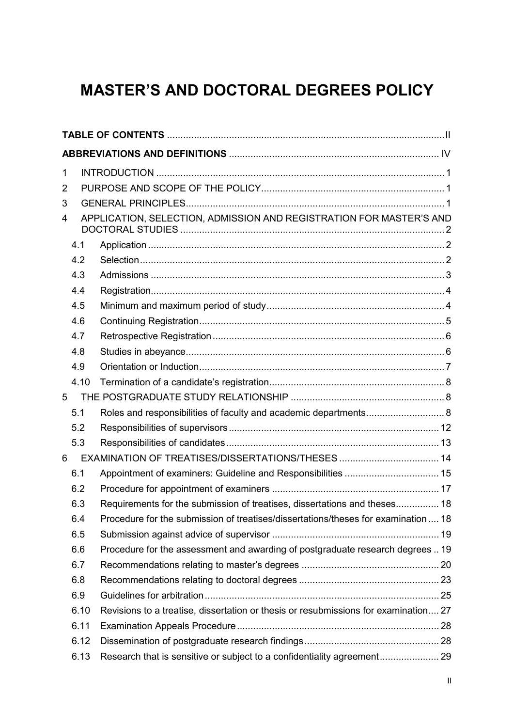# MASTER'S AND DOCTORAL DEGREES POLICY

**TABLE OF CONTENTS** ..... II

**ABBREVIATIONS AND DEFINITIONS** ..... IV

1 INTRODUCTION ..... 1

2 PURPOSE AND SCOPE OF THE POLICY ..... 1

3 GENERAL PRINCIPLES ..... 1

4 APPLICATION, SELECTION, ADMISSION AND REGISTRATION FOR MASTER'S AND DOCTORAL STUDIES ..... 2

- 4.1 Application ..... 2
- 4.2 Selection ..... 2
- 4.3 Admissions ..... 3
- 4.4 Registration ..... 4
- 4.5 Minimum and maximum period of study ..... 4
- 4.6 Continuing Registration ..... 5
- 4.7 Retrospective Registration ..... 6
- 4.8 Studies in abeyance ..... 6
- 4.9 Orientation or Induction ..... 7
- 4.10 Termination of a candidate's registration ..... 8

5 THE POSTGRADUATE STUDY RELATIONSHIP ..... 8

- 5.1 Roles and responsibilities of faculty and academic departments ..... 8
- 5.2 Responsibilities of supervisors ..... 12
- 5.3 Responsibilities of candidates ..... 13

6 EXAMINATION OF TREATISES/DISSERTATIONS/THESES ..... 14

- 6.1 Appointment of examiners: Guideline and Responsibilities ..... 15
- 6.2 Procedure for appointment of examiners ..... 17
- 6.3 Requirements for the submission of treatises, dissertations and theses ..... 18
- 6.4 Procedure for the submission of treatises/dissertations/theses for examination ..... 18
- 6.5 Submission against advice of supervisor ..... 19
- 6.6 Procedure for the assessment and awarding of postgraduate research degrees ..... 19
- 6.7 Recommendations relating to master's degrees ..... 20
- 6.8 Recommendations relating to doctoral degrees ..... 23
- 6.9 Guidelines for arbitration ..... 25
- 6.10 Revisions to a treatise, dissertation or thesis or resubmissions for examination ..... 27
- 6.11 Examination Appeals Procedure ..... 28
- 6.12 Dissemination of postgraduate research findings ..... 28
- 6.13 Research that is sensitive or subject to a confidentiality agreement ..... 29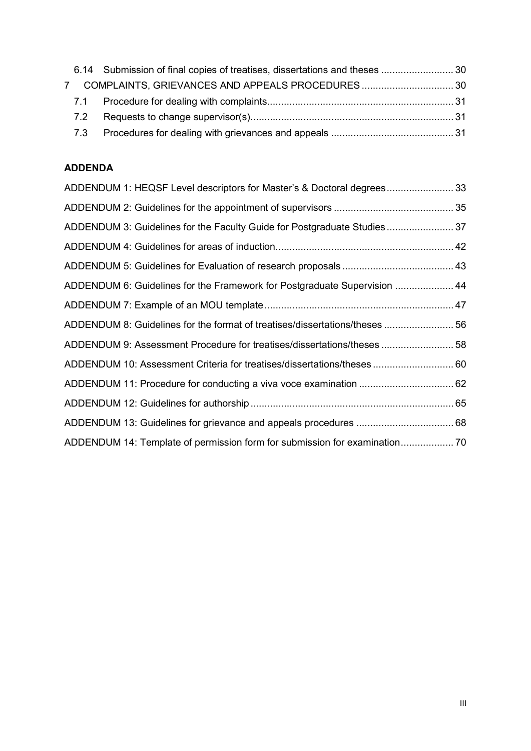6.14 Submission of final copies of treatises, dissertations and theses .......................... 30

7 COMPLAINTS, GRIEVANCES AND APPEALS PROCEDURES ................................. 30

7.1 Procedure for dealing with complaints................................................................... 31

7.2 Requests to change supervisor(s)......................................................................... 31

7.3 Procedures for dealing with grievances and appeals ............................................ 31

**ADDENDA**

ADDENDUM 1: HEQSF Level descriptors for Master's & Doctoral degrees........................ 33

ADDENDUM 2: Guidelines for the appointment of supervisors ........................................... 35

ADDENDUM 3: Guidelines for the Faculty Guide for Postgraduate Studies ........................ 37

ADDENDUM 4: Guidelines for areas of induction................................................................ 42

ADDENDUM 5: Guidelines for Evaluation of research proposals ........................................ 43

ADDENDUM 6: Guidelines for the Framework for Postgraduate Supervision ..................... 44

ADDENDUM 7: Example of an MOU template .................................................................... 47

ADDENDUM 8: Guidelines for the format of treatises/dissertations/theses ......................... 56

ADDENDUM 9: Assessment Procedure for treatises/dissertations/theses .......................... 58

ADDENDUM 10: Assessment Criteria for treatises/dissertations/theses ............................. 60

ADDENDUM 11: Procedure for conducting a viva voce examination .................................. 62

ADDENDUM 12: Guidelines for authorship ......................................................................... 65

ADDENDUM 13: Guidelines for grievance and appeals procedures ................................... 68

ADDENDUM 14: Template of permission form for submission for examination................... 70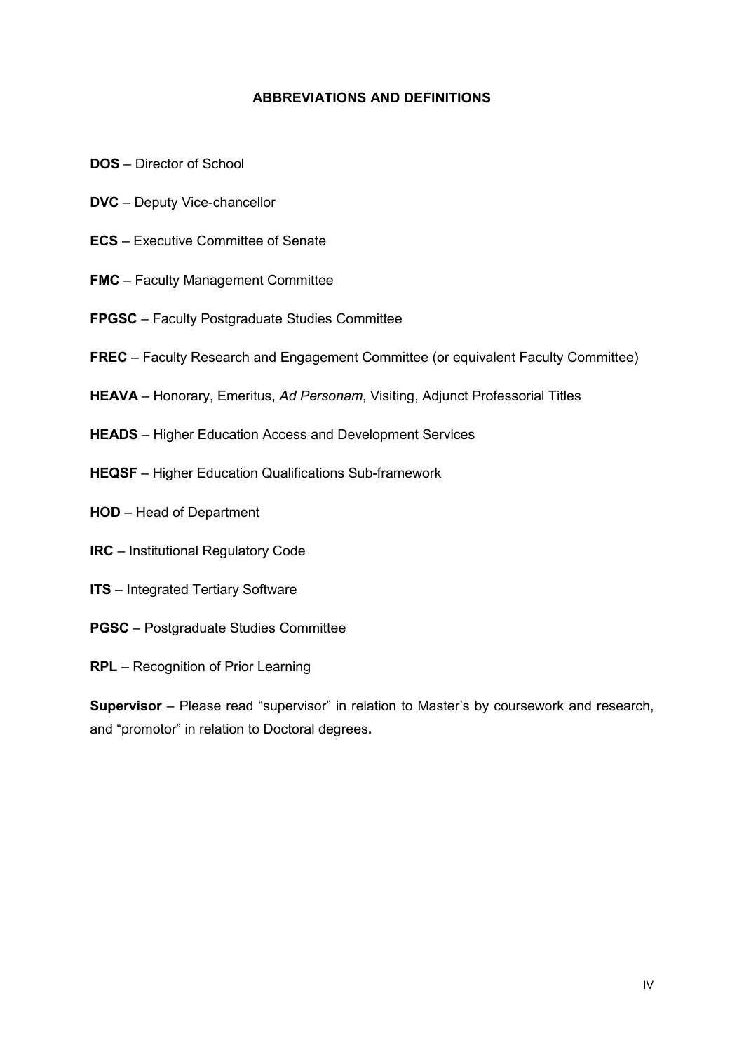## ABBREVIATIONS AND DEFINITIONS

**DOS** – Director of School

**DVC** – Deputy Vice-chancellor

**ECS** – Executive Committee of Senate

**FMC** – Faculty Management Committee

**FPGSC** – Faculty Postgraduate Studies Committee

**FREC** – Faculty Research and Engagement Committee (or equivalent Faculty Committee)

**HEAVA** – Honorary, Emeritus, *Ad Personam*, Visiting, Adjunct Professorial Titles

**HEADS** – Higher Education Access and Development Services

**HEQSF** – Higher Education Qualifications Sub-framework

**HOD** – Head of Department

**IRC** – Institutional Regulatory Code

**ITS** – Integrated Tertiary Software

**PGSC** – Postgraduate Studies Committee

**RPL** – Recognition of Prior Learning

**Supervisor** – Please read "supervisor" in relation to Master's by coursework and research, and "promotor" in relation to Doctoral degrees**.**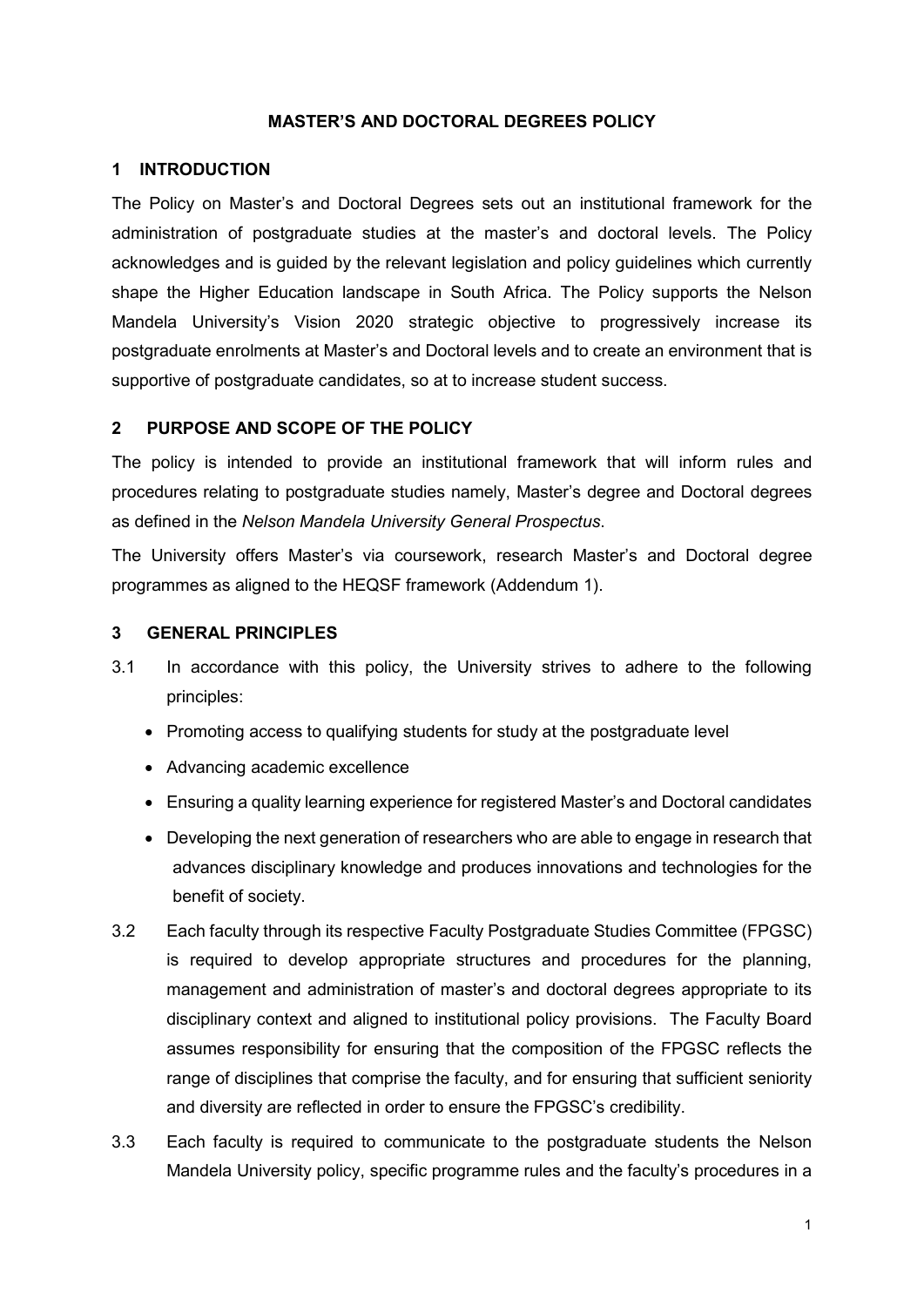# MASTER'S AND DOCTORAL DEGREES POLICY

## 1 INTRODUCTION

The Policy on Master's and Doctoral Degrees sets out an institutional framework for the administration of postgraduate studies at the master's and doctoral levels. The Policy acknowledges and is guided by the relevant legislation and policy guidelines which currently shape the Higher Education landscape in South Africa. The Policy supports the Nelson Mandela University's Vision 2020 strategic objective to progressively increase its postgraduate enrolments at Master's and Doctoral levels and to create an environment that is supportive of postgraduate candidates, so at to increase student success.

## 2 PURPOSE AND SCOPE OF THE POLICY

The policy is intended to provide an institutional framework that will inform rules and procedures relating to postgraduate studies namely, Master's degree and Doctoral degrees as defined in the *Nelson Mandela University General Prospectus*.

The University offers Master's via coursework, research Master's and Doctoral degree programmes as aligned to the HEQSF framework (Addendum 1).

## 3 GENERAL PRINCIPLES

3.1 In accordance with this policy, the University strives to adhere to the following principles:

- Promoting access to qualifying students for study at the postgraduate level
- Advancing academic excellence
- Ensuring a quality learning experience for registered Master's and Doctoral candidates
- Developing the next generation of researchers who are able to engage in research that advances disciplinary knowledge and produces innovations and technologies for the benefit of society.

3.2 Each faculty through its respective Faculty Postgraduate Studies Committee (FPGSC) is required to develop appropriate structures and procedures for the planning, management and administration of master's and doctoral degrees appropriate to its disciplinary context and aligned to institutional policy provisions. The Faculty Board assumes responsibility for ensuring that the composition of the FPGSC reflects the range of disciplines that comprise the faculty, and for ensuring that sufficient seniority and diversity are reflected in order to ensure the FPGSC's credibility.

3.3 Each faculty is required to communicate to the postgraduate students the Nelson Mandela University policy, specific programme rules and the faculty's procedures in a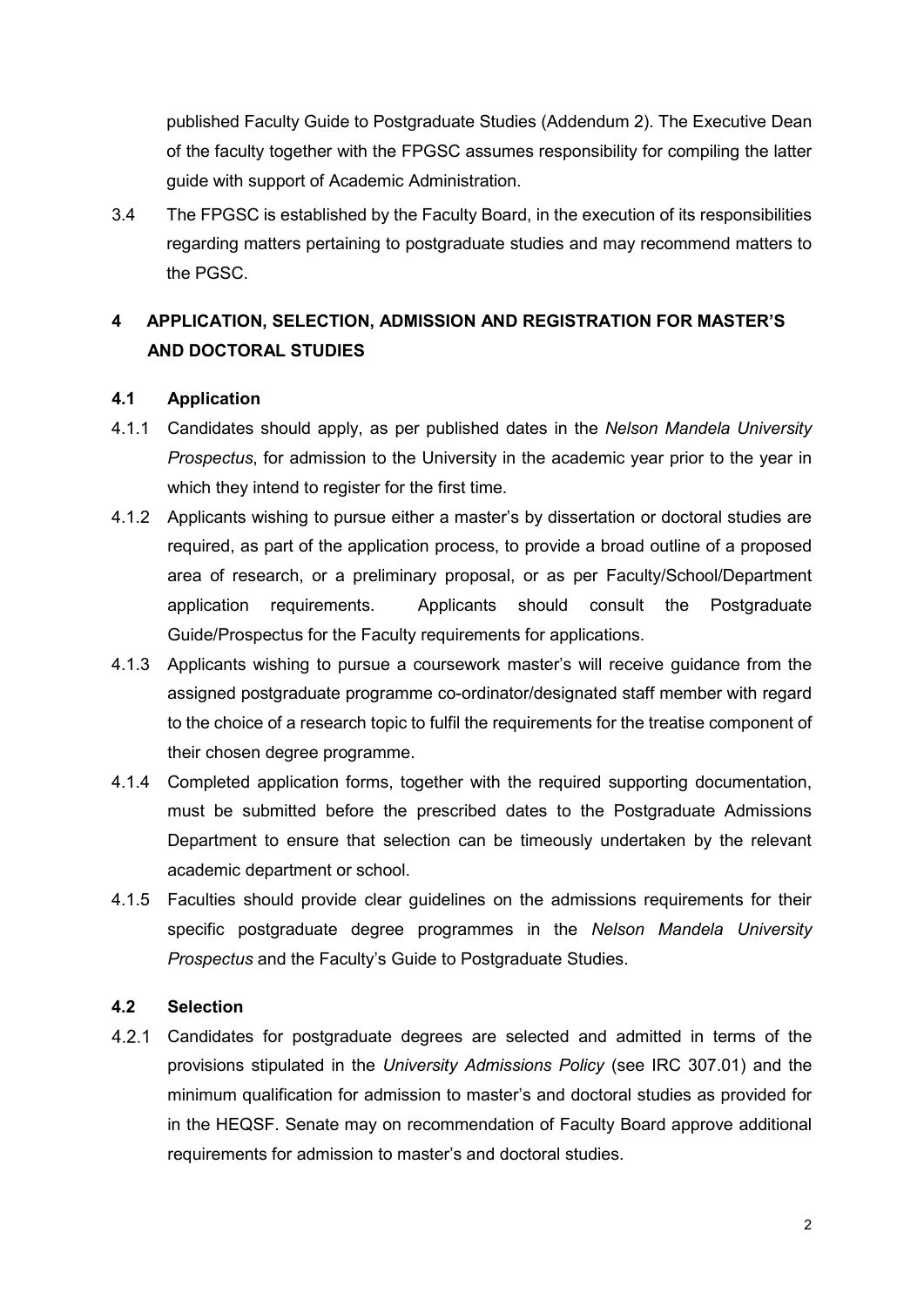published Faculty Guide to Postgraduate Studies (Addendum 2). The Executive Dean of the faculty together with the FPGSC assumes responsibility for compiling the latter guide with support of Academic Administration.

3.4 The FPGSC is established by the Faculty Board, in the execution of its responsibilities regarding matters pertaining to postgraduate studies and may recommend matters to the PGSC.

## 4 APPLICATION, SELECTION, ADMISSION AND REGISTRATION FOR MASTER'S AND DOCTORAL STUDIES

### 4.1 Application

4.1.1 Candidates should apply, as per published dates in the *Nelson Mandela University Prospectus*, for admission to the University in the academic year prior to the year in which they intend to register for the first time.

4.1.2 Applicants wishing to pursue either a master's by dissertation or doctoral studies are required, as part of the application process, to provide a broad outline of a proposed area of research, or a preliminary proposal, or as per Faculty/School/Department application requirements. Applicants should consult the Postgraduate Guide/Prospectus for the Faculty requirements for applications.

4.1.3 Applicants wishing to pursue a coursework master's will receive guidance from the assigned postgraduate programme co-ordinator/designated staff member with regard to the choice of a research topic to fulfil the requirements for the treatise component of their chosen degree programme.

4.1.4 Completed application forms, together with the required supporting documentation, must be submitted before the prescribed dates to the Postgraduate Admissions Department to ensure that selection can be timeously undertaken by the relevant academic department or school.

4.1.5 Faculties should provide clear guidelines on the admissions requirements for their specific postgraduate degree programmes in the *Nelson Mandela University Prospectus* and the Faculty's Guide to Postgraduate Studies.

### 4.2 Selection

4.2.1 Candidates for postgraduate degrees are selected and admitted in terms of the provisions stipulated in the *University Admissions Policy* (see IRC 307.01) and the minimum qualification for admission to master's and doctoral studies as provided for in the HEQSF. Senate may on recommendation of Faculty Board approve additional requirements for admission to master's and doctoral studies.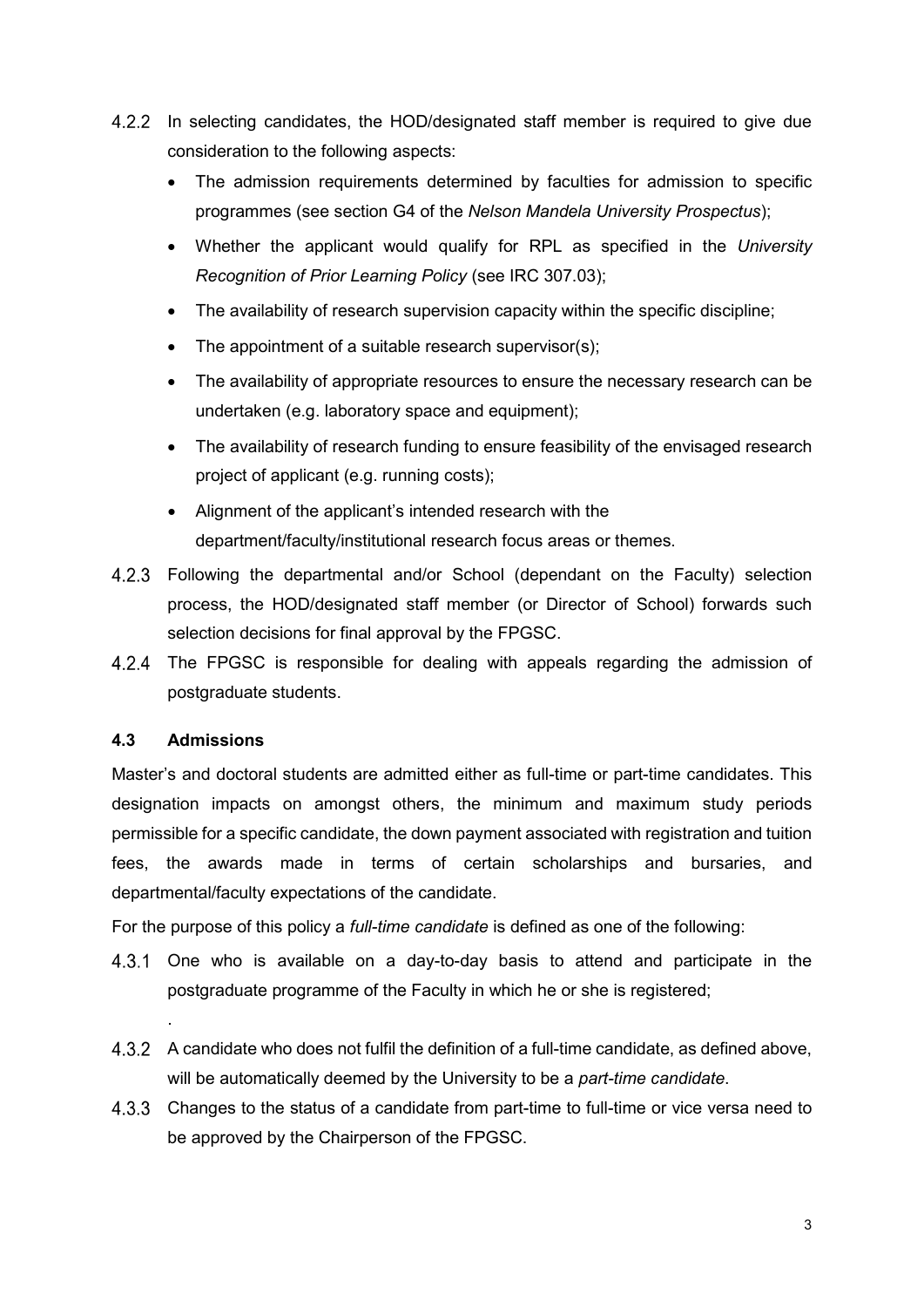4.2.2 In selecting candidates, the HOD/designated staff member is required to give due consideration to the following aspects:

- The admission requirements determined by faculties for admission to specific programmes (see section G4 of the *Nelson Mandela University Prospectus*);
- Whether the applicant would qualify for RPL as specified in the *University Recognition of Prior Learning Policy* (see IRC 307.03);
- The availability of research supervision capacity within the specific discipline;
- The appointment of a suitable research supervisor(s);
- The availability of appropriate resources to ensure the necessary research can be undertaken (e.g. laboratory space and equipment);
- The availability of research funding to ensure feasibility of the envisaged research project of applicant (e.g. running costs);
- Alignment of the applicant's intended research with the department/faculty/institutional research focus areas or themes.

4.2.3 Following the departmental and/or School (dependant on the Faculty) selection process, the HOD/designated staff member (or Director of School) forwards such selection decisions for final approval by the FPGSC.

4.2.4 The FPGSC is responsible for dealing with appeals regarding the admission of postgraduate students.

### 4.3 Admissions

Master's and doctoral students are admitted either as full-time or part-time candidates. This designation impacts on amongst others, the minimum and maximum study periods permissible for a specific candidate, the down payment associated with registration and tuition fees, the awards made in terms of certain scholarships and bursaries, and departmental/faculty expectations of the candidate.

For the purpose of this policy a *full-time candidate* is defined as one of the following:

4.3.1 One who is available on a day-to-day basis to attend and participate in the postgraduate programme of the Faculty in which he or she is registered;

.

4.3.2 A candidate who does not fulfil the definition of a full-time candidate, as defined above, will be automatically deemed by the University to be a *part-time candidate*.

4.3.3 Changes to the status of a candidate from part-time to full-time or vice versa need to be approved by the Chairperson of the FPGSC.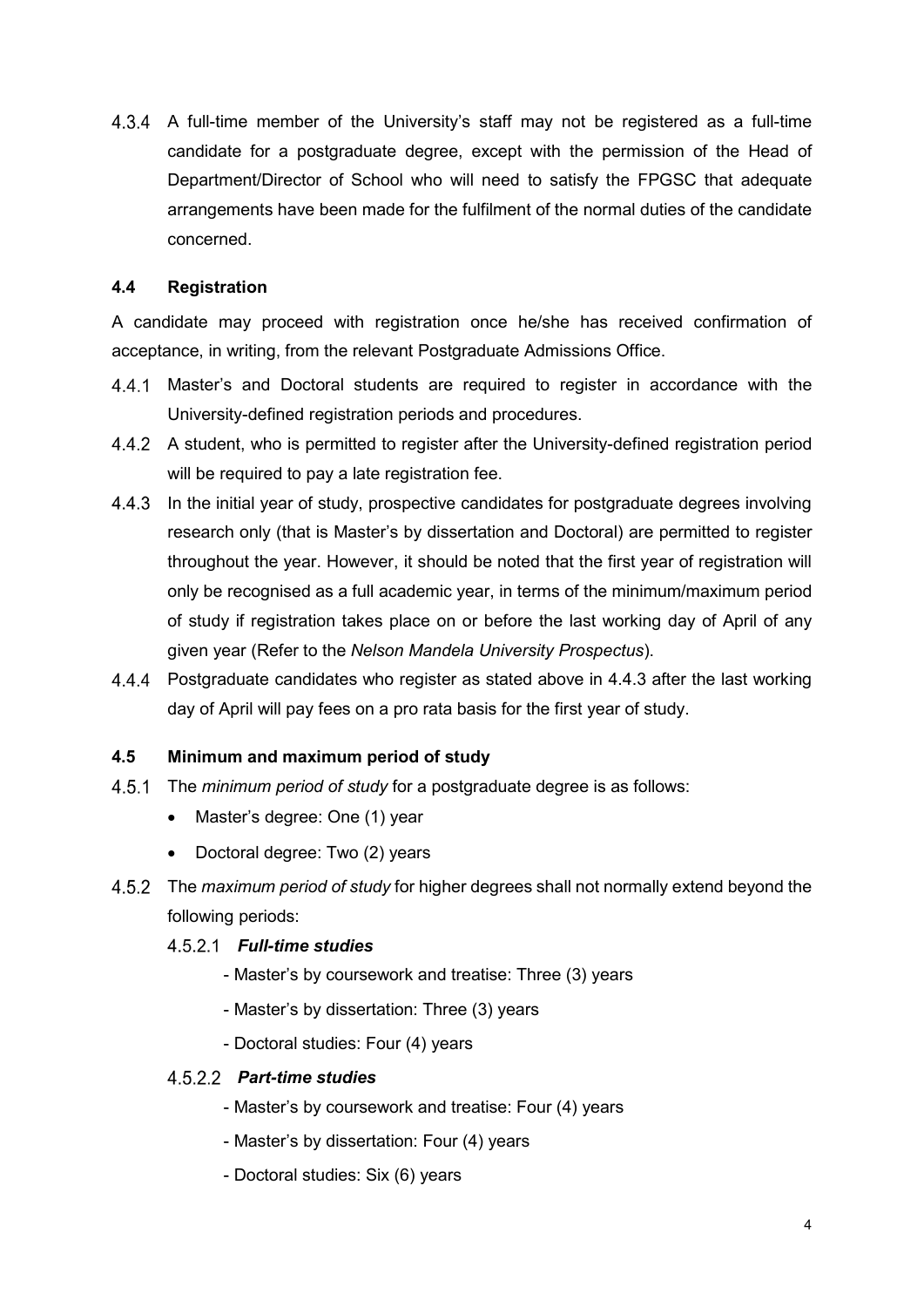4.3.4 A full-time member of the University's staff may not be registered as a full-time candidate for a postgraduate degree, except with the permission of the Head of Department/Director of School who will need to satisfy the FPGSC that adequate arrangements have been made for the fulfilment of the normal duties of the candidate concerned.

### 4.4 Registration

A candidate may proceed with registration once he/she has received confirmation of acceptance, in writing, from the relevant Postgraduate Admissions Office.

4.4.1 Master's and Doctoral students are required to register in accordance with the University-defined registration periods and procedures.

4.4.2 A student, who is permitted to register after the University-defined registration period will be required to pay a late registration fee.

4.4.3 In the initial year of study, prospective candidates for postgraduate degrees involving research only (that is Master's by dissertation and Doctoral) are permitted to register throughout the year. However, it should be noted that the first year of registration will only be recognised as a full academic year, in terms of the minimum/maximum period of study if registration takes place on or before the last working day of April of any given year (Refer to the *Nelson Mandela University Prospectus*).

4.4.4 Postgraduate candidates who register as stated above in 4.4.3 after the last working day of April will pay fees on a pro rata basis for the first year of study.

### 4.5 Minimum and maximum period of study

4.5.1 The *minimum period of study* for a postgraduate degree is as follows:

- Master's degree: One (1) year
- Doctoral degree: Two (2) years

4.5.2 The *maximum period of study* for higher degrees shall not normally extend beyond the following periods:

4.5.2.1 ***Full-time studies***

- Master's by coursework and treatise: Three (3) years
- Master's by dissertation: Three (3) years
- Doctoral studies: Four (4) years

4.5.2.2 ***Part-time studies***

- Master's by coursework and treatise: Four (4) years
- Master's by dissertation: Four (4) years
- Doctoral studies: Six (6) years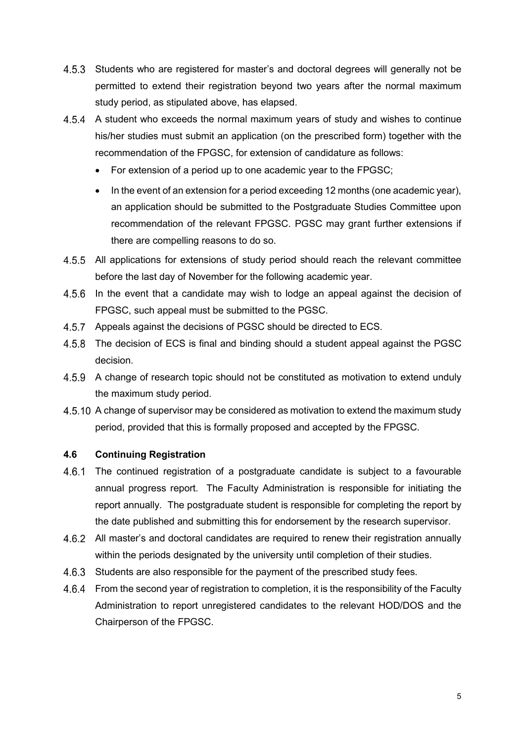4.5.3 Students who are registered for master's and doctoral degrees will generally not be permitted to extend their registration beyond two years after the normal maximum study period, as stipulated above, has elapsed.

4.5.4 A student who exceeds the normal maximum years of study and wishes to continue his/her studies must submit an application (on the prescribed form) together with the recommendation of the FPGSC, for extension of candidature as follows:

- For extension of a period up to one academic year to the FPGSC;
- In the event of an extension for a period exceeding 12 months (one academic year), an application should be submitted to the Postgraduate Studies Committee upon recommendation of the relevant FPGSC. PGSC may grant further extensions if there are compelling reasons to do so.

4.5.5 All applications for extensions of study period should reach the relevant committee before the last day of November for the following academic year.

4.5.6 In the event that a candidate may wish to lodge an appeal against the decision of FPGSC, such appeal must be submitted to the PGSC.

4.5.7 Appeals against the decisions of PGSC should be directed to ECS.

4.5.8 The decision of ECS is final and binding should a student appeal against the PGSC decision.

4.5.9 A change of research topic should not be constituted as motivation to extend unduly the maximum study period.

4.5.10 A change of supervisor may be considered as motivation to extend the maximum study period, provided that this is formally proposed and accepted by the FPGSC.

### 4.6 Continuing Registration

4.6.1 The continued registration of a postgraduate candidate is subject to a favourable annual progress report. The Faculty Administration is responsible for initiating the report annually. The postgraduate student is responsible for completing the report by the date published and submitting this for endorsement by the research supervisor.

4.6.2 All master's and doctoral candidates are required to renew their registration annually within the periods designated by the university until completion of their studies.

4.6.3 Students are also responsible for the payment of the prescribed study fees.

4.6.4 From the second year of registration to completion, it is the responsibility of the Faculty Administration to report unregistered candidates to the relevant HOD/DOS and the Chairperson of the FPGSC.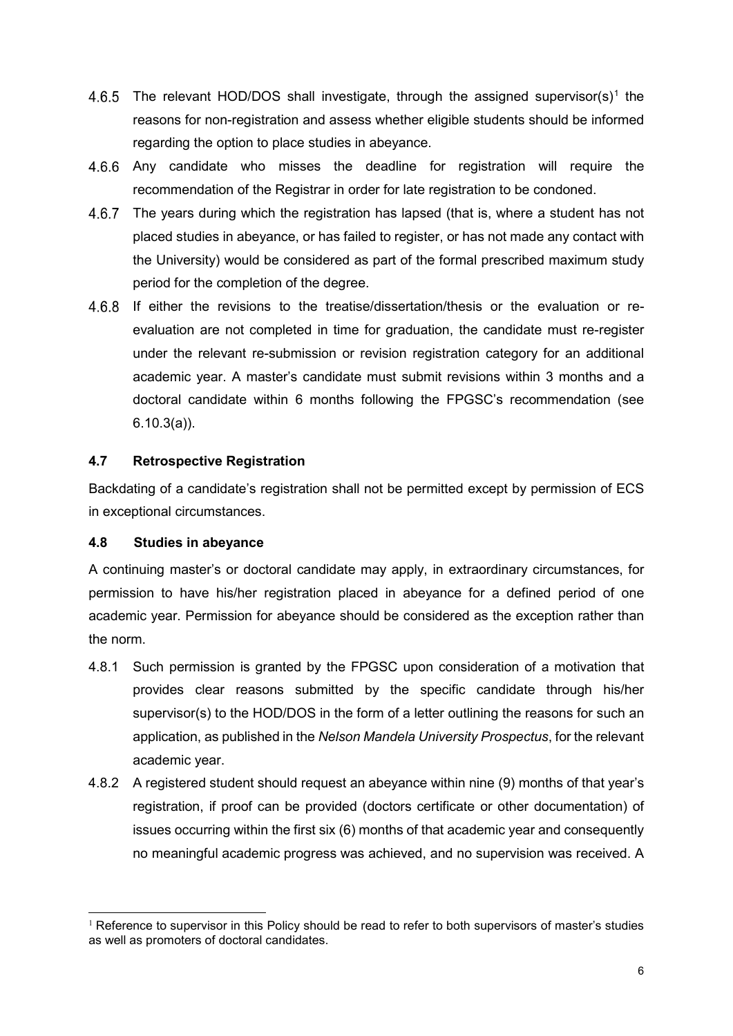4.6.5 The relevant HOD/DOS shall investigate, through the assigned supervisor(s)[1] the reasons for non-registration and assess whether eligible students should be informed regarding the option to place studies in abeyance.

4.6.6 Any candidate who misses the deadline for registration will require the recommendation of the Registrar in order for late registration to be condoned.

4.6.7 The years during which the registration has lapsed (that is, where a student has not placed studies in abeyance, or has failed to register, or has not made any contact with the University) would be considered as part of the formal prescribed maximum study period for the completion of the degree.

4.6.8 If either the revisions to the treatise/dissertation/thesis or the evaluation or re-evaluation are not completed in time for graduation, the candidate must re-register under the relevant re-submission or revision registration category for an additional academic year. A master's candidate must submit revisions within 3 months and a doctoral candidate within 6 months following the FPGSC's recommendation (see 6.10.3(a)).

### 4.7 Retrospective Registration

Backdating of a candidate's registration shall not be permitted except by permission of ECS in exceptional circumstances.

### 4.8 Studies in abeyance

A continuing master's or doctoral candidate may apply, in extraordinary circumstances, for permission to have his/her registration placed in abeyance for a defined period of one academic year. Permission for abeyance should be considered as the exception rather than the norm.

4.8.1 Such permission is granted by the FPGSC upon consideration of a motivation that provides clear reasons submitted by the specific candidate through his/her supervisor(s) to the HOD/DOS in the form of a letter outlining the reasons for such an application, as published in the *Nelson Mandela University Prospectus*, for the relevant academic year.

4.8.2 A registered student should request an abeyance within nine (9) months of that year's registration, if proof can be provided (doctors certificate or other documentation) of issues occurring within the first six (6) months of that academic year and consequently no meaningful academic progress was achieved, and no supervision was received. A

[1] Reference to supervisor in this Policy should be read to refer to both supervisors of master's studies as well as promoters of doctoral candidates.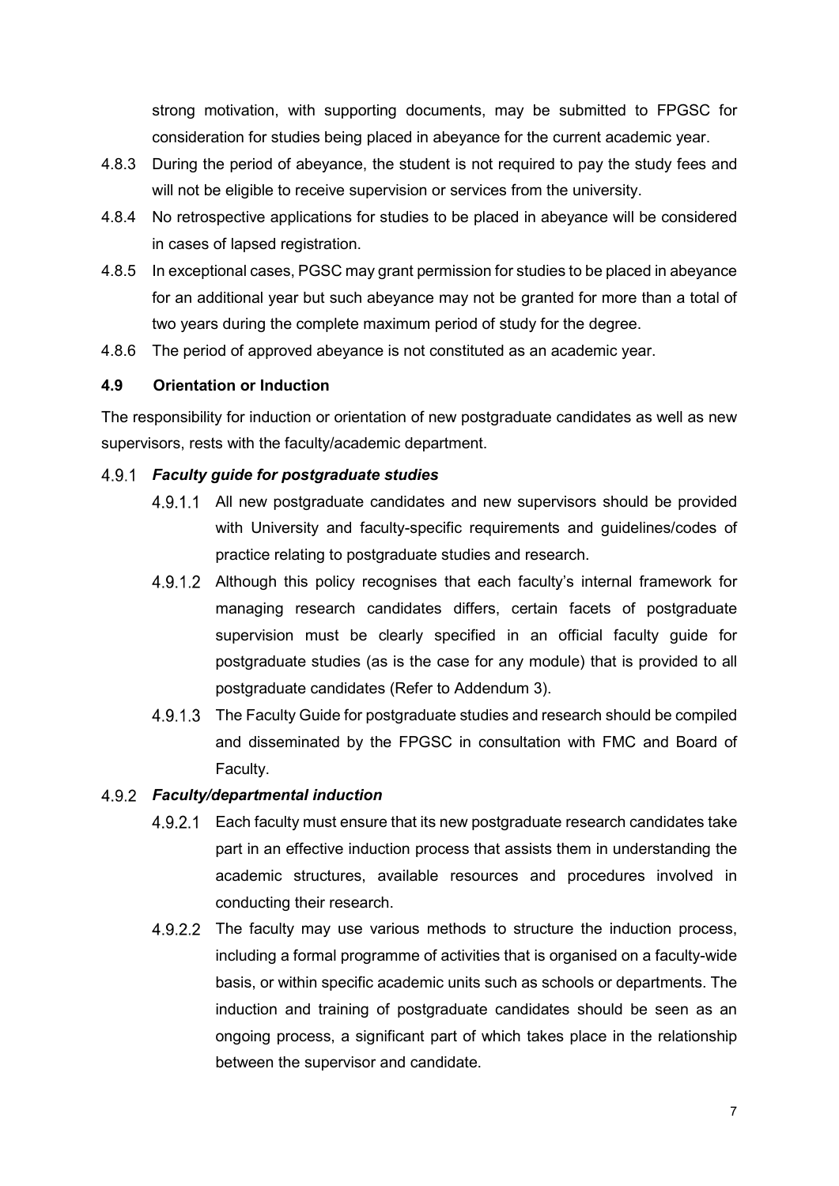strong motivation, with supporting documents, may be submitted to FPGSC for consideration for studies being placed in abeyance for the current academic year.

4.8.3 During the period of abeyance, the student is not required to pay the study fees and will not be eligible to receive supervision or services from the university.

4.8.4 No retrospective applications for studies to be placed in abeyance will be considered in cases of lapsed registration.

4.8.5 In exceptional cases, PGSC may grant permission for studies to be placed in abeyance for an additional year but such abeyance may not be granted for more than a total of two years during the complete maximum period of study for the degree.

4.8.6 The period of approved abeyance is not constituted as an academic year.

### 4.9 Orientation or Induction

The responsibility for induction or orientation of new postgraduate candidates as well as new supervisors, rests with the faculty/academic department.

#### 4.9.1 *Faculty guide for postgraduate studies*

4.9.1.1 All new postgraduate candidates and new supervisors should be provided with University and faculty-specific requirements and guidelines/codes of practice relating to postgraduate studies and research.

4.9.1.2 Although this policy recognises that each faculty's internal framework for managing research candidates differs, certain facets of postgraduate supervision must be clearly specified in an official faculty guide for postgraduate studies (as is the case for any module) that is provided to all postgraduate candidates (Refer to Addendum 3).

4.9.1.3 The Faculty Guide for postgraduate studies and research should be compiled and disseminated by the FPGSC in consultation with FMC and Board of Faculty.

#### 4.9.2 *Faculty/departmental induction*

4.9.2.1 Each faculty must ensure that its new postgraduate research candidates take part in an effective induction process that assists them in understanding the academic structures, available resources and procedures involved in conducting their research.

4.9.2.2 The faculty may use various methods to structure the induction process, including a formal programme of activities that is organised on a faculty-wide basis, or within specific academic units such as schools or departments. The induction and training of postgraduate candidates should be seen as an ongoing process, a significant part of which takes place in the relationship between the supervisor and candidate.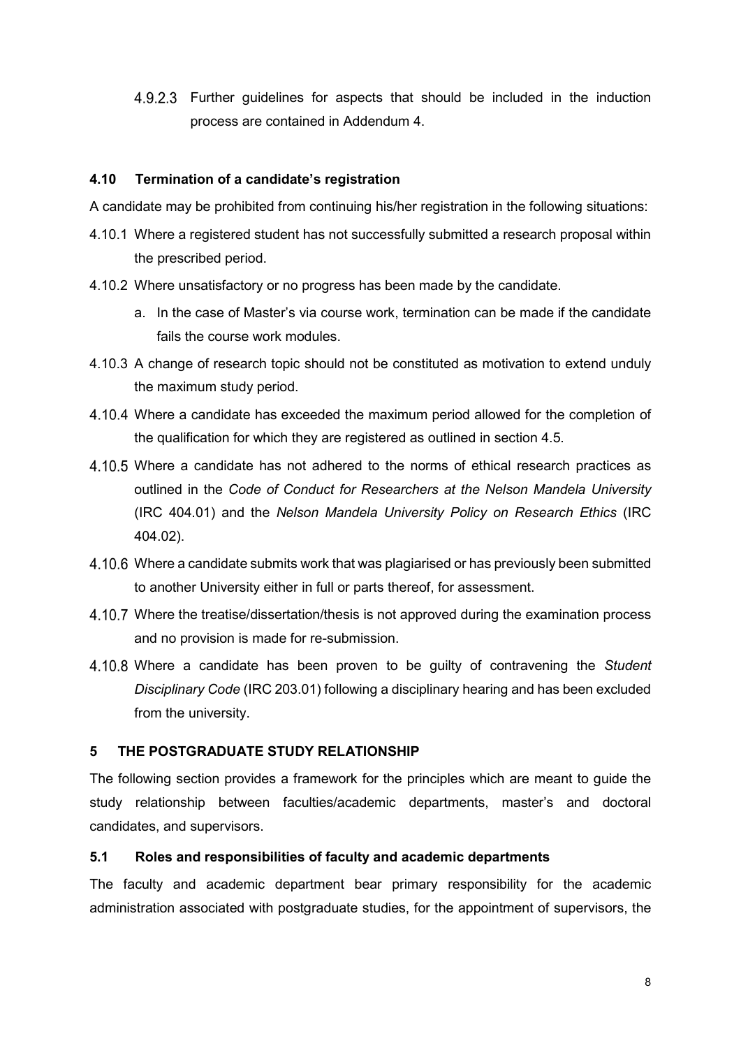4.9.2.3 Further guidelines for aspects that should be included in the induction process are contained in Addendum 4.

### 4.10 Termination of a candidate's registration

A candidate may be prohibited from continuing his/her registration in the following situations:

4.10.1 Where a registered student has not successfully submitted a research proposal within the prescribed period.

4.10.2 Where unsatisfactory or no progress has been made by the candidate.

a. In the case of Master's via course work, termination can be made if the candidate fails the course work modules.

4.10.3 A change of research topic should not be constituted as motivation to extend unduly the maximum study period.

4.10.4 Where a candidate has exceeded the maximum period allowed for the completion of the qualification for which they are registered as outlined in section 4.5.

4.10.5 Where a candidate has not adhered to the norms of ethical research practices as outlined in the *Code of Conduct for Researchers at the Nelson Mandela University* (IRC 404.01) and the *Nelson Mandela University Policy on Research Ethics* (IRC 404.02).

4.10.6 Where a candidate submits work that was plagiarised or has previously been submitted to another University either in full or parts thereof, for assessment.

4.10.7 Where the treatise/dissertation/thesis is not approved during the examination process and no provision is made for re-submission.

4.10.8 Where a candidate has been proven to be guilty of contravening the *Student Disciplinary Code* (IRC 203.01) following a disciplinary hearing and has been excluded from the university.

## 5 THE POSTGRADUATE STUDY RELATIONSHIP

The following section provides a framework for the principles which are meant to guide the study relationship between faculties/academic departments, master's and doctoral candidates, and supervisors.

### 5.1 Roles and responsibilities of faculty and academic departments

The faculty and academic department bear primary responsibility for the academic administration associated with postgraduate studies, for the appointment of supervisors, the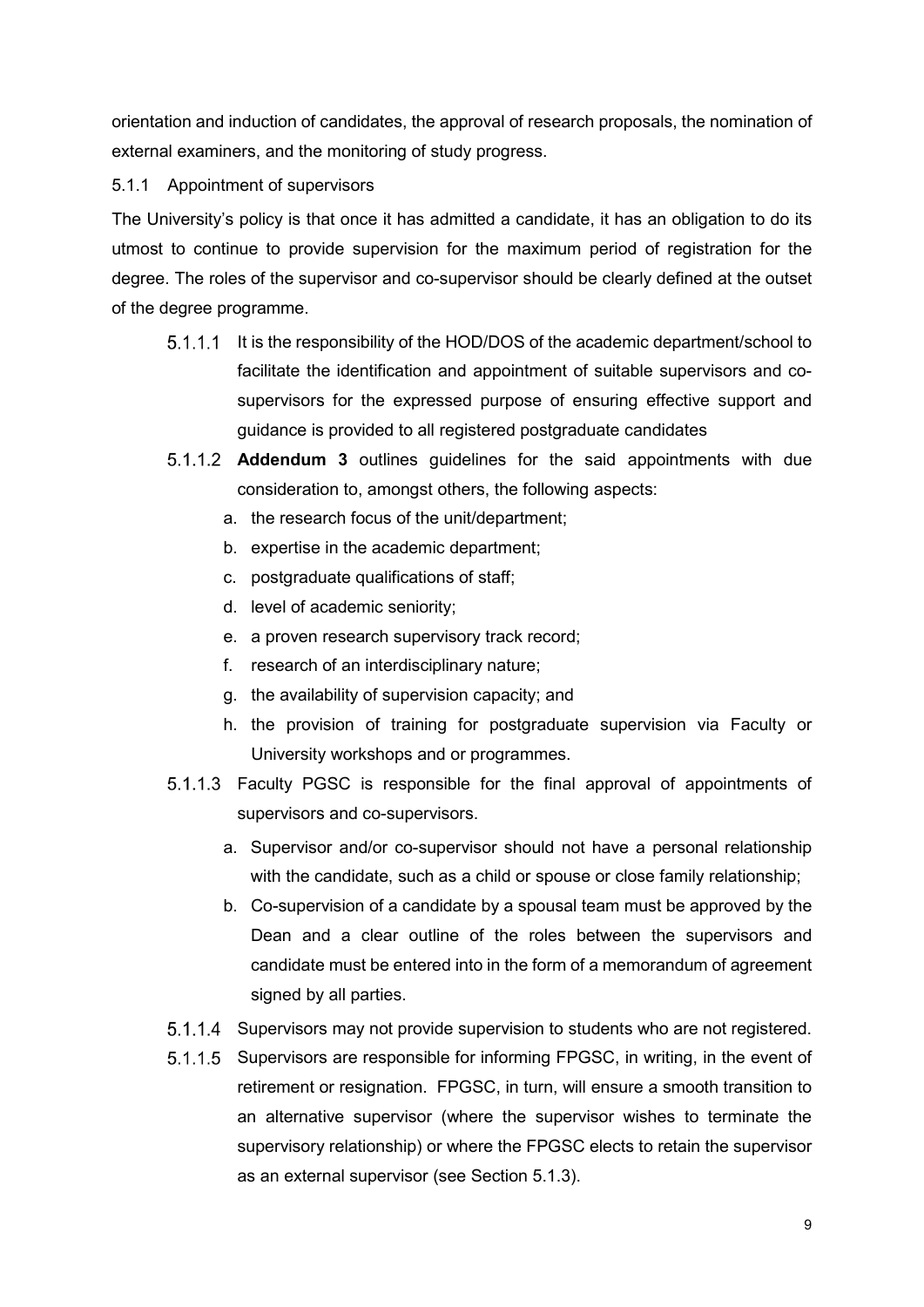orientation and induction of candidates, the approval of research proposals, the nomination of external examiners, and the monitoring of study progress.

### 5.1.1 Appointment of supervisors

The University's policy is that once it has admitted a candidate, it has an obligation to do its utmost to continue to provide supervision for the maximum period of registration for the degree. The roles of the supervisor and co-supervisor should be clearly defined at the outset of the degree programme.

5.1.1.1 It is the responsibility of the HOD/DOS of the academic department/school to facilitate the identification and appointment of suitable supervisors and co-supervisors for the expressed purpose of ensuring effective support and guidance is provided to all registered postgraduate candidates

5.1.1.2 **Addendum 3** outlines guidelines for the said appointments with due consideration to, amongst others, the following aspects:

a. the research focus of the unit/department;
b. expertise in the academic department;
c. postgraduate qualifications of staff;
d. level of academic seniority;
e. a proven research supervisory track record;
f. research of an interdisciplinary nature;
g. the availability of supervision capacity; and
h. the provision of training for postgraduate supervision via Faculty or University workshops and or programmes.

5.1.1.3 Faculty PGSC is responsible for the final approval of appointments of supervisors and co-supervisors.

a. Supervisor and/or co-supervisor should not have a personal relationship with the candidate, such as a child or spouse or close family relationship;
b. Co-supervision of a candidate by a spousal team must be approved by the Dean and a clear outline of the roles between the supervisors and candidate must be entered into in the form of a memorandum of agreement signed by all parties.

5.1.1.4 Supervisors may not provide supervision to students who are not registered.

5.1.1.5 Supervisors are responsible for informing FPGSC, in writing, in the event of retirement or resignation. FPGSC, in turn, will ensure a smooth transition to an alternative supervisor (where the supervisor wishes to terminate the supervisory relationship) or where the FPGSC elects to retain the supervisor as an external supervisor (see Section 5.1.3).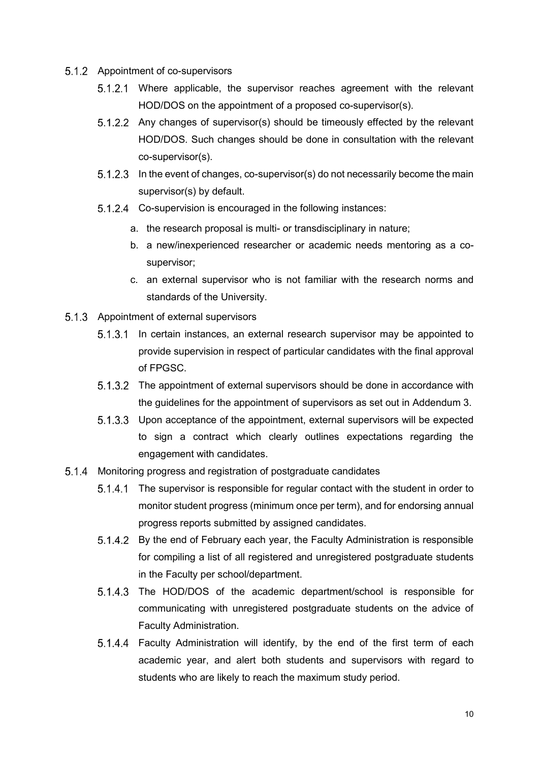#### 5.1.2 Appointment of co-supervisors

5.1.2.1 Where applicable, the supervisor reaches agreement with the relevant HOD/DOS on the appointment of a proposed co-supervisor(s).

5.1.2.2 Any changes of supervisor(s) should be timeously effected by the relevant HOD/DOS. Such changes should be done in consultation with the relevant co-supervisor(s).

5.1.2.3 In the event of changes, co-supervisor(s) do not necessarily become the main supervisor(s) by default.

5.1.2.4 Co-supervision is encouraged in the following instances:

a. the research proposal is multi- or transdisciplinary in nature;
b. a new/inexperienced researcher or academic needs mentoring as a co-supervisor;
c. an external supervisor who is not familiar with the research norms and standards of the University.

#### 5.1.3 Appointment of external supervisors

5.1.3.1 In certain instances, an external research supervisor may be appointed to provide supervision in respect of particular candidates with the final approval of FPGSC.

5.1.3.2 The appointment of external supervisors should be done in accordance with the guidelines for the appointment of supervisors as set out in Addendum 3.

5.1.3.3 Upon acceptance of the appointment, external supervisors will be expected to sign a contract which clearly outlines expectations regarding the engagement with candidates.

#### 5.1.4 Monitoring progress and registration of postgraduate candidates

5.1.4.1 The supervisor is responsible for regular contact with the student in order to monitor student progress (minimum once per term), and for endorsing annual progress reports submitted by assigned candidates.

5.1.4.2 By the end of February each year, the Faculty Administration is responsible for compiling a list of all registered and unregistered postgraduate students in the Faculty per school/department.

5.1.4.3 The HOD/DOS of the academic department/school is responsible for communicating with unregistered postgraduate students on the advice of Faculty Administration.

5.1.4.4 Faculty Administration will identify, by the end of the first term of each academic year, and alert both students and supervisors with regard to students who are likely to reach the maximum study period.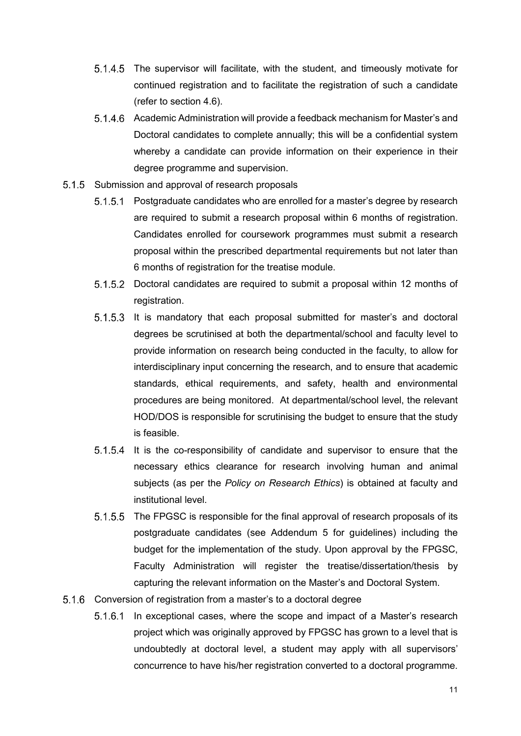5.1.4.5 The supervisor will facilitate, with the student, and timeously motivate for continued registration and to facilitate the registration of such a candidate (refer to section 4.6).

5.1.4.6 Academic Administration will provide a feedback mechanism for Master's and Doctoral candidates to complete annually; this will be a confidential system whereby a candidate can provide information on their experience in their degree programme and supervision.

5.1.5 Submission and approval of research proposals

5.1.5.1 Postgraduate candidates who are enrolled for a master's degree by research are required to submit a research proposal within 6 months of registration. Candidates enrolled for coursework programmes must submit a research proposal within the prescribed departmental requirements but not later than 6 months of registration for the treatise module.

5.1.5.2 Doctoral candidates are required to submit a proposal within 12 months of registration.

5.1.5.3 It is mandatory that each proposal submitted for master's and doctoral degrees be scrutinised at both the departmental/school and faculty level to provide information on research being conducted in the faculty, to allow for interdisciplinary input concerning the research, and to ensure that academic standards, ethical requirements, and safety, health and environmental procedures are being monitored. At departmental/school level, the relevant HOD/DOS is responsible for scrutinising the budget to ensure that the study is feasible.

5.1.5.4 It is the co-responsibility of candidate and supervisor to ensure that the necessary ethics clearance for research involving human and animal subjects (as per the *Policy on Research Ethics*) is obtained at faculty and institutional level.

5.1.5.5 The FPGSC is responsible for the final approval of research proposals of its postgraduate candidates (see Addendum 5 for guidelines) including the budget for the implementation of the study. Upon approval by the FPGSC, Faculty Administration will register the treatise/dissertation/thesis by capturing the relevant information on the Master's and Doctoral System.

5.1.6 Conversion of registration from a master's to a doctoral degree

5.1.6.1 In exceptional cases, where the scope and impact of a Master's research project which was originally approved by FPGSC has grown to a level that is undoubtedly at doctoral level, a student may apply with all supervisors' concurrence to have his/her registration converted to a doctoral programme.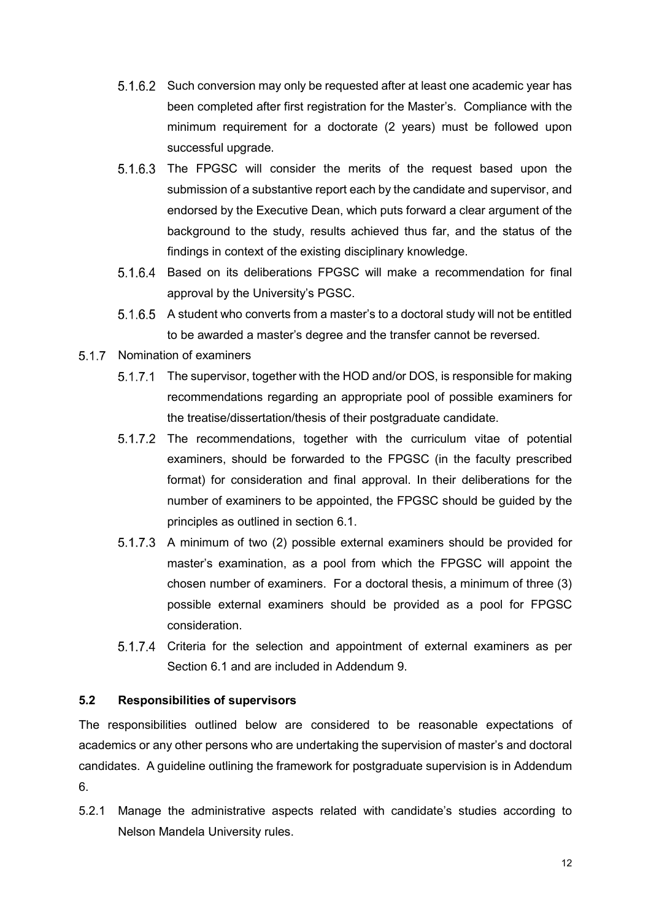5.1.6.2 Such conversion may only be requested after at least one academic year has been completed after first registration for the Master's. Compliance with the minimum requirement for a doctorate (2 years) must be followed upon successful upgrade.

5.1.6.3 The FPGSC will consider the merits of the request based upon the submission of a substantive report each by the candidate and supervisor, and endorsed by the Executive Dean, which puts forward a clear argument of the background to the study, results achieved thus far, and the status of the findings in context of the existing disciplinary knowledge.

5.1.6.4 Based on its deliberations FPGSC will make a recommendation for final approval by the University's PGSC.

5.1.6.5 A student who converts from a master's to a doctoral study will not be entitled to be awarded a master's degree and the transfer cannot be reversed.

5.1.7 Nomination of examiners

5.1.7.1 The supervisor, together with the HOD and/or DOS, is responsible for making recommendations regarding an appropriate pool of possible examiners for the treatise/dissertation/thesis of their postgraduate candidate.

5.1.7.2 The recommendations, together with the curriculum vitae of potential examiners, should be forwarded to the FPGSC (in the faculty prescribed format) for consideration and final approval. In their deliberations for the number of examiners to be appointed, the FPGSC should be guided by the principles as outlined in section 6.1.

5.1.7.3 A minimum of two (2) possible external examiners should be provided for master's examination, as a pool from which the FPGSC will appoint the chosen number of examiners. For a doctoral thesis, a minimum of three (3) possible external examiners should be provided as a pool for FPGSC consideration.

5.1.7.4 Criteria for the selection and appointment of external examiners as per Section 6.1 and are included in Addendum 9.

### 5.2 Responsibilities of supervisors

The responsibilities outlined below are considered to be reasonable expectations of academics or any other persons who are undertaking the supervision of master's and doctoral candidates. A guideline outlining the framework for postgraduate supervision is in Addendum 6.

5.2.1 Manage the administrative aspects related with candidate's studies according to Nelson Mandela University rules.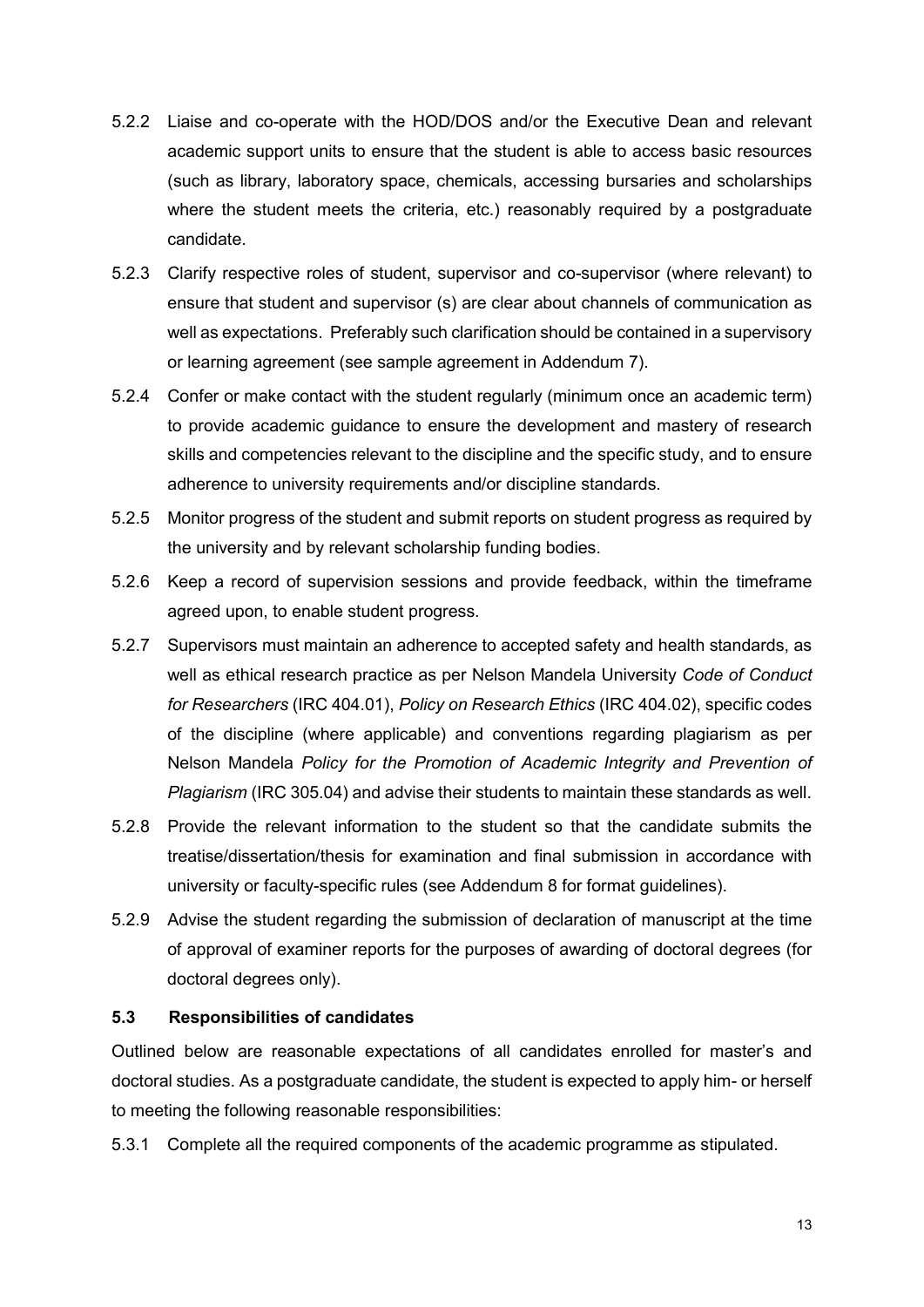5.2.2 Liaise and co-operate with the HOD/DOS and/or the Executive Dean and relevant academic support units to ensure that the student is able to access basic resources (such as library, laboratory space, chemicals, accessing bursaries and scholarships where the student meets the criteria, etc.) reasonably required by a postgraduate candidate.

5.2.3 Clarify respective roles of student, supervisor and co-supervisor (where relevant) to ensure that student and supervisor (s) are clear about channels of communication as well as expectations. Preferably such clarification should be contained in a supervisory or learning agreement (see sample agreement in Addendum 7).

5.2.4 Confer or make contact with the student regularly (minimum once an academic term) to provide academic guidance to ensure the development and mastery of research skills and competencies relevant to the discipline and the specific study, and to ensure adherence to university requirements and/or discipline standards.

5.2.5 Monitor progress of the student and submit reports on student progress as required by the university and by relevant scholarship funding bodies.

5.2.6 Keep a record of supervision sessions and provide feedback, within the timeframe agreed upon, to enable student progress.

5.2.7 Supervisors must maintain an adherence to accepted safety and health standards, as well as ethical research practice as per Nelson Mandela University *Code of Conduct for Researchers* (IRC 404.01), *Policy on Research Ethics* (IRC 404.02), specific codes of the discipline (where applicable) and conventions regarding plagiarism as per Nelson Mandela *Policy for the Promotion of Academic Integrity and Prevention of Plagiarism* (IRC 305.04) and advise their students to maintain these standards as well.

5.2.8 Provide the relevant information to the student so that the candidate submits the treatise/dissertation/thesis for examination and final submission in accordance with university or faculty-specific rules (see Addendum 8 for format guidelines).

5.2.9 Advise the student regarding the submission of declaration of manuscript at the time of approval of examiner reports for the purposes of awarding of doctoral degrees (for doctoral degrees only).

### 5.3 Responsibilities of candidates

Outlined below are reasonable expectations of all candidates enrolled for master's and doctoral studies. As a postgraduate candidate, the student is expected to apply him- or herself to meeting the following reasonable responsibilities:

5.3.1 Complete all the required components of the academic programme as stipulated.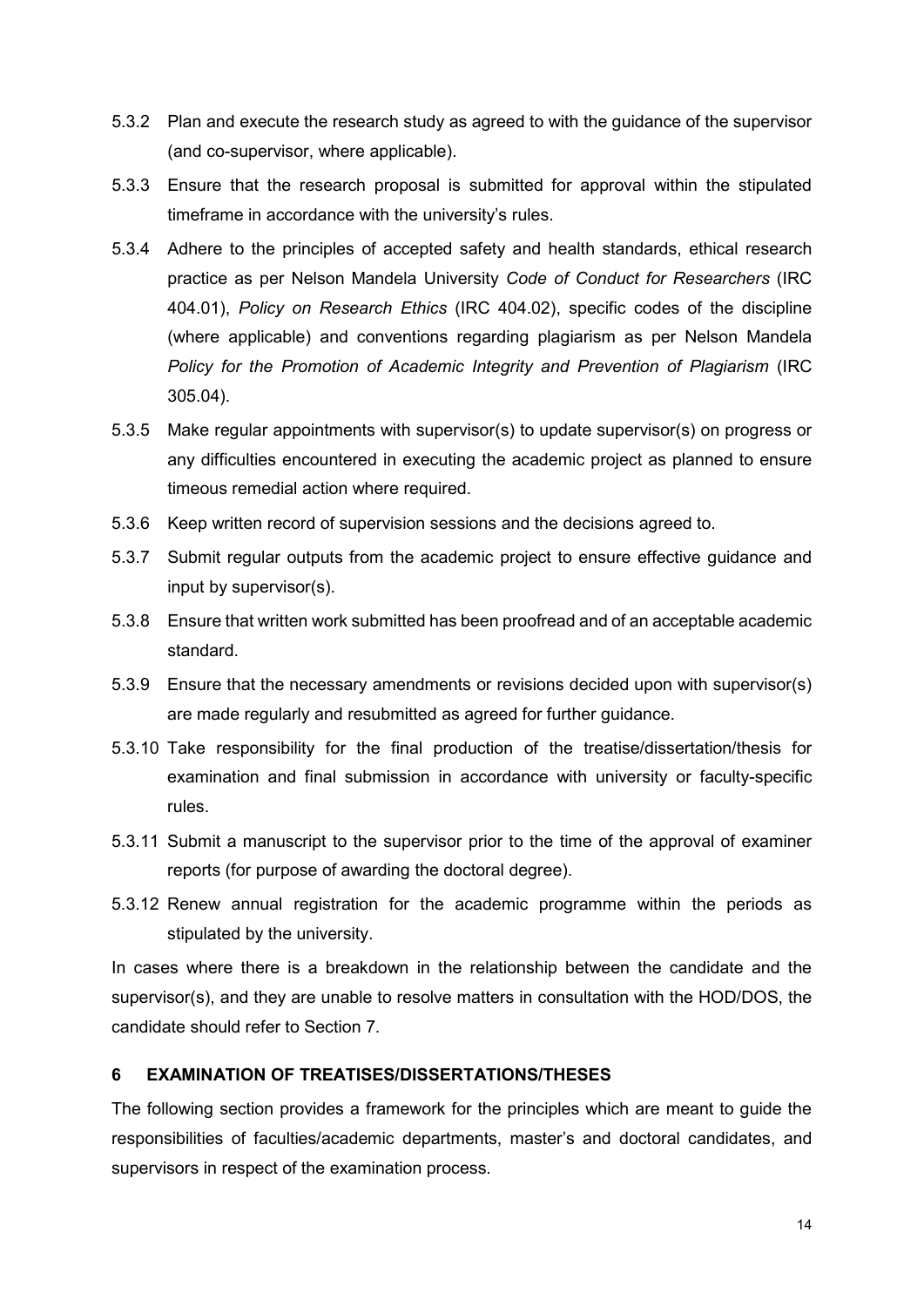5.3.2 Plan and execute the research study as agreed to with the guidance of the supervisor (and co-supervisor, where applicable).

5.3.3 Ensure that the research proposal is submitted for approval within the stipulated timeframe in accordance with the university's rules.

5.3.4 Adhere to the principles of accepted safety and health standards, ethical research practice as per Nelson Mandela University *Code of Conduct for Researchers* (IRC 404.01), *Policy on Research Ethics* (IRC 404.02), specific codes of the discipline (where applicable) and conventions regarding plagiarism as per Nelson Mandela *Policy for the Promotion of Academic Integrity and Prevention of Plagiarism* (IRC 305.04).

5.3.5 Make regular appointments with supervisor(s) to update supervisor(s) on progress or any difficulties encountered in executing the academic project as planned to ensure timeous remedial action where required.

5.3.6 Keep written record of supervision sessions and the decisions agreed to.

5.3.7 Submit regular outputs from the academic project to ensure effective guidance and input by supervisor(s).

5.3.8 Ensure that written work submitted has been proofread and of an acceptable academic standard.

5.3.9 Ensure that the necessary amendments or revisions decided upon with supervisor(s) are made regularly and resubmitted as agreed for further guidance.

5.3.10 Take responsibility for the final production of the treatise/dissertation/thesis for examination and final submission in accordance with university or faculty-specific rules.

5.3.11 Submit a manuscript to the supervisor prior to the time of the approval of examiner reports (for purpose of awarding the doctoral degree).

5.3.12 Renew annual registration for the academic programme within the periods as stipulated by the university.

In cases where there is a breakdown in the relationship between the candidate and the supervisor(s), and they are unable to resolve matters in consultation with the HOD/DOS, the candidate should refer to Section 7.

## 6 EXAMINATION OF TREATISES/DISSERTATIONS/THESES

The following section provides a framework for the principles which are meant to guide the responsibilities of faculties/academic departments, master's and doctoral candidates, and supervisors in respect of the examination process.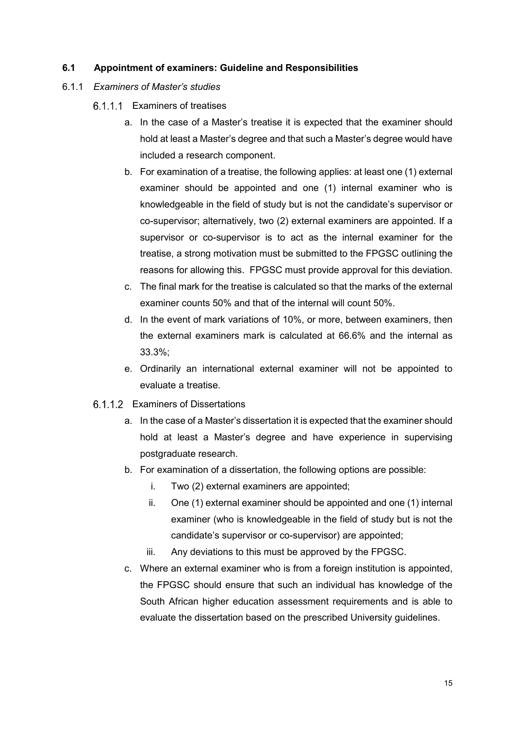## 6.1 Appointment of examiners: Guideline and Responsibilities

### 6.1.1 *Examiners of Master's studies*

#### 6.1.1.1 Examiners of treatises

a. In the case of a Master's treatise it is expected that the examiner should hold at least a Master's degree and that such a Master's degree would have included a research component.

b. For examination of a treatise, the following applies: at least one (1) external examiner should be appointed and one (1) internal examiner who is knowledgeable in the field of study but is not the candidate's supervisor or co-supervisor; alternatively, two (2) external examiners are appointed. If a supervisor or co-supervisor is to act as the internal examiner for the treatise, a strong motivation must be submitted to the FPGSC outlining the reasons for allowing this. FPGSC must provide approval for this deviation.

c. The final mark for the treatise is calculated so that the marks of the external examiner counts 50% and that of the internal will count 50%.

d. In the event of mark variations of 10%, or more, between examiners, then the external examiners mark is calculated at 66.6% and the internal as 33.3%;

e. Ordinarily an international external examiner will not be appointed to evaluate a treatise.

#### 6.1.1.2 Examiners of Dissertations

a. In the case of a Master's dissertation it is expected that the examiner should hold at least a Master's degree and have experience in supervising postgraduate research.

b. For examination of a dissertation, the following options are possible:

   i. Two (2) external examiners are appointed;

   ii. One (1) external examiner should be appointed and one (1) internal examiner (who is knowledgeable in the field of study but is not the candidate's supervisor or co-supervisor) are appointed;

   iii. Any deviations to this must be approved by the FPGSC.

c. Where an external examiner who is from a foreign institution is appointed, the FPGSC should ensure that such an individual has knowledge of the South African higher education assessment requirements and is able to evaluate the dissertation based on the prescribed University guidelines.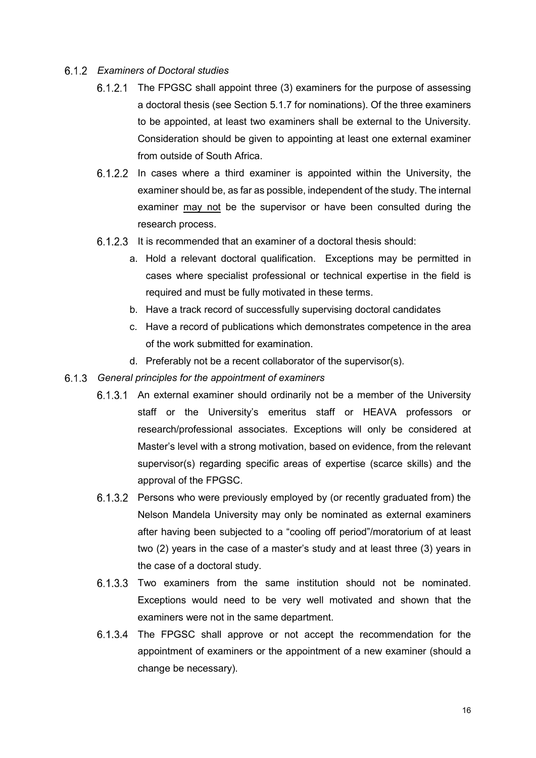### 6.1.2 *Examiners of Doctoral studies*

6.1.2.1 The FPGSC shall appoint three (3) examiners for the purpose of assessing a doctoral thesis (see Section 5.1.7 for nominations). Of the three examiners to be appointed, at least two examiners shall be external to the University. Consideration should be given to appointing at least one external examiner from outside of South Africa.

6.1.2.2 In cases where a third examiner is appointed within the University, the examiner should be, as far as possible, independent of the study. The internal examiner <u>may not</u> be the supervisor or have been consulted during the research process.

6.1.2.3 It is recommended that an examiner of a doctoral thesis should:

a. Hold a relevant doctoral qualification. Exceptions may be permitted in cases where specialist professional or technical expertise in the field is required and must be fully motivated in these terms.
b. Have a track record of successfully supervising doctoral candidates
c. Have a record of publications which demonstrates competence in the area of the work submitted for examination.
d. Preferably not be a recent collaborator of the supervisor(s).

### 6.1.3 *General principles for the appointment of examiners*

6.1.3.1 An external examiner should ordinarily not be a member of the University staff or the University's emeritus staff or HEAVA professors or research/professional associates. Exceptions will only be considered at Master's level with a strong motivation, based on evidence, from the relevant supervisor(s) regarding specific areas of expertise (scarce skills) and the approval of the FPGSC.

6.1.3.2 Persons who were previously employed by (or recently graduated from) the Nelson Mandela University may only be nominated as external examiners after having been subjected to a "cooling off period"/moratorium of at least two (2) years in the case of a master's study and at least three (3) years in the case of a doctoral study.

6.1.3.3 Two examiners from the same institution should not be nominated. Exceptions would need to be very well motivated and shown that the examiners were not in the same department.

6.1.3.4 The FPGSC shall approve or not accept the recommendation for the appointment of examiners or the appointment of a new examiner (should a change be necessary).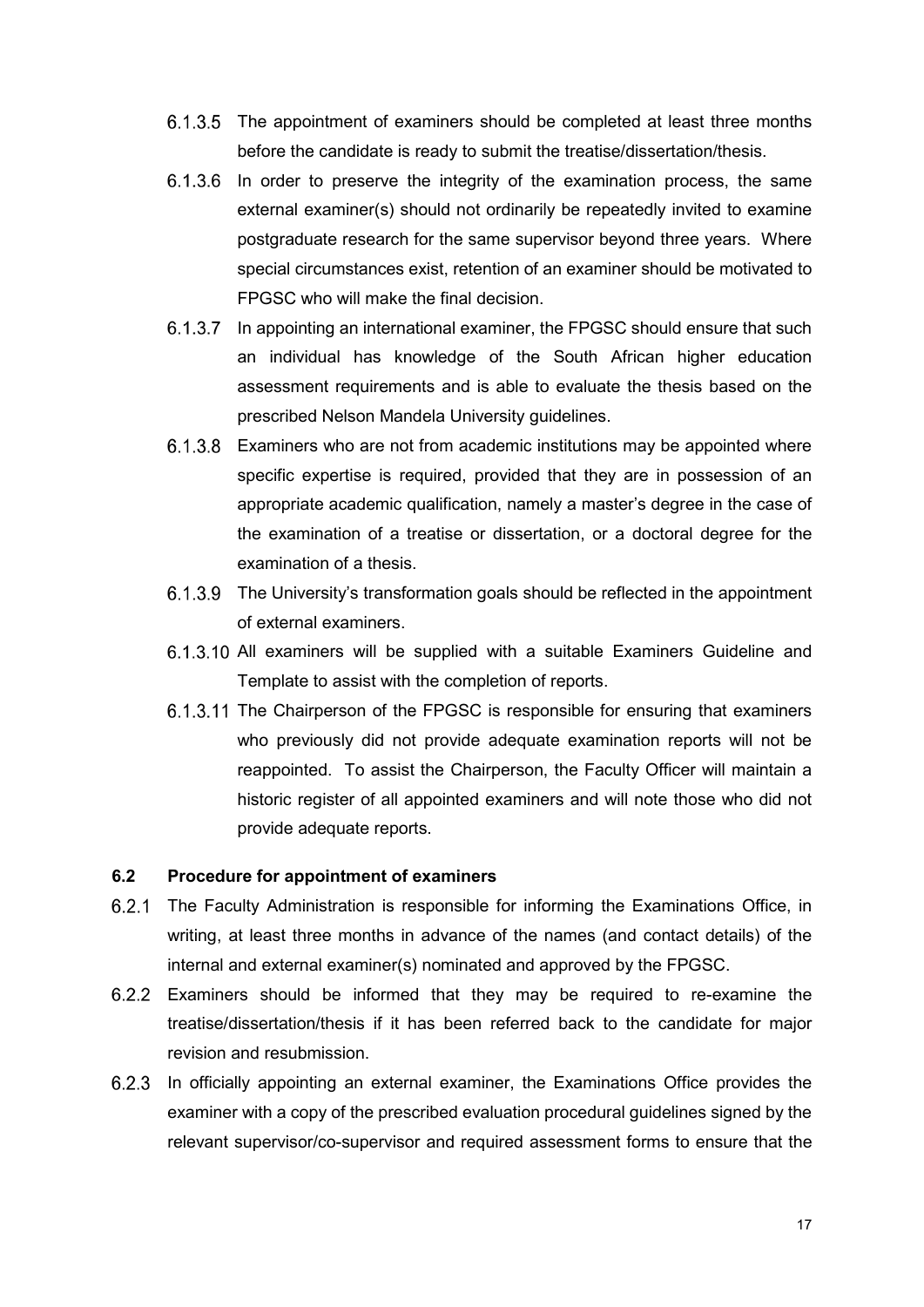6.1.3.5 The appointment of examiners should be completed at least three months before the candidate is ready to submit the treatise/dissertation/thesis.

6.1.3.6 In order to preserve the integrity of the examination process, the same external examiner(s) should not ordinarily be repeatedly invited to examine postgraduate research for the same supervisor beyond three years. Where special circumstances exist, retention of an examiner should be motivated to FPGSC who will make the final decision.

6.1.3.7 In appointing an international examiner, the FPGSC should ensure that such an individual has knowledge of the South African higher education assessment requirements and is able to evaluate the thesis based on the prescribed Nelson Mandela University guidelines.

6.1.3.8 Examiners who are not from academic institutions may be appointed where specific expertise is required, provided that they are in possession of an appropriate academic qualification, namely a master's degree in the case of the examination of a treatise or dissertation, or a doctoral degree for the examination of a thesis.

6.1.3.9 The University's transformation goals should be reflected in the appointment of external examiners.

6.1.3.10 All examiners will be supplied with a suitable Examiners Guideline and Template to assist with the completion of reports.

6.1.3.11 The Chairperson of the FPGSC is responsible for ensuring that examiners who previously did not provide adequate examination reports will not be reappointed. To assist the Chairperson, the Faculty Officer will maintain a historic register of all appointed examiners and will note those who did not provide adequate reports.

### 6.2 Procedure for appointment of examiners

6.2.1 The Faculty Administration is responsible for informing the Examinations Office, in writing, at least three months in advance of the names (and contact details) of the internal and external examiner(s) nominated and approved by the FPGSC.

6.2.2 Examiners should be informed that they may be required to re-examine the treatise/dissertation/thesis if it has been referred back to the candidate for major revision and resubmission.

6.2.3 In officially appointing an external examiner, the Examinations Office provides the examiner with a copy of the prescribed evaluation procedural guidelines signed by the relevant supervisor/co-supervisor and required assessment forms to ensure that the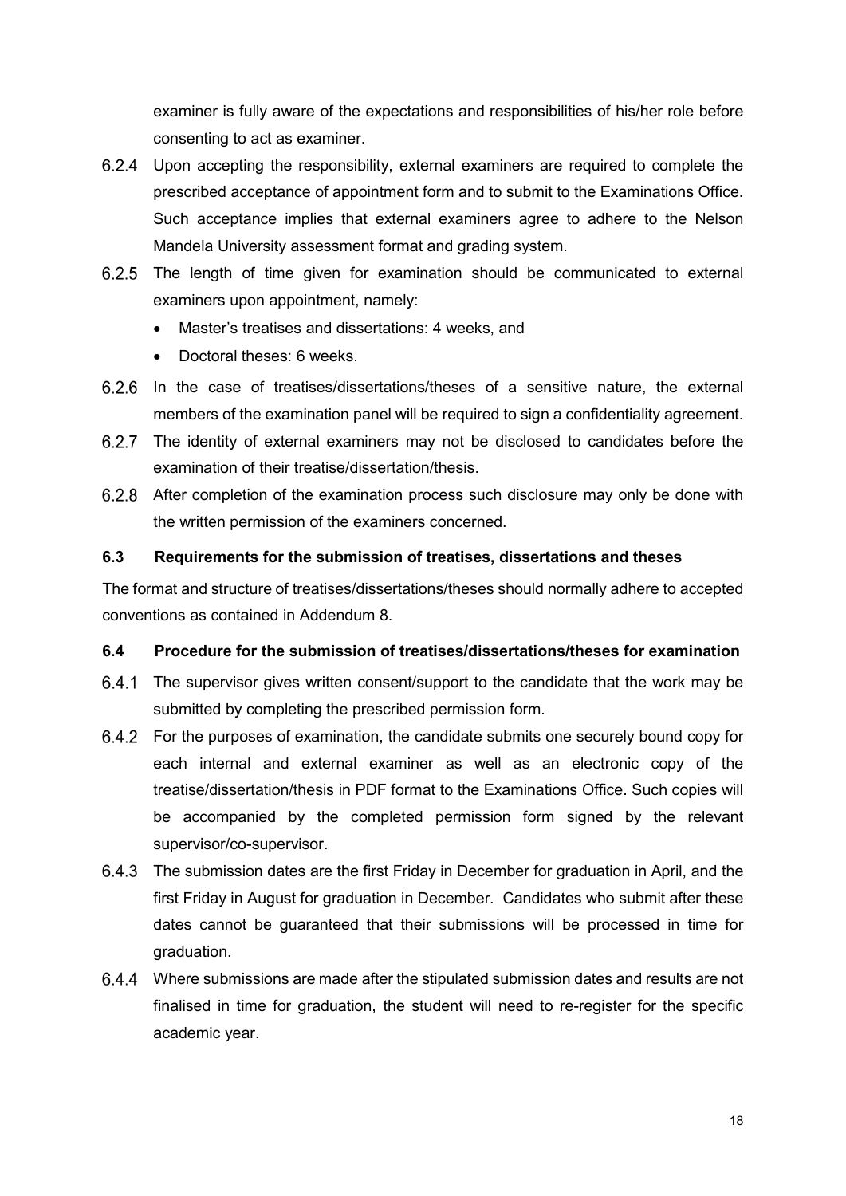examiner is fully aware of the expectations and responsibilities of his/her role before consenting to act as examiner.

6.2.4 Upon accepting the responsibility, external examiners are required to complete the prescribed acceptance of appointment form and to submit to the Examinations Office. Such acceptance implies that external examiners agree to adhere to the Nelson Mandela University assessment format and grading system.

6.2.5 The length of time given for examination should be communicated to external examiners upon appointment, namely:

- Master's treatises and dissertations: 4 weeks, and
- Doctoral theses: 6 weeks.

6.2.6 In the case of treatises/dissertations/theses of a sensitive nature, the external members of the examination panel will be required to sign a confidentiality agreement.

6.2.7 The identity of external examiners may not be disclosed to candidates before the examination of their treatise/dissertation/thesis.

6.2.8 After completion of the examination process such disclosure may only be done with the written permission of the examiners concerned.

### 6.3 Requirements for the submission of treatises, dissertations and theses

The format and structure of treatises/dissertations/theses should normally adhere to accepted conventions as contained in Addendum 8.

### 6.4 Procedure for the submission of treatises/dissertations/theses for examination

6.4.1 The supervisor gives written consent/support to the candidate that the work may be submitted by completing the prescribed permission form.

6.4.2 For the purposes of examination, the candidate submits one securely bound copy for each internal and external examiner as well as an electronic copy of the treatise/dissertation/thesis in PDF format to the Examinations Office. Such copies will be accompanied by the completed permission form signed by the relevant supervisor/co-supervisor.

6.4.3 The submission dates are the first Friday in December for graduation in April, and the first Friday in August for graduation in December. Candidates who submit after these dates cannot be guaranteed that their submissions will be processed in time for graduation.

6.4.4 Where submissions are made after the stipulated submission dates and results are not finalised in time for graduation, the student will need to re-register for the specific academic year.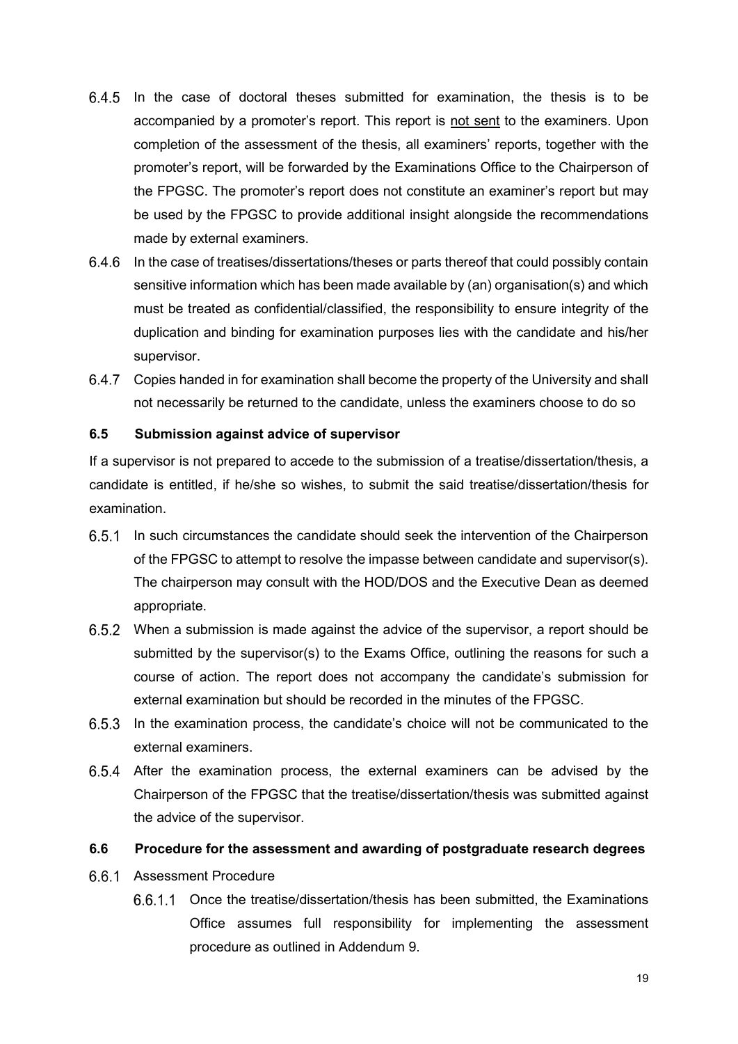6.4.5 In the case of doctoral theses submitted for examination, the thesis is to be accompanied by a promoter's report. This report is <u>not sent</u> to the examiners. Upon completion of the assessment of the thesis, all examiners' reports, together with the promoter's report, will be forwarded by the Examinations Office to the Chairperson of the FPGSC. The promoter's report does not constitute an examiner's report but may be used by the FPGSC to provide additional insight alongside the recommendations made by external examiners.

6.4.6 In the case of treatises/dissertations/theses or parts thereof that could possibly contain sensitive information which has been made available by (an) organisation(s) and which must be treated as confidential/classified, the responsibility to ensure integrity of the duplication and binding for examination purposes lies with the candidate and his/her supervisor.

6.4.7 Copies handed in for examination shall become the property of the University and shall not necessarily be returned to the candidate, unless the examiners choose to do so

### 6.5 Submission against advice of supervisor

If a supervisor is not prepared to accede to the submission of a treatise/dissertation/thesis, a candidate is entitled, if he/she so wishes, to submit the said treatise/dissertation/thesis for examination.

6.5.1 In such circumstances the candidate should seek the intervention of the Chairperson of the FPGSC to attempt to resolve the impasse between candidate and supervisor(s). The chairperson may consult with the HOD/DOS and the Executive Dean as deemed appropriate.

6.5.2 When a submission is made against the advice of the supervisor, a report should be submitted by the supervisor(s) to the Exams Office, outlining the reasons for such a course of action. The report does not accompany the candidate's submission for external examination but should be recorded in the minutes of the FPGSC.

6.5.3 In the examination process, the candidate's choice will not be communicated to the external examiners.

6.5.4 After the examination process, the external examiners can be advised by the Chairperson of the FPGSC that the treatise/dissertation/thesis was submitted against the advice of the supervisor.

### 6.6 Procedure for the assessment and awarding of postgraduate research degrees

6.6.1 Assessment Procedure

6.6.1.1 Once the treatise/dissertation/thesis has been submitted, the Examinations Office assumes full responsibility for implementing the assessment procedure as outlined in Addendum 9.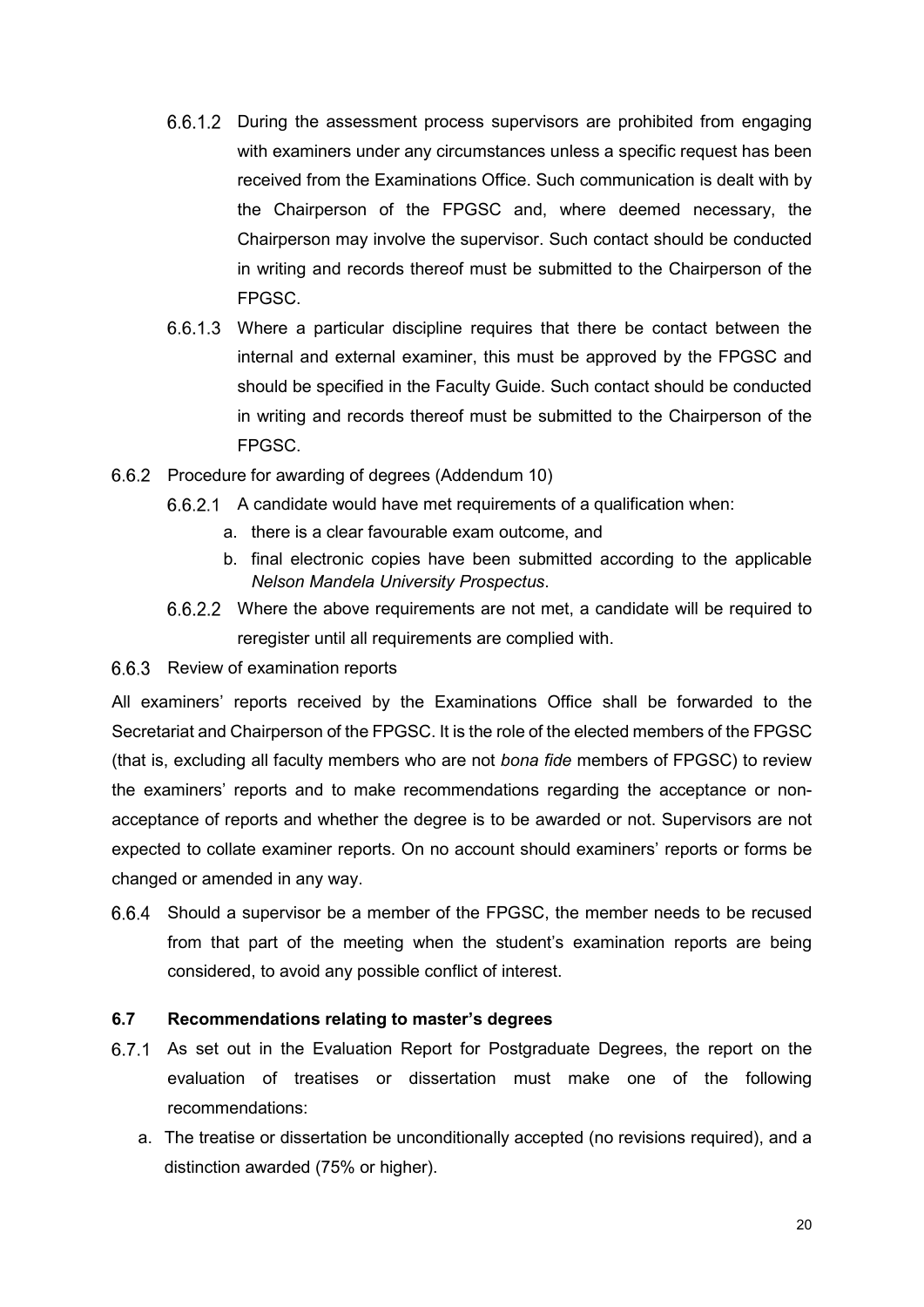6.6.1.2 During the assessment process supervisors are prohibited from engaging with examiners under any circumstances unless a specific request has been received from the Examinations Office. Such communication is dealt with by the Chairperson of the FPGSC and, where deemed necessary, the Chairperson may involve the supervisor. Such contact should be conducted in writing and records thereof must be submitted to the Chairperson of the FPGSC.

6.6.1.3 Where a particular discipline requires that there be contact between the internal and external examiner, this must be approved by the FPGSC and should be specified in the Faculty Guide. Such contact should be conducted in writing and records thereof must be submitted to the Chairperson of the FPGSC.

6.6.2 Procedure for awarding of degrees (Addendum 10)

6.6.2.1 A candidate would have met requirements of a qualification when:

a. there is a clear favourable exam outcome, and
b. final electronic copies have been submitted according to the applicable *Nelson Mandela University Prospectus*.

6.6.2.2 Where the above requirements are not met, a candidate will be required to reregister until all requirements are complied with.

6.6.3 Review of examination reports

All examiners' reports received by the Examinations Office shall be forwarded to the Secretariat and Chairperson of the FPGSC. It is the role of the elected members of the FPGSC (that is, excluding all faculty members who are not *bona fide* members of FPGSC) to review the examiners' reports and to make recommendations regarding the acceptance or non-acceptance of reports and whether the degree is to be awarded or not. Supervisors are not expected to collate examiner reports. On no account should examiners' reports or forms be changed or amended in any way.

6.6.4 Should a supervisor be a member of the FPGSC, the member needs to be recused from that part of the meeting when the student's examination reports are being considered, to avoid any possible conflict of interest.

### 6.7 Recommendations relating to master's degrees

6.7.1 As set out in the Evaluation Report for Postgraduate Degrees, the report on the evaluation of treatises or dissertation must make one of the following recommendations:

a. The treatise or dissertation be unconditionally accepted (no revisions required), and a distinction awarded (75% or higher).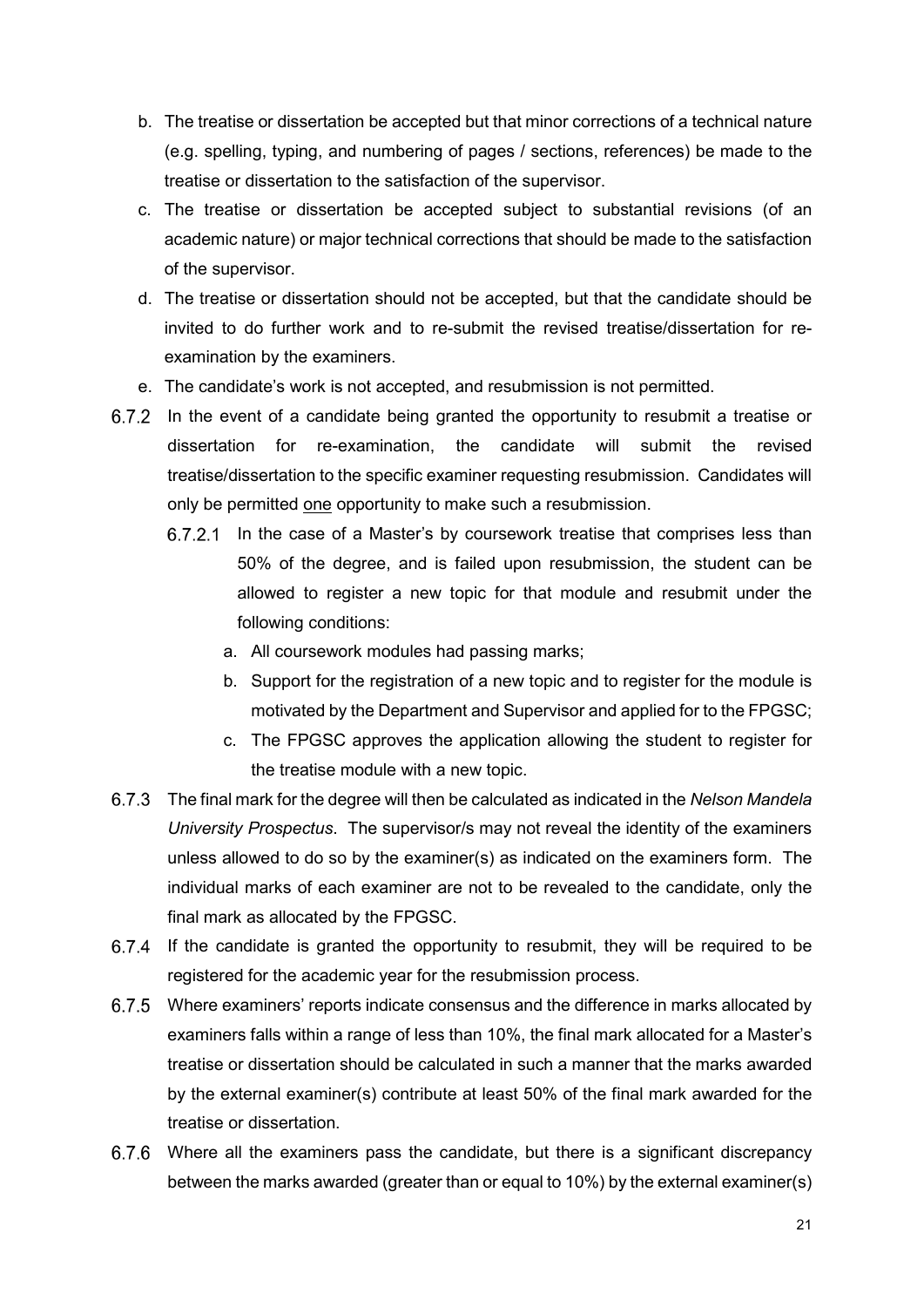b. The treatise or dissertation be accepted but that minor corrections of a technical nature (e.g. spelling, typing, and numbering of pages / sections, references) be made to the treatise or dissertation to the satisfaction of the supervisor.

c. The treatise or dissertation be accepted subject to substantial revisions (of an academic nature) or major technical corrections that should be made to the satisfaction of the supervisor.

d. The treatise or dissertation should not be accepted, but that the candidate should be invited to do further work and to re-submit the revised treatise/dissertation for re-examination by the examiners.

e. The candidate's work is not accepted, and resubmission is not permitted.

6.7.2 In the event of a candidate being granted the opportunity to resubmit a treatise or dissertation for re-examination, the candidate will submit the revised treatise/dissertation to the specific examiner requesting resubmission. Candidates will only be permitted <u>one</u> opportunity to make such a resubmission.

6.7.2.1 In the case of a Master's by coursework treatise that comprises less than 50% of the degree, and is failed upon resubmission, the student can be allowed to register a new topic for that module and resubmit under the following conditions:

a. All coursework modules had passing marks;

b. Support for the registration of a new topic and to register for the module is motivated by the Department and Supervisor and applied for to the FPGSC;

c. The FPGSC approves the application allowing the student to register for the treatise module with a new topic.

6.7.3 The final mark for the degree will then be calculated as indicated in the *Nelson Mandela University Prospectus*. The supervisor/s may not reveal the identity of the examiners unless allowed to do so by the examiner(s) as indicated on the examiners form. The individual marks of each examiner are not to be revealed to the candidate, only the final mark as allocated by the FPGSC.

6.7.4 If the candidate is granted the opportunity to resubmit, they will be required to be registered for the academic year for the resubmission process.

6.7.5 Where examiners' reports indicate consensus and the difference in marks allocated by examiners falls within a range of less than 10%, the final mark allocated for a Master's treatise or dissertation should be calculated in such a manner that the marks awarded by the external examiner(s) contribute at least 50% of the final mark awarded for the treatise or dissertation.

6.7.6 Where all the examiners pass the candidate, but there is a significant discrepancy between the marks awarded (greater than or equal to 10%) by the external examiner(s)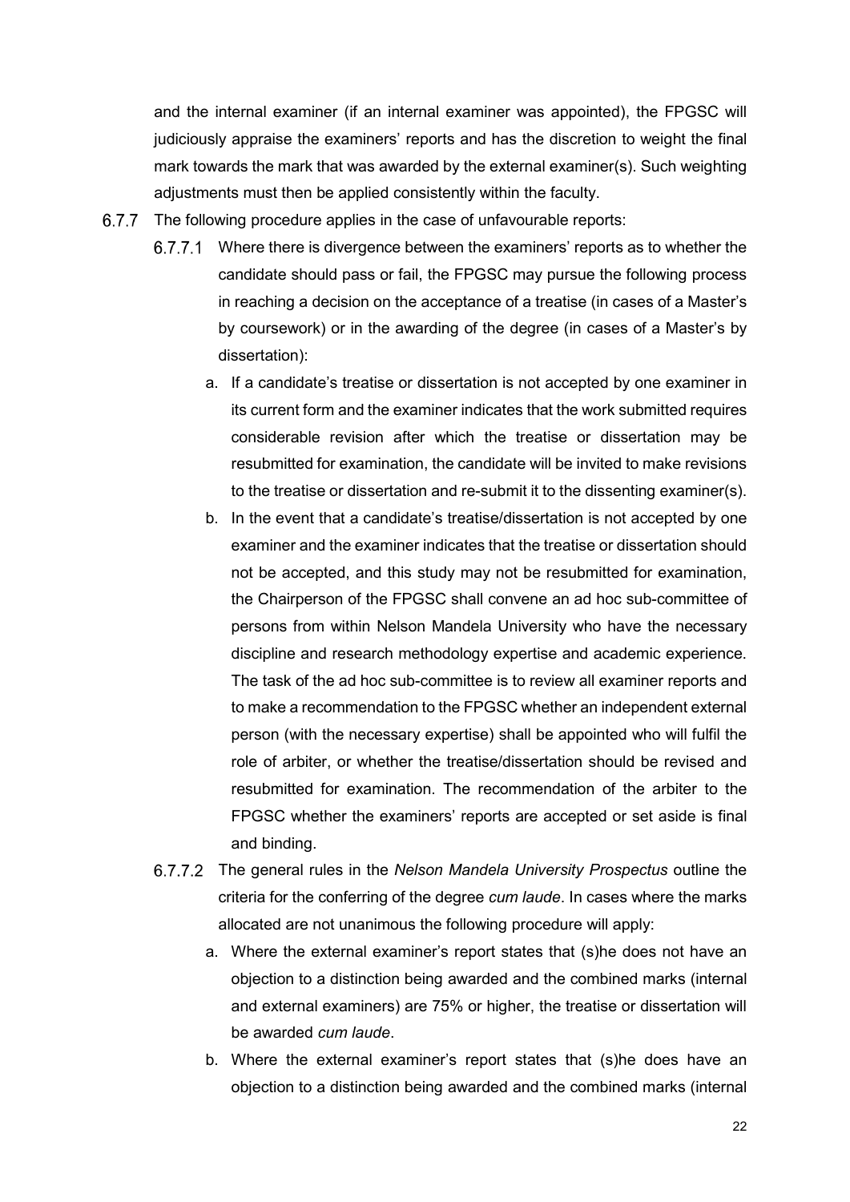and the internal examiner (if an internal examiner was appointed), the FPGSC will judiciously appraise the examiners' reports and has the discretion to weight the final mark towards the mark that was awarded by the external examiner(s). Such weighting adjustments must then be applied consistently within the faculty.

6.7.7 The following procedure applies in the case of unfavourable reports:

6.7.7.1 Where there is divergence between the examiners' reports as to whether the candidate should pass or fail, the FPGSC may pursue the following process in reaching a decision on the acceptance of a treatise (in cases of a Master's by coursework) or in the awarding of the degree (in cases of a Master's by dissertation):

a. If a candidate's treatise or dissertation is not accepted by one examiner in its current form and the examiner indicates that the work submitted requires considerable revision after which the treatise or dissertation may be resubmitted for examination, the candidate will be invited to make revisions to the treatise or dissertation and re-submit it to the dissenting examiner(s).

b. In the event that a candidate's treatise/dissertation is not accepted by one examiner and the examiner indicates that the treatise or dissertation should not be accepted, and this study may not be resubmitted for examination, the Chairperson of the FPGSC shall convene an ad hoc sub-committee of persons from within Nelson Mandela University who have the necessary discipline and research methodology expertise and academic experience. The task of the ad hoc sub-committee is to review all examiner reports and to make a recommendation to the FPGSC whether an independent external person (with the necessary expertise) shall be appointed who will fulfil the role of arbiter, or whether the treatise/dissertation should be revised and resubmitted for examination. The recommendation of the arbiter to the FPGSC whether the examiners' reports are accepted or set aside is final and binding.

6.7.7.2 The general rules in the *Nelson Mandela University Prospectus* outline the criteria for the conferring of the degree *cum laude*. In cases where the marks allocated are not unanimous the following procedure will apply:

a. Where the external examiner's report states that (s)he does not have an objection to a distinction being awarded and the combined marks (internal and external examiners) are 75% or higher, the treatise or dissertation will be awarded *cum laude*.

b. Where the external examiner's report states that (s)he does have an objection to a distinction being awarded and the combined marks (internal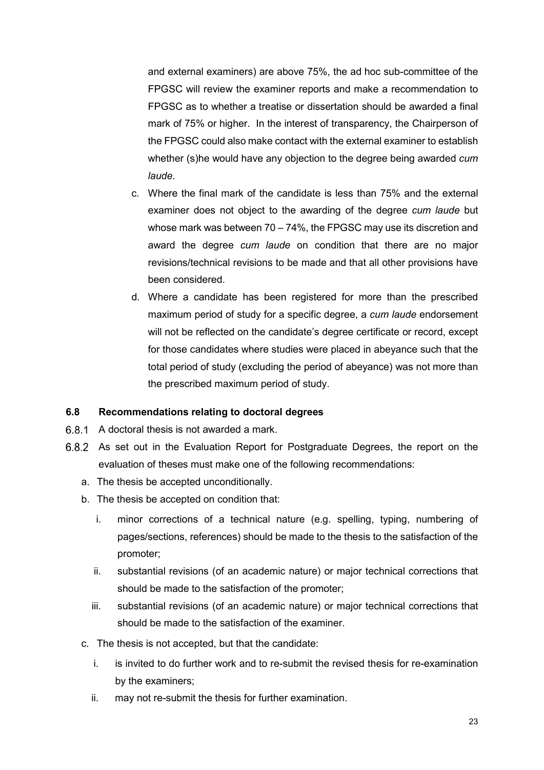and external examiners) are above 75%, the ad hoc sub-committee of the FPGSC will review the examiner reports and make a recommendation to FPGSC as to whether a treatise or dissertation should be awarded a final mark of 75% or higher. In the interest of transparency, the Chairperson of the FPGSC could also make contact with the external examiner to establish whether (s)he would have any objection to the degree being awarded *cum laude*.

c. Where the final mark of the candidate is less than 75% and the external examiner does not object to the awarding of the degree *cum laude* but whose mark was between 70 – 74%, the FPGSC may use its discretion and award the degree *cum laude* on condition that there are no major revisions/technical revisions to be made and that all other provisions have been considered.

d. Where a candidate has been registered for more than the prescribed maximum period of study for a specific degree, a *cum laude* endorsement will not be reflected on the candidate's degree certificate or record, except for those candidates where studies were placed in abeyance such that the total period of study (excluding the period of abeyance) was not more than the prescribed maximum period of study.

### 6.8 Recommendations relating to doctoral degrees

6.8.1 A doctoral thesis is not awarded a mark.

6.8.2 As set out in the Evaluation Report for Postgraduate Degrees, the report on the evaluation of theses must make one of the following recommendations:

a. The thesis be accepted unconditionally.

b. The thesis be accepted on condition that:

   i. minor corrections of a technical nature (e.g. spelling, typing, numbering of pages/sections, references) should be made to the thesis to the satisfaction of the promoter;

   ii. substantial revisions (of an academic nature) or major technical corrections that should be made to the satisfaction of the promoter;

   iii. substantial revisions (of an academic nature) or major technical corrections that should be made to the satisfaction of the examiner.

c. The thesis is not accepted, but that the candidate:

   i. is invited to do further work and to re-submit the revised thesis for re-examination by the examiners;

   ii. may not re-submit the thesis for further examination.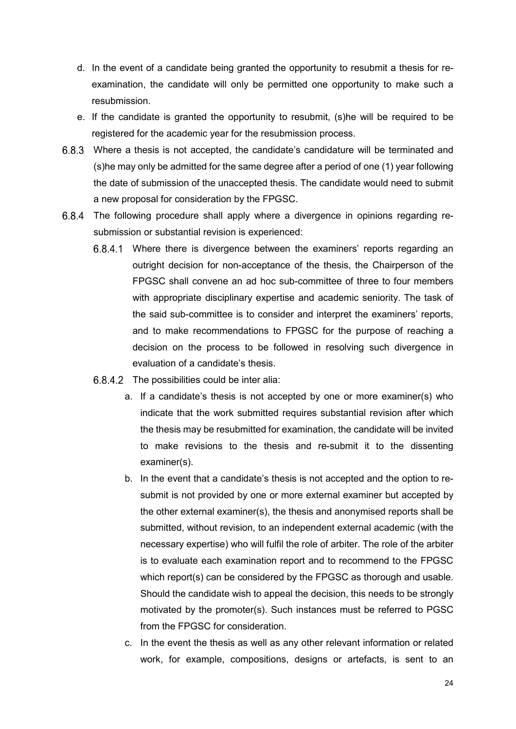d. In the event of a candidate being granted the opportunity to resubmit a thesis for re-examination, the candidate will only be permitted one opportunity to make such a resubmission.

e. If the candidate is granted the opportunity to resubmit, (s)he will be required to be registered for the academic year for the resubmission process.

6.8.3 Where a thesis is not accepted, the candidate's candidature will be terminated and (s)he may only be admitted for the same degree after a period of one (1) year following the date of submission of the unaccepted thesis. The candidate would need to submit a new proposal for consideration by the FPGSC.

6.8.4 The following procedure shall apply where a divergence in opinions regarding re-submission or substantial revision is experienced:

6.8.4.1 Where there is divergence between the examiners' reports regarding an outright decision for non-acceptance of the thesis, the Chairperson of the FPGSC shall convene an ad hoc sub-committee of three to four members with appropriate disciplinary expertise and academic seniority. The task of the said sub-committee is to consider and interpret the examiners' reports, and to make recommendations to FPGSC for the purpose of reaching a decision on the process to be followed in resolving such divergence in evaluation of a candidate's thesis.

6.8.4.2 The possibilities could be inter alia:

a. If a candidate's thesis is not accepted by one or more examiner(s) who indicate that the work submitted requires substantial revision after which the thesis may be resubmitted for examination, the candidate will be invited to make revisions to the thesis and re-submit it to the dissenting examiner(s).

b. In the event that a candidate's thesis is not accepted and the option to re-submit is not provided by one or more external examiner but accepted by the other external examiner(s), the thesis and anonymised reports shall be submitted, without revision, to an independent external academic (with the necessary expertise) who will fulfil the role of arbiter. The role of the arbiter is to evaluate each examination report and to recommend to the FPGSC which report(s) can be considered by the FPGSC as thorough and usable. Should the candidate wish to appeal the decision, this needs to be strongly motivated by the promoter(s). Such instances must be referred to PGSC from the FPGSC for consideration.

c. In the event the thesis as well as any other relevant information or related work, for example, compositions, designs or artefacts, is sent to an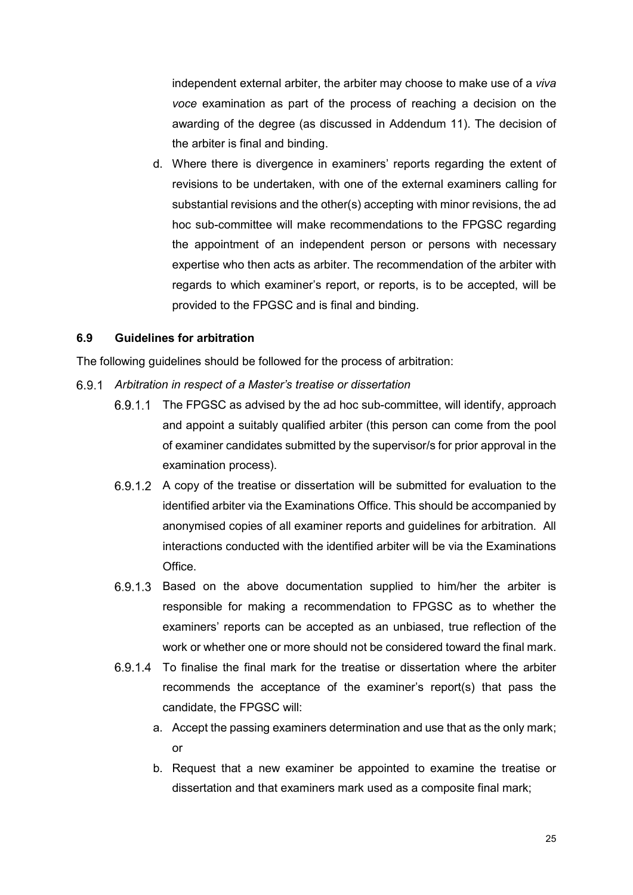independent external arbiter, the arbiter may choose to make use of a *viva voce* examination as part of the process of reaching a decision on the awarding of the degree (as discussed in Addendum 11). The decision of the arbiter is final and binding.

d. Where there is divergence in examiners' reports regarding the extent of revisions to be undertaken, with one of the external examiners calling for substantial revisions and the other(s) accepting with minor revisions, the ad hoc sub-committee will make recommendations to the FPGSC regarding the appointment of an independent person or persons with necessary expertise who then acts as arbiter. The recommendation of the arbiter with regards to which examiner's report, or reports, is to be accepted, will be provided to the FPGSC and is final and binding.

### 6.9 Guidelines for arbitration

The following guidelines should be followed for the process of arbitration:

6.9.1 *Arbitration in respect of a Master's treatise or dissertation*

6.9.1.1 The FPGSC as advised by the ad hoc sub-committee, will identify, approach and appoint a suitably qualified arbiter (this person can come from the pool of examiner candidates submitted by the supervisor/s for prior approval in the examination process).

6.9.1.2 A copy of the treatise or dissertation will be submitted for evaluation to the identified arbiter via the Examinations Office. This should be accompanied by anonymised copies of all examiner reports and guidelines for arbitration. All interactions conducted with the identified arbiter will be via the Examinations Office.

6.9.1.3 Based on the above documentation supplied to him/her the arbiter is responsible for making a recommendation to FPGSC as to whether the examiners' reports can be accepted as an unbiased, true reflection of the work or whether one or more should not be considered toward the final mark.

6.9.1.4 To finalise the final mark for the treatise or dissertation where the arbiter recommends the acceptance of the examiner's report(s) that pass the candidate, the FPGSC will:

a. Accept the passing examiners determination and use that as the only mark; or

b. Request that a new examiner be appointed to examine the treatise or dissertation and that examiners mark used as a composite final mark;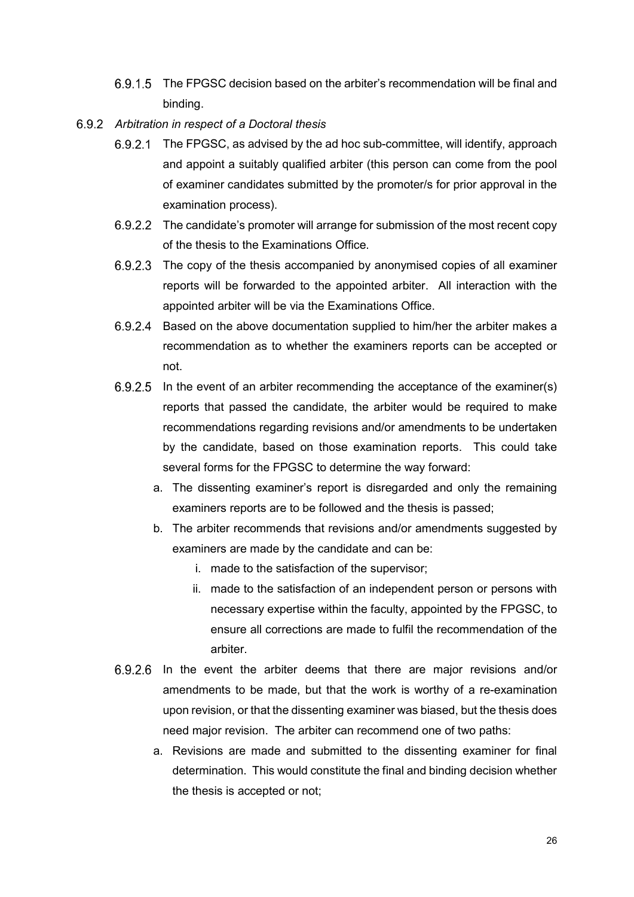6.9.1.5 The FPGSC decision based on the arbiter's recommendation will be final and binding.

6.9.2 *Arbitration in respect of a Doctoral thesis*

6.9.2.1 The FPGSC, as advised by the ad hoc sub-committee, will identify, approach and appoint a suitably qualified arbiter (this person can come from the pool of examiner candidates submitted by the promoter/s for prior approval in the examination process).

6.9.2.2 The candidate's promoter will arrange for submission of the most recent copy of the thesis to the Examinations Office.

6.9.2.3 The copy of the thesis accompanied by anonymised copies of all examiner reports will be forwarded to the appointed arbiter. All interaction with the appointed arbiter will be via the Examinations Office.

6.9.2.4 Based on the above documentation supplied to him/her the arbiter makes a recommendation as to whether the examiners reports can be accepted or not.

6.9.2.5 In the event of an arbiter recommending the acceptance of the examiner(s) reports that passed the candidate, the arbiter would be required to make recommendations regarding revisions and/or amendments to be undertaken by the candidate, based on those examination reports. This could take several forms for the FPGSC to determine the way forward:

a. The dissenting examiner's report is disregarded and only the remaining examiners reports are to be followed and the thesis is passed;
b. The arbiter recommends that revisions and/or amendments suggested by examiners are made by the candidate and can be:
    i. made to the satisfaction of the supervisor;
    ii. made to the satisfaction of an independent person or persons with necessary expertise within the faculty, appointed by the FPGSC, to ensure all corrections are made to fulfil the recommendation of the arbiter.

6.9.2.6 In the event the arbiter deems that there are major revisions and/or amendments to be made, but that the work is worthy of a re-examination upon revision, or that the dissenting examiner was biased, but the thesis does need major revision. The arbiter can recommend one of two paths:

a. Revisions are made and submitted to the dissenting examiner for final determination. This would constitute the final and binding decision whether the thesis is accepted or not;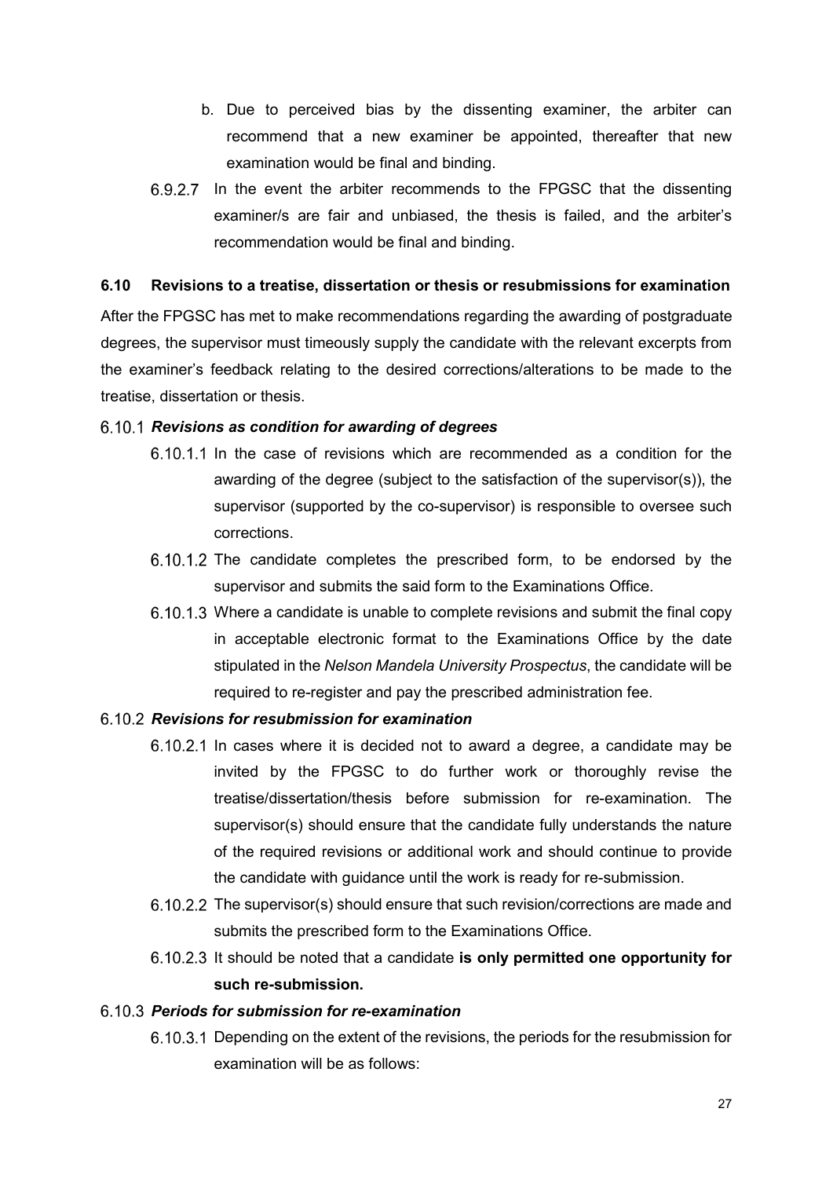b. Due to perceived bias by the dissenting examiner, the arbiter can recommend that a new examiner be appointed, thereafter that new examination would be final and binding.

6.9.2.7 In the event the arbiter recommends to the FPGSC that the dissenting examiner/s are fair and unbiased, the thesis is failed, and the arbiter's recommendation would be final and binding.

## 6.10 Revisions to a treatise, dissertation or thesis or resubmissions for examination

After the FPGSC has met to make recommendations regarding the awarding of postgraduate degrees, the supervisor must timeously supply the candidate with the relevant excerpts from the examiner's feedback relating to the desired corrections/alterations to be made to the treatise, dissertation or thesis.

### 6.10.1 *Revisions as condition for awarding of degrees*

6.10.1.1 In the case of revisions which are recommended as a condition for the awarding of the degree (subject to the satisfaction of the supervisor(s)), the supervisor (supported by the co-supervisor) is responsible to oversee such corrections.

6.10.1.2 The candidate completes the prescribed form, to be endorsed by the supervisor and submits the said form to the Examinations Office.

6.10.1.3 Where a candidate is unable to complete revisions and submit the final copy in acceptable electronic format to the Examinations Office by the date stipulated in the *Nelson Mandela University Prospectus*, the candidate will be required to re-register and pay the prescribed administration fee.

### 6.10.2 *Revisions for resubmission for examination*

6.10.2.1 In cases where it is decided not to award a degree, a candidate may be invited by the FPGSC to do further work or thoroughly revise the treatise/dissertation/thesis before submission for re-examination. The supervisor(s) should ensure that the candidate fully understands the nature of the required revisions or additional work and should continue to provide the candidate with guidance until the work is ready for re-submission.

6.10.2.2 The supervisor(s) should ensure that such revision/corrections are made and submits the prescribed form to the Examinations Office.

6.10.2.3 It should be noted that a candidate **is only permitted one opportunity for such re-submission.**

### 6.10.3 *Periods for submission for re-examination*

6.10.3.1 Depending on the extent of the revisions, the periods for the resubmission for examination will be as follows: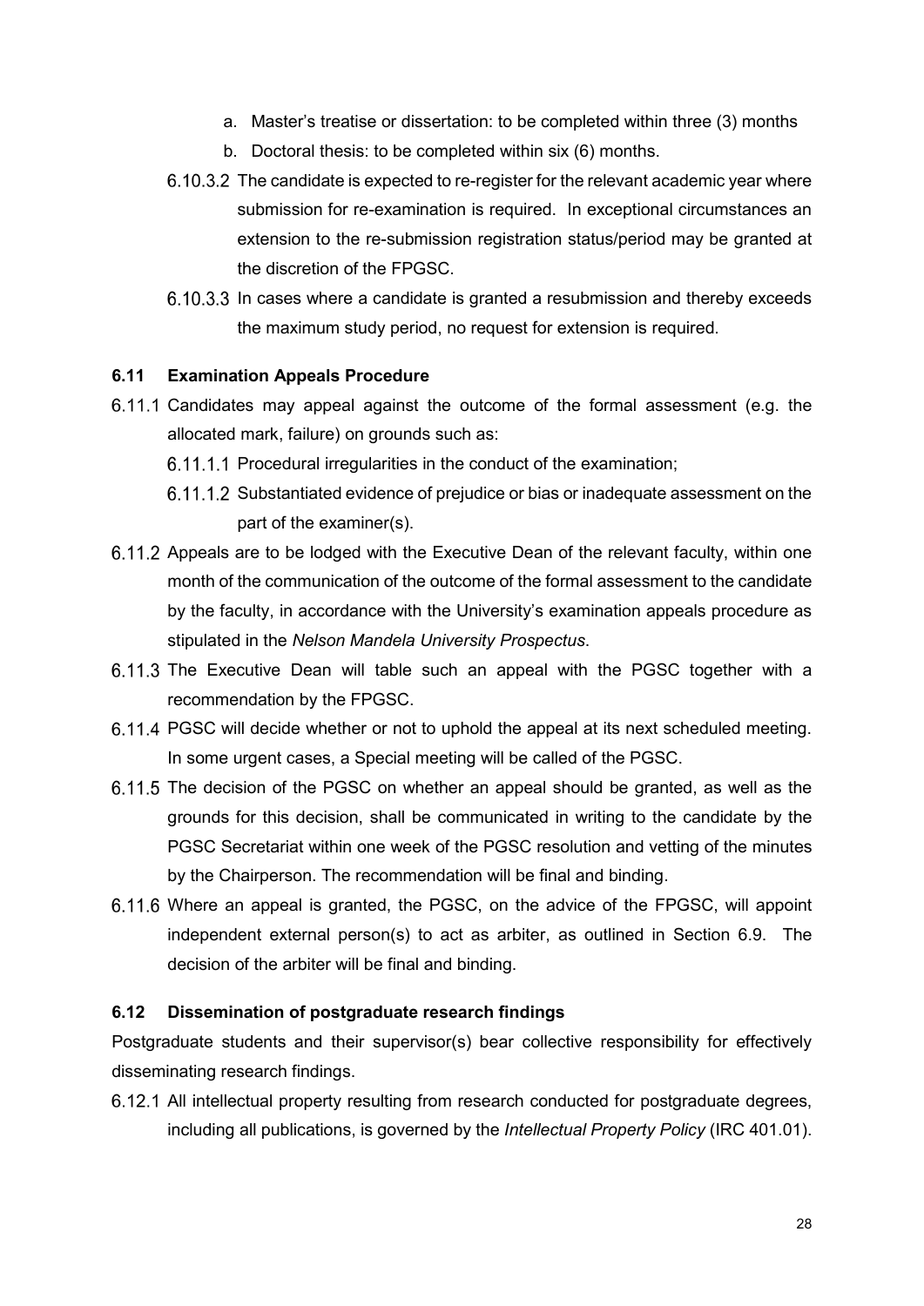a. Master's treatise or dissertation: to be completed within three (3) months
b. Doctoral thesis: to be completed within six (6) months.

6.10.3.2 The candidate is expected to re-register for the relevant academic year where submission for re-examination is required. In exceptional circumstances an extension to the re-submission registration status/period may be granted at the discretion of the FPGSC.

6.10.3.3 In cases where a candidate is granted a resubmission and thereby exceeds the maximum study period, no request for extension is required.

### 6.11 Examination Appeals Procedure

6.11.1 Candidates may appeal against the outcome of the formal assessment (e.g. the allocated mark, failure) on grounds such as:

6.11.1.1 Procedural irregularities in the conduct of the examination;

6.11.1.2 Substantiated evidence of prejudice or bias or inadequate assessment on the part of the examiner(s).

6.11.2 Appeals are to be lodged with the Executive Dean of the relevant faculty, within one month of the communication of the outcome of the formal assessment to the candidate by the faculty, in accordance with the University's examination appeals procedure as stipulated in the *Nelson Mandela University Prospectus*.

6.11.3 The Executive Dean will table such an appeal with the PGSC together with a recommendation by the FPGSC.

6.11.4 PGSC will decide whether or not to uphold the appeal at its next scheduled meeting. In some urgent cases, a Special meeting will be called of the PGSC.

6.11.5 The decision of the PGSC on whether an appeal should be granted, as well as the grounds for this decision, shall be communicated in writing to the candidate by the PGSC Secretariat within one week of the PGSC resolution and vetting of the minutes by the Chairperson. The recommendation will be final and binding.

6.11.6 Where an appeal is granted, the PGSC, on the advice of the FPGSC, will appoint independent external person(s) to act as arbiter, as outlined in Section 6.9. The decision of the arbiter will be final and binding.

### 6.12 Dissemination of postgraduate research findings

Postgraduate students and their supervisor(s) bear collective responsibility for effectively disseminating research findings.

6.12.1 All intellectual property resulting from research conducted for postgraduate degrees, including all publications, is governed by the *Intellectual Property Policy* (IRC 401.01).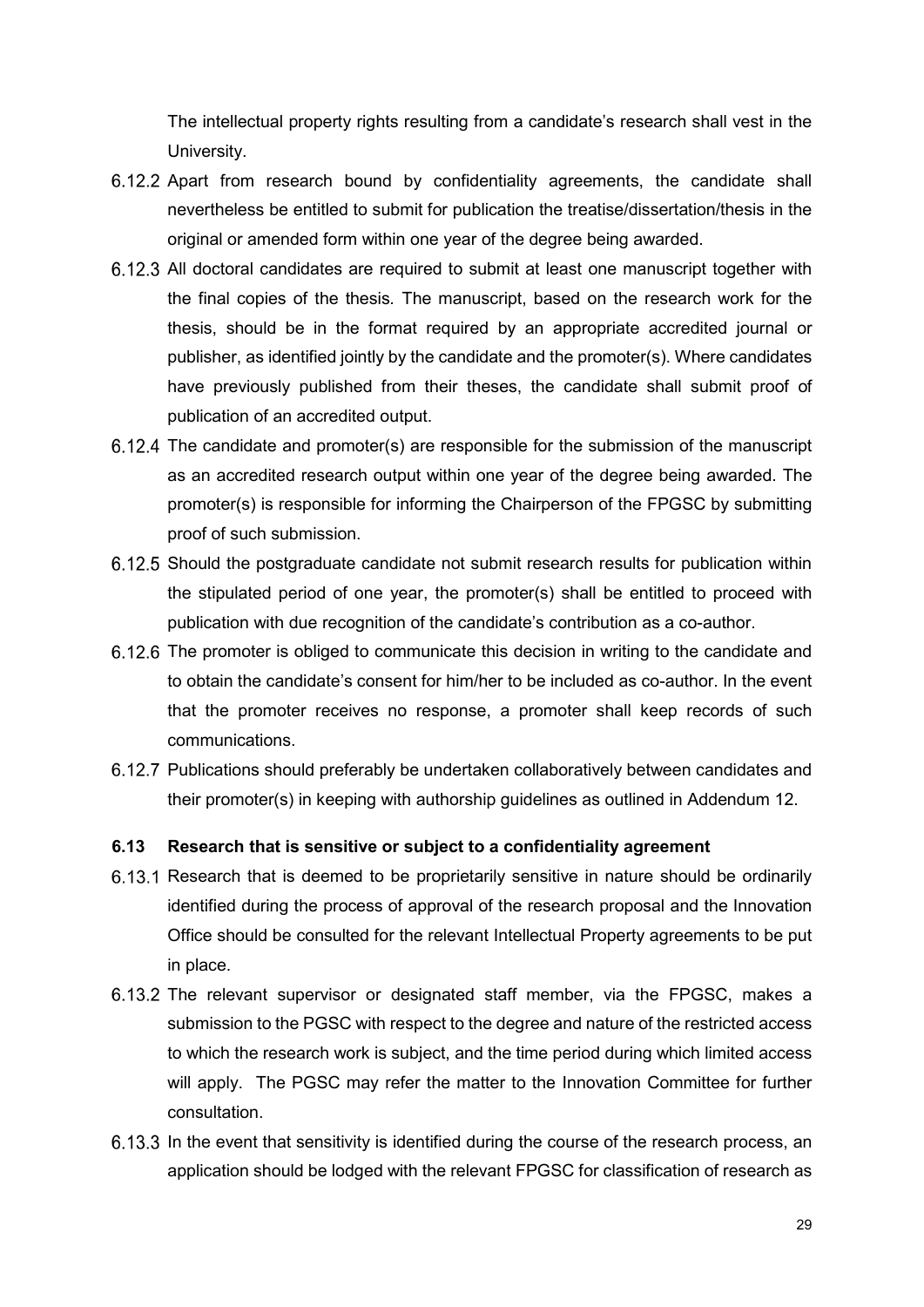The intellectual property rights resulting from a candidate's research shall vest in the University.

6.12.2 Apart from research bound by confidentiality agreements, the candidate shall nevertheless be entitled to submit for publication the treatise/dissertation/thesis in the original or amended form within one year of the degree being awarded.

6.12.3 All doctoral candidates are required to submit at least one manuscript together with the final copies of the thesis. The manuscript, based on the research work for the thesis, should be in the format required by an appropriate accredited journal or publisher, as identified jointly by the candidate and the promoter(s). Where candidates have previously published from their theses, the candidate shall submit proof of publication of an accredited output.

6.12.4 The candidate and promoter(s) are responsible for the submission of the manuscript as an accredited research output within one year of the degree being awarded. The promoter(s) is responsible for informing the Chairperson of the FPGSC by submitting proof of such submission.

6.12.5 Should the postgraduate candidate not submit research results for publication within the stipulated period of one year, the promoter(s) shall be entitled to proceed with publication with due recognition of the candidate's contribution as a co-author.

6.12.6 The promoter is obliged to communicate this decision in writing to the candidate and to obtain the candidate's consent for him/her to be included as co-author. In the event that the promoter receives no response, a promoter shall keep records of such communications.

6.12.7 Publications should preferably be undertaken collaboratively between candidates and their promoter(s) in keeping with authorship guidelines as outlined in Addendum 12.

### 6.13 Research that is sensitive or subject to a confidentiality agreement

6.13.1 Research that is deemed to be proprietarily sensitive in nature should be ordinarily identified during the process of approval of the research proposal and the Innovation Office should be consulted for the relevant Intellectual Property agreements to be put in place.

6.13.2 The relevant supervisor or designated staff member, via the FPGSC, makes a submission to the PGSC with respect to the degree and nature of the restricted access to which the research work is subject, and the time period during which limited access will apply. The PGSC may refer the matter to the Innovation Committee for further consultation.

6.13.3 In the event that sensitivity is identified during the course of the research process, an application should be lodged with the relevant FPGSC for classification of research as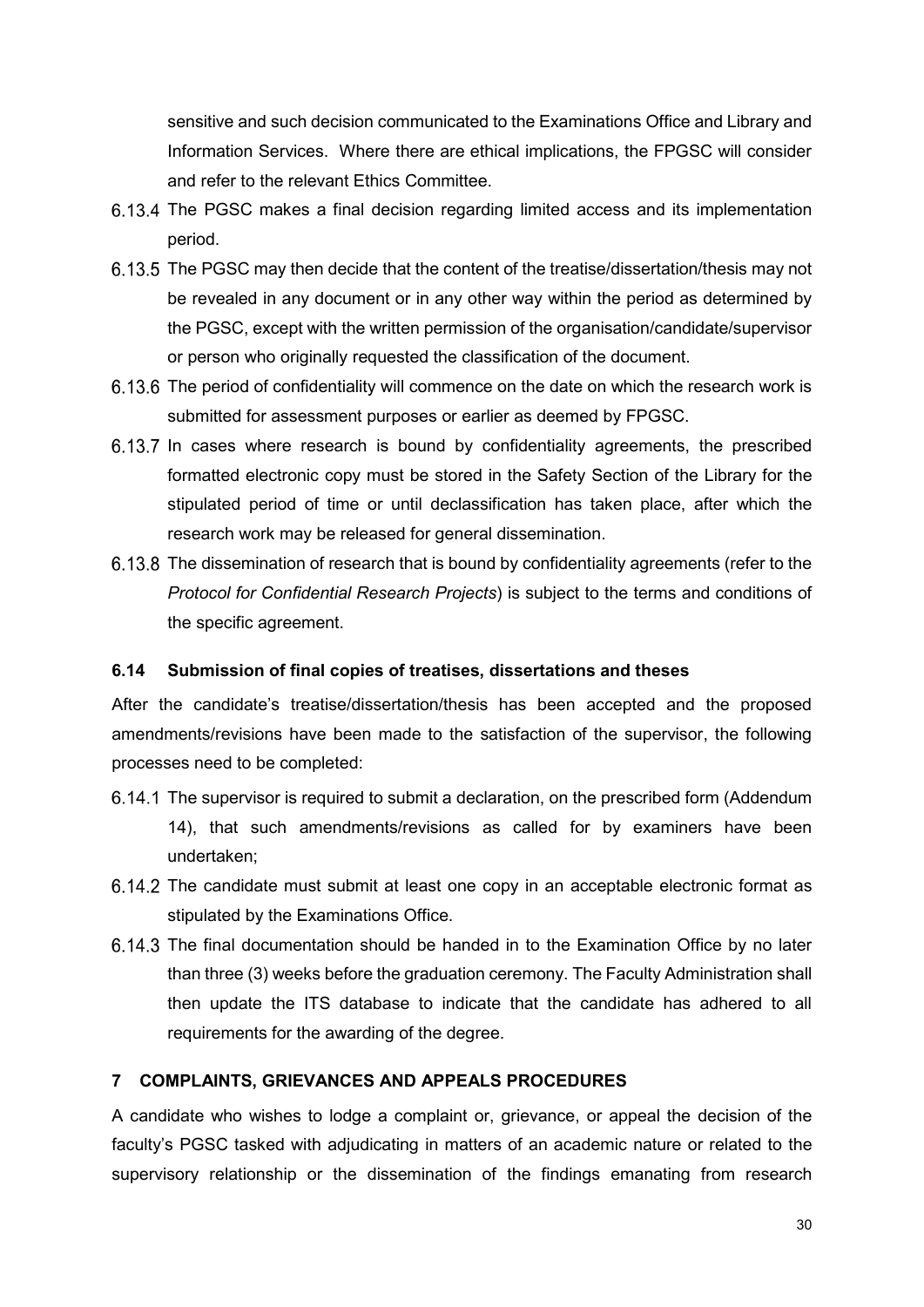sensitive and such decision communicated to the Examinations Office and Library and Information Services. Where there are ethical implications, the FPGSC will consider and refer to the relevant Ethics Committee.

6.13.4 The PGSC makes a final decision regarding limited access and its implementation period.

6.13.5 The PGSC may then decide that the content of the treatise/dissertation/thesis may not be revealed in any document or in any other way within the period as determined by the PGSC, except with the written permission of the organisation/candidate/supervisor or person who originally requested the classification of the document.

6.13.6 The period of confidentiality will commence on the date on which the research work is submitted for assessment purposes or earlier as deemed by FPGSC.

6.13.7 In cases where research is bound by confidentiality agreements, the prescribed formatted electronic copy must be stored in the Safety Section of the Library for the stipulated period of time or until declassification has taken place, after which the research work may be released for general dissemination.

6.13.8 The dissemination of research that is bound by confidentiality agreements (refer to the *Protocol for Confidential Research Projects*) is subject to the terms and conditions of the specific agreement.

### 6.14 Submission of final copies of treatises, dissertations and theses

After the candidate's treatise/dissertation/thesis has been accepted and the proposed amendments/revisions have been made to the satisfaction of the supervisor, the following processes need to be completed:

6.14.1 The supervisor is required to submit a declaration, on the prescribed form (Addendum 14), that such amendments/revisions as called for by examiners have been undertaken;

6.14.2 The candidate must submit at least one copy in an acceptable electronic format as stipulated by the Examinations Office.

6.14.3 The final documentation should be handed in to the Examination Office by no later than three (3) weeks before the graduation ceremony. The Faculty Administration shall then update the ITS database to indicate that the candidate has adhered to all requirements for the awarding of the degree.

## 7 COMPLAINTS, GRIEVANCES AND APPEALS PROCEDURES

A candidate who wishes to lodge a complaint or, grievance, or appeal the decision of the faculty's PGSC tasked with adjudicating in matters of an academic nature or related to the supervisory relationship or the dissemination of the findings emanating from research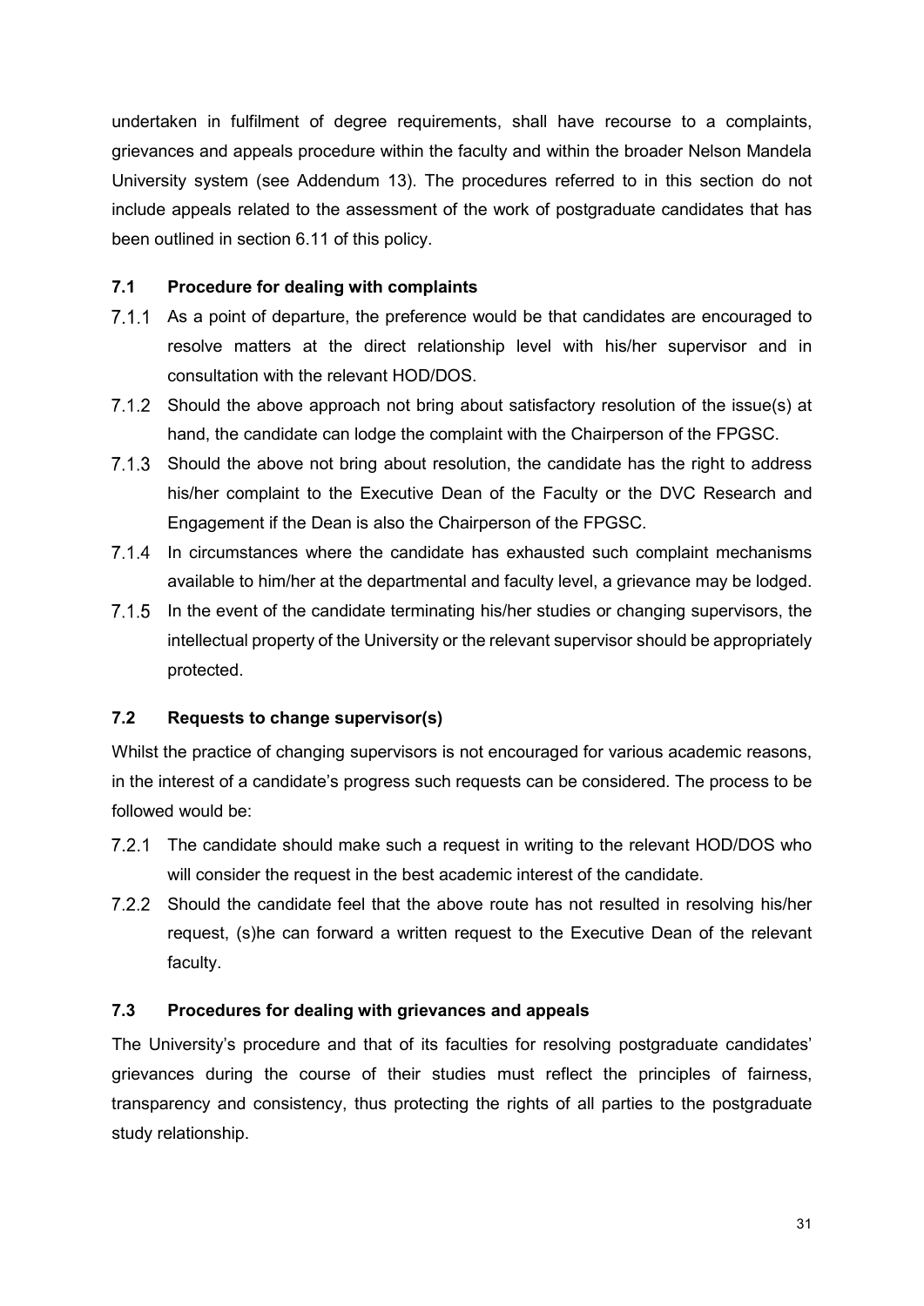undertaken in fulfilment of degree requirements, shall have recourse to a complaints, grievances and appeals procedure within the faculty and within the broader Nelson Mandela University system (see Addendum 13). The procedures referred to in this section do not include appeals related to the assessment of the work of postgraduate candidates that has been outlined in section 6.11 of this policy.

### 7.1 Procedure for dealing with complaints

7.1.1 As a point of departure, the preference would be that candidates are encouraged to resolve matters at the direct relationship level with his/her supervisor and in consultation with the relevant HOD/DOS.

7.1.2 Should the above approach not bring about satisfactory resolution of the issue(s) at hand, the candidate can lodge the complaint with the Chairperson of the FPGSC.

7.1.3 Should the above not bring about resolution, the candidate has the right to address his/her complaint to the Executive Dean of the Faculty or the DVC Research and Engagement if the Dean is also the Chairperson of the FPGSC.

7.1.4 In circumstances where the candidate has exhausted such complaint mechanisms available to him/her at the departmental and faculty level, a grievance may be lodged.

7.1.5 In the event of the candidate terminating his/her studies or changing supervisors, the intellectual property of the University or the relevant supervisor should be appropriately protected.

### 7.2 Requests to change supervisor(s)

Whilst the practice of changing supervisors is not encouraged for various academic reasons, in the interest of a candidate's progress such requests can be considered. The process to be followed would be:

7.2.1 The candidate should make such a request in writing to the relevant HOD/DOS who will consider the request in the best academic interest of the candidate.

7.2.2 Should the candidate feel that the above route has not resulted in resolving his/her request, (s)he can forward a written request to the Executive Dean of the relevant faculty.

### 7.3 Procedures for dealing with grievances and appeals

The University's procedure and that of its faculties for resolving postgraduate candidates' grievances during the course of their studies must reflect the principles of fairness, transparency and consistency, thus protecting the rights of all parties to the postgraduate study relationship.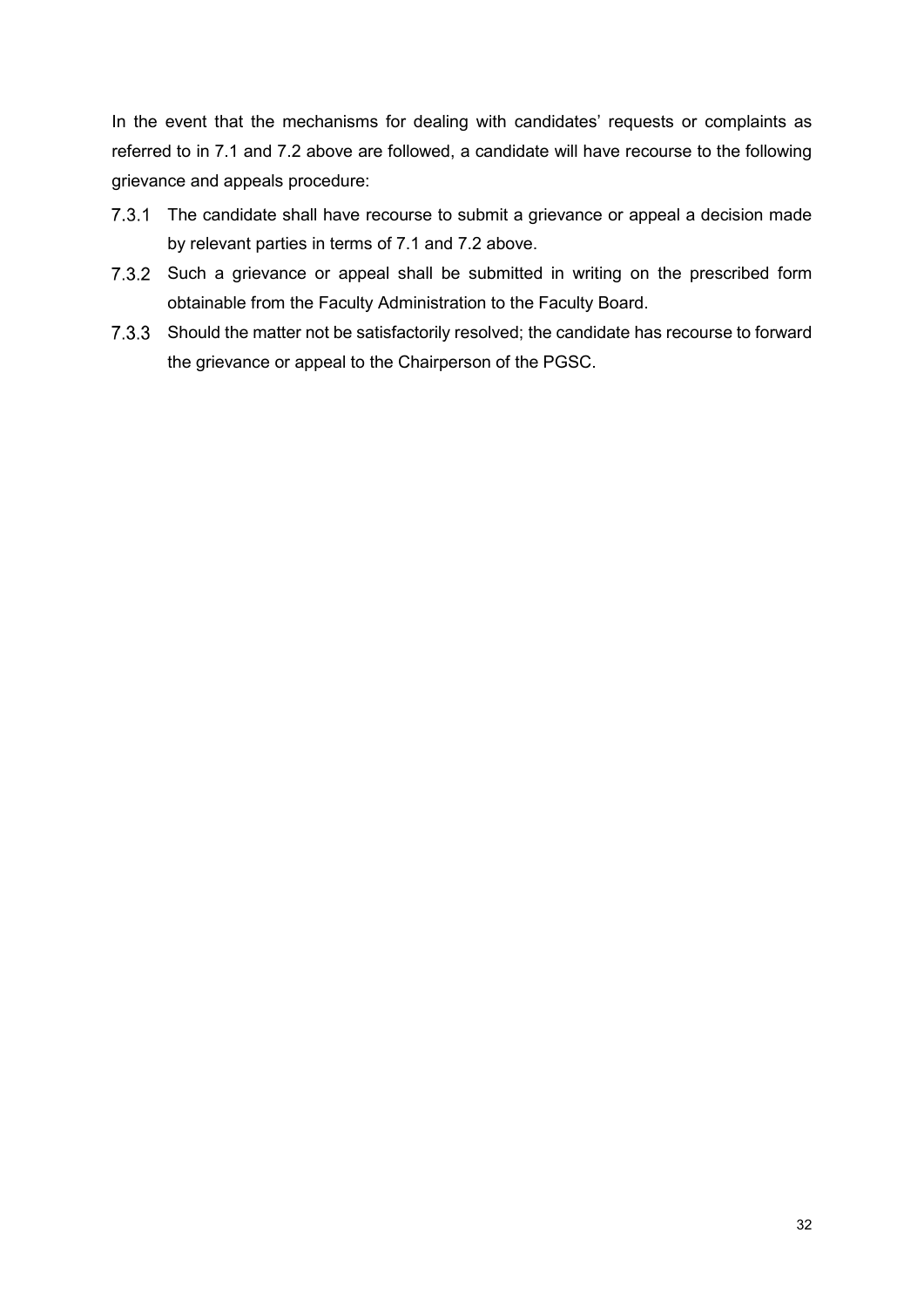In the event that the mechanisms for dealing with candidates' requests or complaints as referred to in 7.1 and 7.2 above are followed, a candidate will have recourse to the following grievance and appeals procedure:

7.3.1 The candidate shall have recourse to submit a grievance or appeal a decision made by relevant parties in terms of 7.1 and 7.2 above.

7.3.2 Such a grievance or appeal shall be submitted in writing on the prescribed form obtainable from the Faculty Administration to the Faculty Board.

7.3.3 Should the matter not be satisfactorily resolved; the candidate has recourse to forward the grievance or appeal to the Chairperson of the PGSC.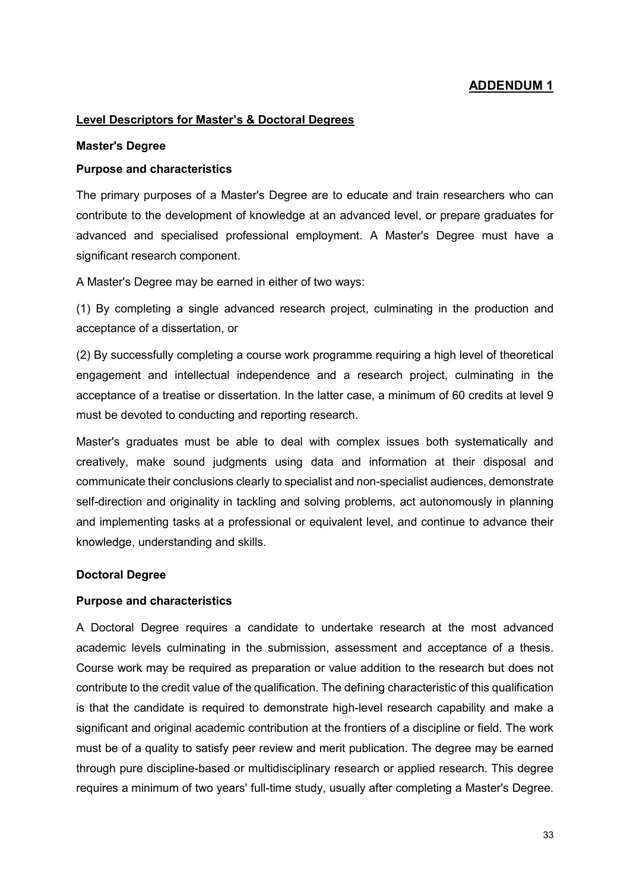# ADDENDUM 1

## Level Descriptors for Master's & Doctoral Degrees

### Master's Degree

**Purpose and characteristics**

The primary purposes of a Master's Degree are to educate and train researchers who can contribute to the development of knowledge at an advanced level, or prepare graduates for advanced and specialised professional employment. A Master's Degree must have a significant research component.

A Master's Degree may be earned in either of two ways:

(1) By completing a single advanced research project, culminating in the production and acceptance of a dissertation, or

(2) By successfully completing a course work programme requiring a high level of theoretical engagement and intellectual independence and a research project, culminating in the acceptance of a treatise or dissertation. In the latter case, a minimum of 60 credits at level 9 must be devoted to conducting and reporting research.

Master's graduates must be able to deal with complex issues both systematically and creatively, make sound judgments using data and information at their disposal and communicate their conclusions clearly to specialist and non-specialist audiences, demonstrate self-direction and originality in tackling and solving problems, act autonomously in planning and implementing tasks at a professional or equivalent level, and continue to advance their knowledge, understanding and skills.

### Doctoral Degree

**Purpose and characteristics**

A Doctoral Degree requires a candidate to undertake research at the most advanced academic levels culminating in the submission, assessment and acceptance of a thesis. Course work may be required as preparation or value addition to the research but does not contribute to the credit value of the qualification. The defining characteristic of this qualification is that the candidate is required to demonstrate high-level research capability and make a significant and original academic contribution at the frontiers of a discipline or field. The work must be of a quality to satisfy peer review and merit publication. The degree may be earned through pure discipline-based or multidisciplinary research or applied research. This degree requires a minimum of two years' full-time study, usually after completing a Master's Degree.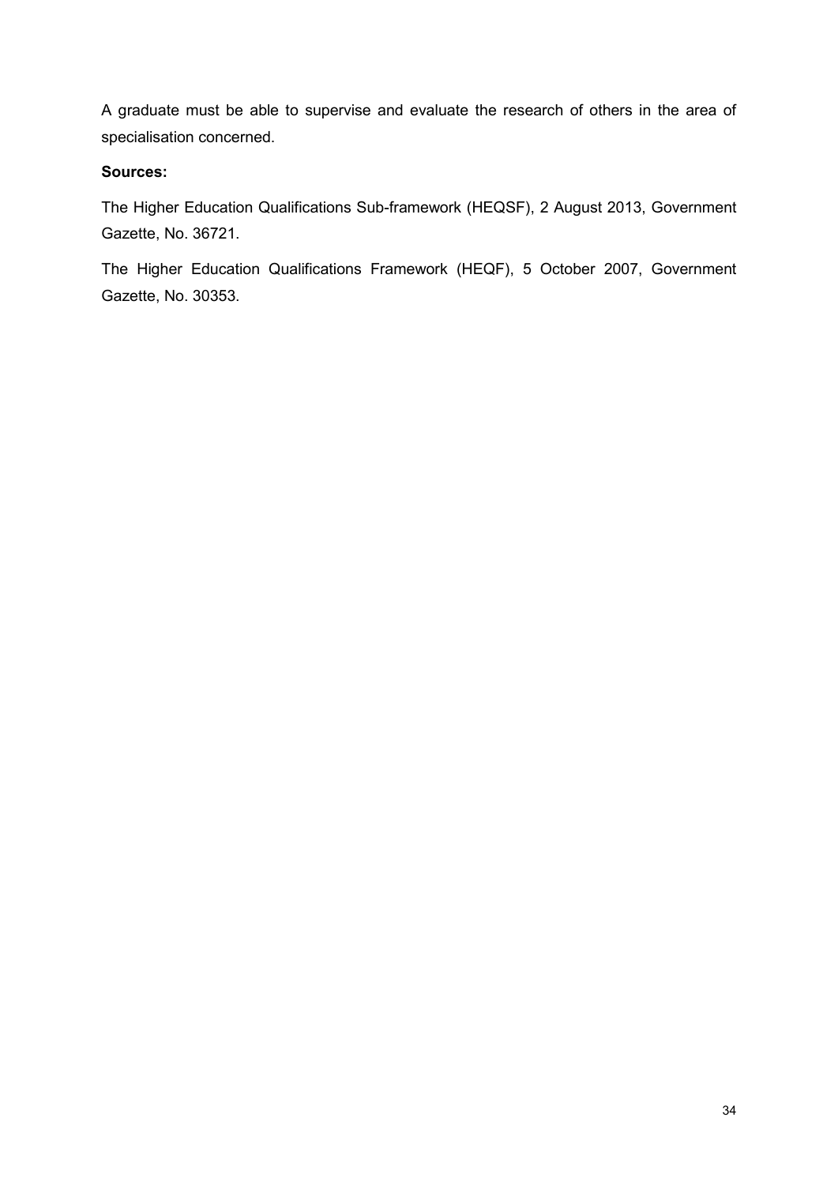A graduate must be able to supervise and evaluate the research of others in the area of specialisation concerned.

**Sources:**

The Higher Education Qualifications Sub-framework (HEQSF), 2 August 2013, Government Gazette, No. 36721.

The Higher Education Qualifications Framework (HEQF), 5 October 2007, Government Gazette, No. 30353.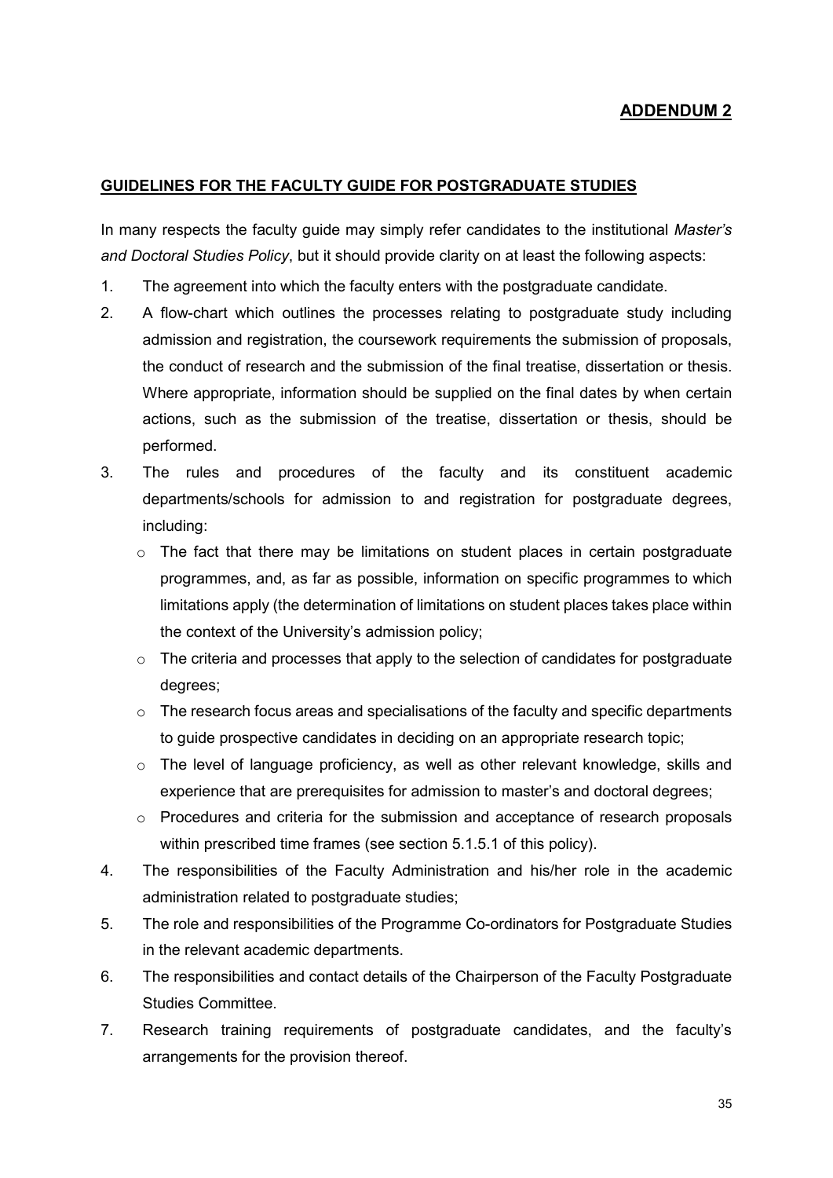**ADDENDUM 2**

**GUIDELINES FOR THE FACULTY GUIDE FOR POSTGRADUATE STUDIES**

In many respects the faculty guide may simply refer candidates to the institutional *Master's and Doctoral Studies Policy*, but it should provide clarity on at least the following aspects:

1. The agreement into which the faculty enters with the postgraduate candidate.
2. A flow-chart which outlines the processes relating to postgraduate study including admission and registration, the coursework requirements the submission of proposals, the conduct of research and the submission of the final treatise, dissertation or thesis. Where appropriate, information should be supplied on the final dates by when certain actions, such as the submission of the treatise, dissertation or thesis, should be performed.
3. The rules and procedures of the faculty and its constituent academic departments/schools for admission to and registration for postgraduate degrees, including:
   - The fact that there may be limitations on student places in certain postgraduate programmes, and, as far as possible, information on specific programmes to which limitations apply (the determination of limitations on student places takes place within the context of the University's admission policy;
   - The criteria and processes that apply to the selection of candidates for postgraduate degrees;
   - The research focus areas and specialisations of the faculty and specific departments to guide prospective candidates in deciding on an appropriate research topic;
   - The level of language proficiency, as well as other relevant knowledge, skills and experience that are prerequisites for admission to master's and doctoral degrees;
   - Procedures and criteria for the submission and acceptance of research proposals within prescribed time frames (see section 5.1.5.1 of this policy).
4. The responsibilities of the Faculty Administration and his/her role in the academic administration related to postgraduate studies;
5. The role and responsibilities of the Programme Co-ordinators for Postgraduate Studies in the relevant academic departments.
6. The responsibilities and contact details of the Chairperson of the Faculty Postgraduate Studies Committee.
7. Research training requirements of postgraduate candidates, and the faculty's arrangements for the provision thereof.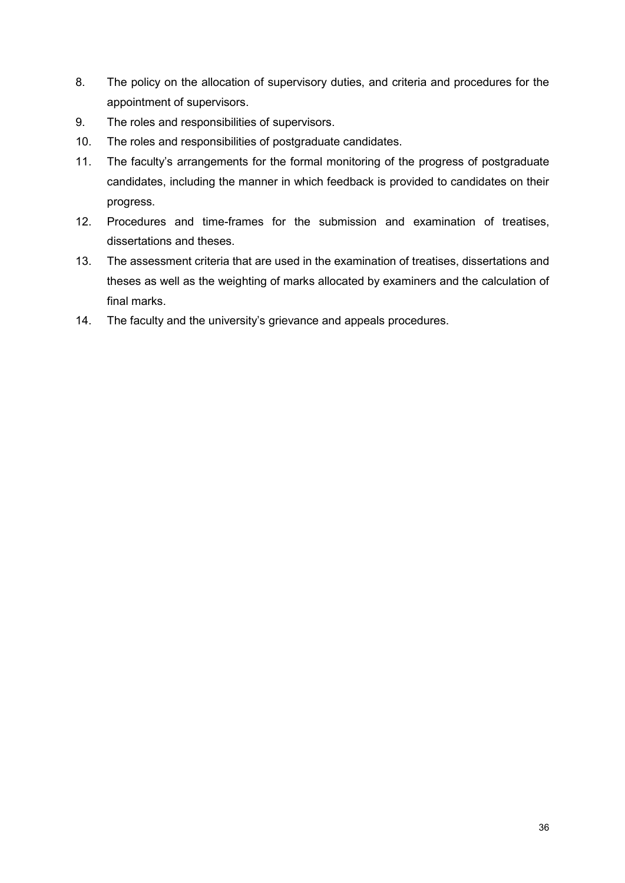8. The policy on the allocation of supervisory duties, and criteria and procedures for the appointment of supervisors.
9. The roles and responsibilities of supervisors.
10. The roles and responsibilities of postgraduate candidates.
11. The faculty's arrangements for the formal monitoring of the progress of postgraduate candidates, including the manner in which feedback is provided to candidates on their progress.
12. Procedures and time-frames for the submission and examination of treatises, dissertations and theses.
13. The assessment criteria that are used in the examination of treatises, dissertations and theses as well as the weighting of marks allocated by examiners and the calculation of final marks.
14. The faculty and the university's grievance and appeals procedures.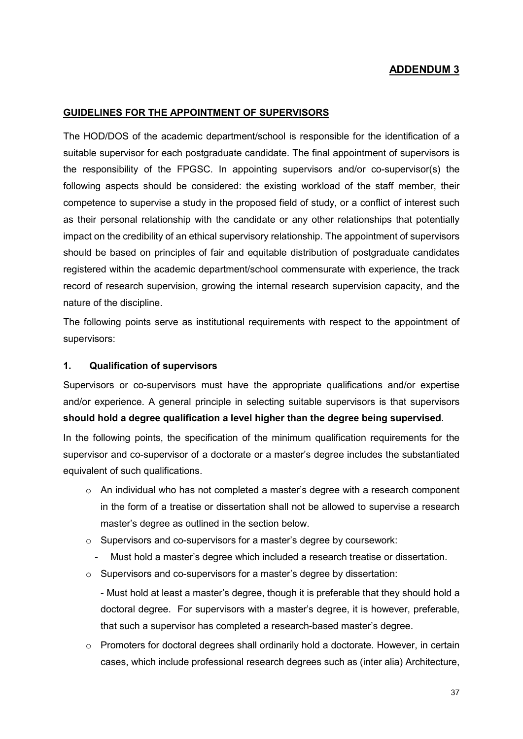## ADDENDUM 3

### GUIDELINES FOR THE APPOINTMENT OF SUPERVISORS

The HOD/DOS of the academic department/school is responsible for the identification of a suitable supervisor for each postgraduate candidate. The final appointment of supervisors is the responsibility of the FPGSC. In appointing supervisors and/or co-supervisor(s) the following aspects should be considered: the existing workload of the staff member, their competence to supervise a study in the proposed field of study, or a conflict of interest such as their personal relationship with the candidate or any other relationships that potentially impact on the credibility of an ethical supervisory relationship. The appointment of supervisors should be based on principles of fair and equitable distribution of postgraduate candidates registered within the academic department/school commensurate with experience, the track record of research supervision, growing the internal research supervision capacity, and the nature of the discipline.

The following points serve as institutional requirements with respect to the appointment of supervisors:

#### 1. Qualification of supervisors

Supervisors or co-supervisors must have the appropriate qualifications and/or expertise and/or experience. A general principle in selecting suitable supervisors is that supervisors **should hold a degree qualification a level higher than the degree being supervised**.

In the following points, the specification of the minimum qualification requirements for the supervisor and co-supervisor of a doctorate or a master's degree includes the substantiated equivalent of such qualifications.

- An individual who has not completed a master's degree with a research component in the form of a treatise or dissertation shall not be allowed to supervise a research master's degree as outlined in the section below.
- Supervisors and co-supervisors for a master's degree by coursework:
  - Must hold a master's degree which included a research treatise or dissertation.
- Supervisors and co-supervisors for a master's degree by dissertation:

  - Must hold at least a master's degree, though it is preferable that they should hold a doctoral degree. For supervisors with a master's degree, it is however, preferable, that such a supervisor has completed a research-based master's degree.
- Promoters for doctoral degrees shall ordinarily hold a doctorate. However, in certain cases, which include professional research degrees such as (inter alia) Architecture,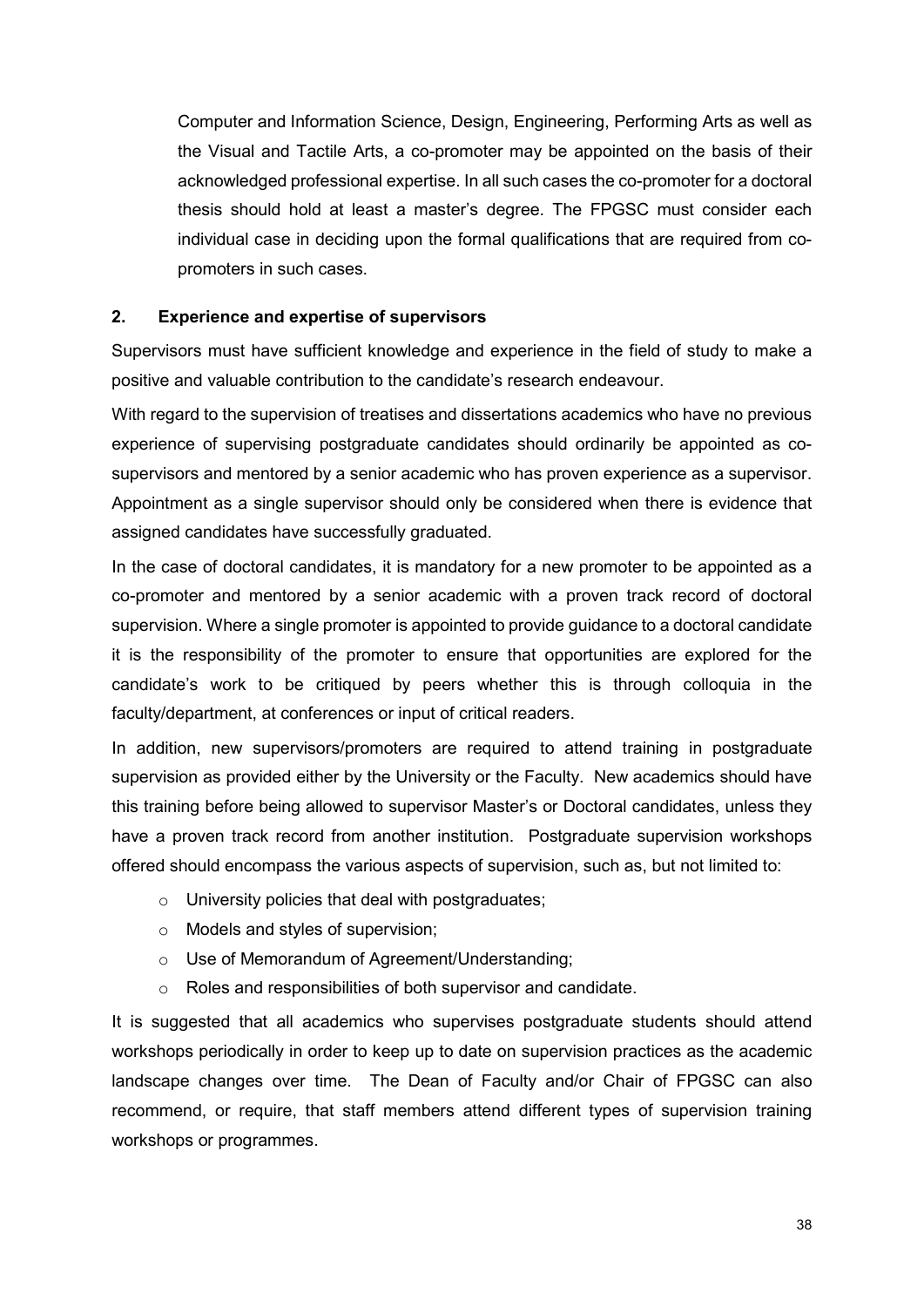Computer and Information Science, Design, Engineering, Performing Arts as well as the Visual and Tactile Arts, a co-promoter may be appointed on the basis of their acknowledged professional expertise. In all such cases the co-promoter for a doctoral thesis should hold at least a master's degree. The FPGSC must consider each individual case in deciding upon the formal qualifications that are required from co-promoters in such cases.

## 2. Experience and expertise of supervisors

Supervisors must have sufficient knowledge and experience in the field of study to make a positive and valuable contribution to the candidate's research endeavour.

With regard to the supervision of treatises and dissertations academics who have no previous experience of supervising postgraduate candidates should ordinarily be appointed as co-supervisors and mentored by a senior academic who has proven experience as a supervisor. Appointment as a single supervisor should only be considered when there is evidence that assigned candidates have successfully graduated.

In the case of doctoral candidates, it is mandatory for a new promoter to be appointed as a co-promoter and mentored by a senior academic with a proven track record of doctoral supervision. Where a single promoter is appointed to provide guidance to a doctoral candidate it is the responsibility of the promoter to ensure that opportunities are explored for the candidate's work to be critiqued by peers whether this is through colloquia in the faculty/department, at conferences or input of critical readers.

In addition, new supervisors/promoters are required to attend training in postgraduate supervision as provided either by the University or the Faculty. New academics should have this training before being allowed to supervisor Master's or Doctoral candidates, unless they have a proven track record from another institution. Postgraduate supervision workshops offered should encompass the various aspects of supervision, such as, but not limited to:

- University policies that deal with postgraduates;
- Models and styles of supervision;
- Use of Memorandum of Agreement/Understanding;
- Roles and responsibilities of both supervisor and candidate.

It is suggested that all academics who supervises postgraduate students should attend workshops periodically in order to keep up to date on supervision practices as the academic landscape changes over time. The Dean of Faculty and/or Chair of FPGSC can also recommend, or require, that staff members attend different types of supervision training workshops or programmes.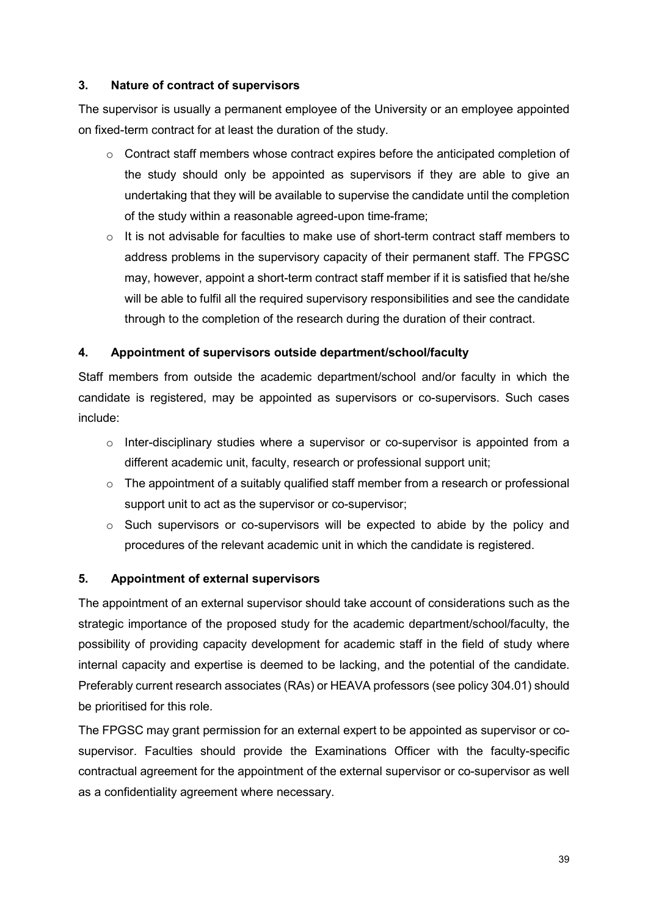### 3. Nature of contract of supervisors

The supervisor is usually a permanent employee of the University or an employee appointed on fixed-term contract for at least the duration of the study.

- Contract staff members whose contract expires before the anticipated completion of the study should only be appointed as supervisors if they are able to give an undertaking that they will be available to supervise the candidate until the completion of the study within a reasonable agreed-upon time-frame;
- It is not advisable for faculties to make use of short-term contract staff members to address problems in the supervisory capacity of their permanent staff. The FPGSC may, however, appoint a short-term contract staff member if it is satisfied that he/she will be able to fulfil all the required supervisory responsibilities and see the candidate through to the completion of the research during the duration of their contract.

### 4. Appointment of supervisors outside department/school/faculty

Staff members from outside the academic department/school and/or faculty in which the candidate is registered, may be appointed as supervisors or co-supervisors. Such cases include:

- Inter-disciplinary studies where a supervisor or co-supervisor is appointed from a different academic unit, faculty, research or professional support unit;
- The appointment of a suitably qualified staff member from a research or professional support unit to act as the supervisor or co-supervisor;
- Such supervisors or co-supervisors will be expected to abide by the policy and procedures of the relevant academic unit in which the candidate is registered.

### 5. Appointment of external supervisors

The appointment of an external supervisor should take account of considerations such as the strategic importance of the proposed study for the academic department/school/faculty, the possibility of providing capacity development for academic staff in the field of study where internal capacity and expertise is deemed to be lacking, and the potential of the candidate. Preferably current research associates (RAs) or HEAVA professors (see policy 304.01) should be prioritised for this role.

The FPGSC may grant permission for an external expert to be appointed as supervisor or co-supervisor. Faculties should provide the Examinations Officer with the faculty-specific contractual agreement for the appointment of the external supervisor or co-supervisor as well as a confidentiality agreement where necessary.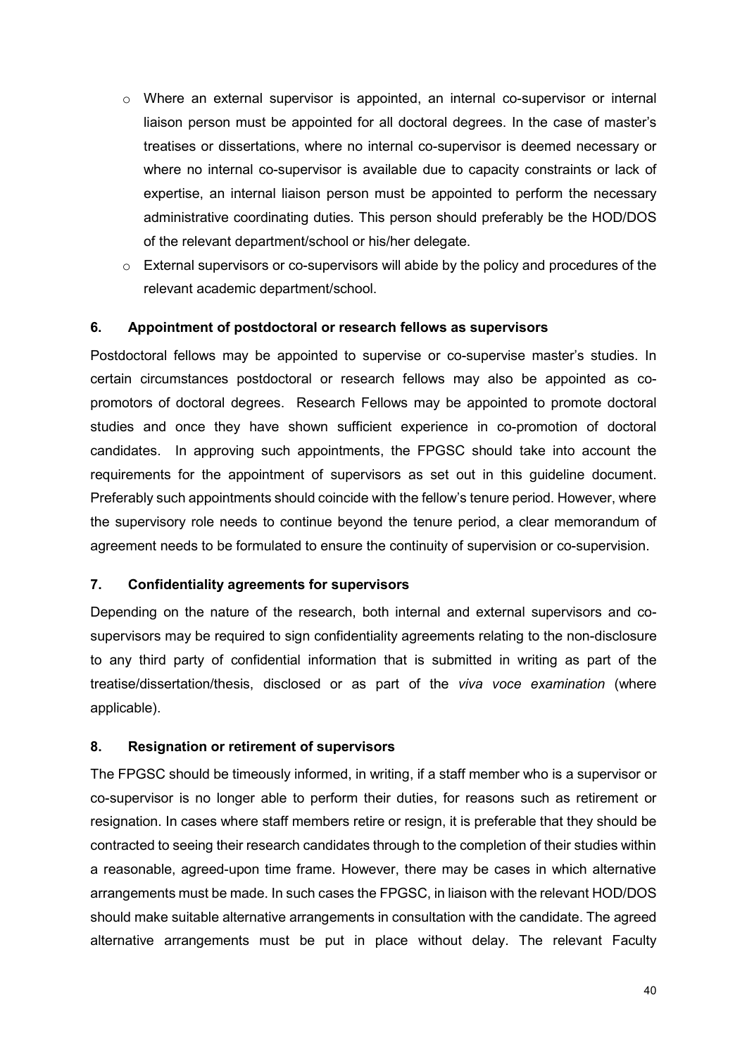- Where an external supervisor is appointed, an internal co-supervisor or internal liaison person must be appointed for all doctoral degrees. In the case of master's treatises or dissertations, where no internal co-supervisor is deemed necessary or where no internal co-supervisor is available due to capacity constraints or lack of expertise, an internal liaison person must be appointed to perform the necessary administrative coordinating duties. This person should preferably be the HOD/DOS of the relevant department/school or his/her delegate.
- External supervisors or co-supervisors will abide by the policy and procedures of the relevant academic department/school.

## 6. Appointment of postdoctoral or research fellows as supervisors

Postdoctoral fellows may be appointed to supervise or co-supervise master's studies. In certain circumstances postdoctoral or research fellows may also be appointed as co-promotors of doctoral degrees. Research Fellows may be appointed to promote doctoral studies and once they have shown sufficient experience in co-promotion of doctoral candidates. In approving such appointments, the FPGSC should take into account the requirements for the appointment of supervisors as set out in this guideline document. Preferably such appointments should coincide with the fellow's tenure period. However, where the supervisory role needs to continue beyond the tenure period, a clear memorandum of agreement needs to be formulated to ensure the continuity of supervision or co-supervision.

## 7. Confidentiality agreements for supervisors

Depending on the nature of the research, both internal and external supervisors and co-supervisors may be required to sign confidentiality agreements relating to the non-disclosure to any third party of confidential information that is submitted in writing as part of the treatise/dissertation/thesis, disclosed or as part of the *viva voce examination* (where applicable).

## 8. Resignation or retirement of supervisors

The FPGSC should be timeously informed, in writing, if a staff member who is a supervisor or co-supervisor is no longer able to perform their duties, for reasons such as retirement or resignation. In cases where staff members retire or resign, it is preferable that they should be contracted to seeing their research candidates through to the completion of their studies within a reasonable, agreed-upon time frame. However, there may be cases in which alternative arrangements must be made. In such cases the FPGSC, in liaison with the relevant HOD/DOS should make suitable alternative arrangements in consultation with the candidate. The agreed alternative arrangements must be put in place without delay. The relevant Faculty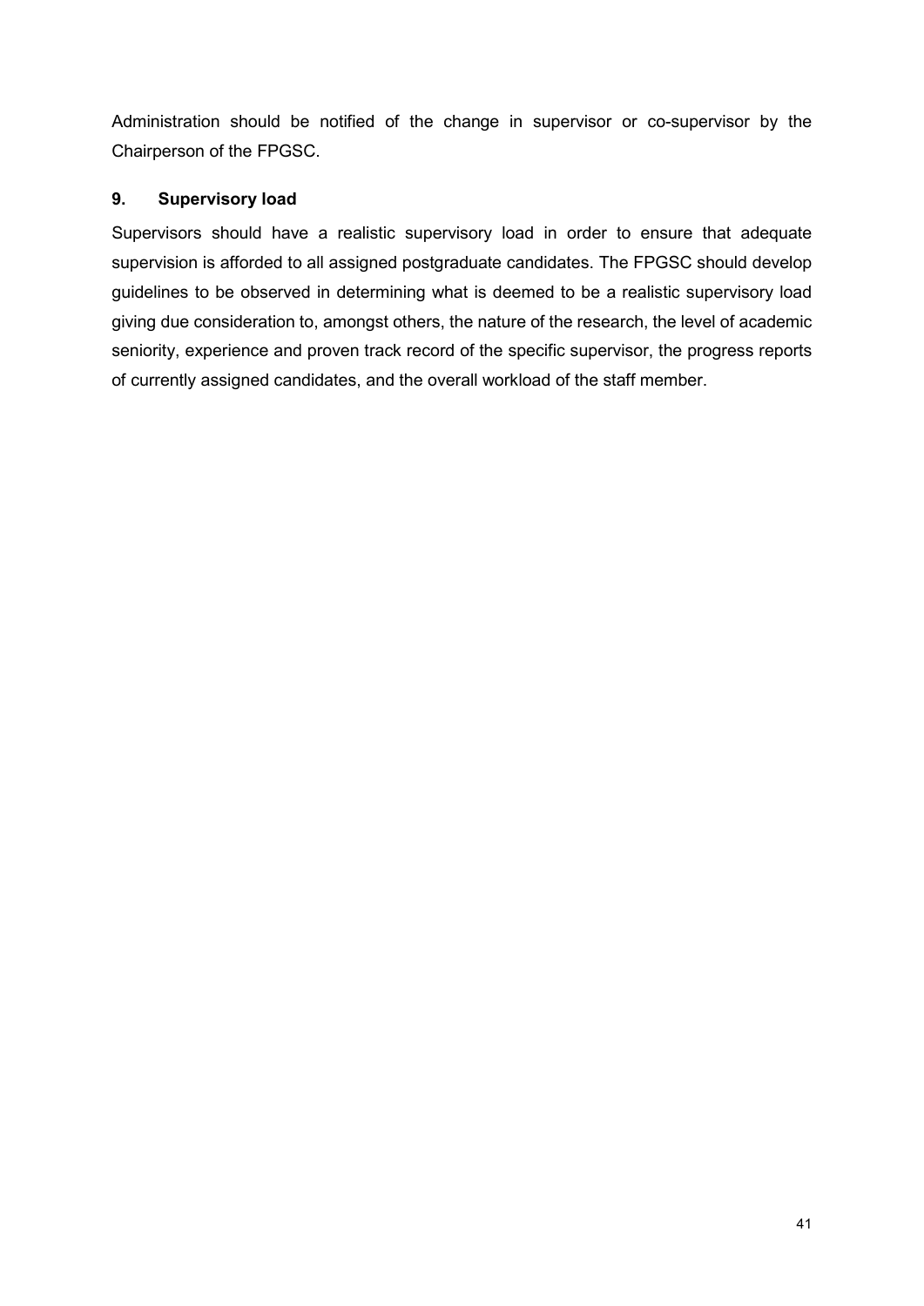Administration should be notified of the change in supervisor or co-supervisor by the Chairperson of the FPGSC.

## 9. Supervisory load

Supervisors should have a realistic supervisory load in order to ensure that adequate supervision is afforded to all assigned postgraduate candidates. The FPGSC should develop guidelines to be observed in determining what is deemed to be a realistic supervisory load giving due consideration to, amongst others, the nature of the research, the level of academic seniority, experience and proven track record of the specific supervisor, the progress reports of currently assigned candidates, and the overall workload of the staff member.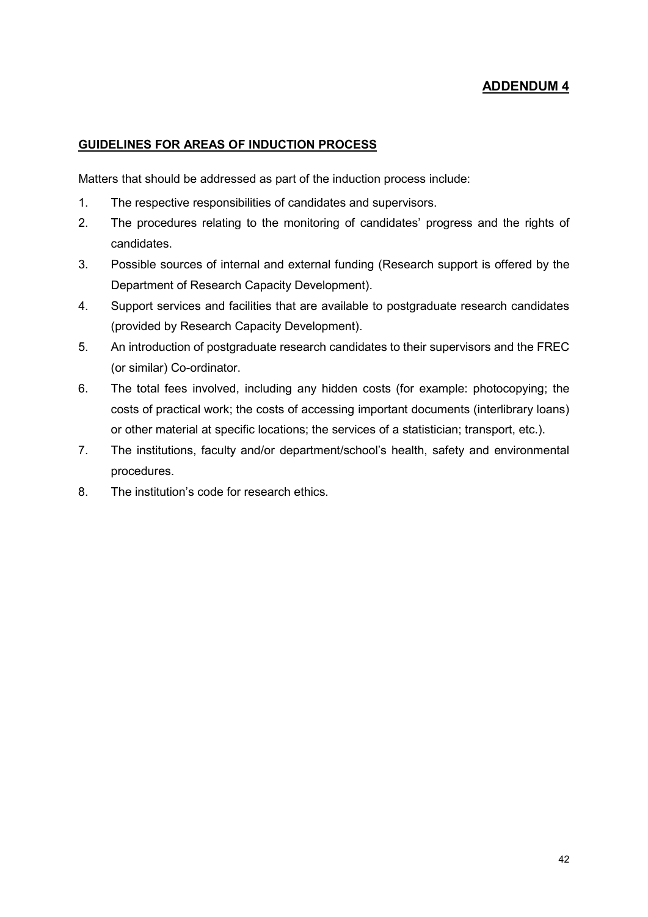**ADDENDUM 4**

**GUIDELINES FOR AREAS OF INDUCTION PROCESS**

Matters that should be addressed as part of the induction process include:

1. The respective responsibilities of candidates and supervisors.
2. The procedures relating to the monitoring of candidates' progress and the rights of candidates.
3. Possible sources of internal and external funding (Research support is offered by the Department of Research Capacity Development).
4. Support services and facilities that are available to postgraduate research candidates (provided by Research Capacity Development).
5. An introduction of postgraduate research candidates to their supervisors and the FREC (or similar) Co-ordinator.
6. The total fees involved, including any hidden costs (for example: photocopying; the costs of practical work; the costs of accessing important documents (interlibrary loans) or other material at specific locations; the services of a statistician; transport, etc.).
7. The institutions, faculty and/or department/school's health, safety and environmental procedures.
8. The institution's code for research ethics.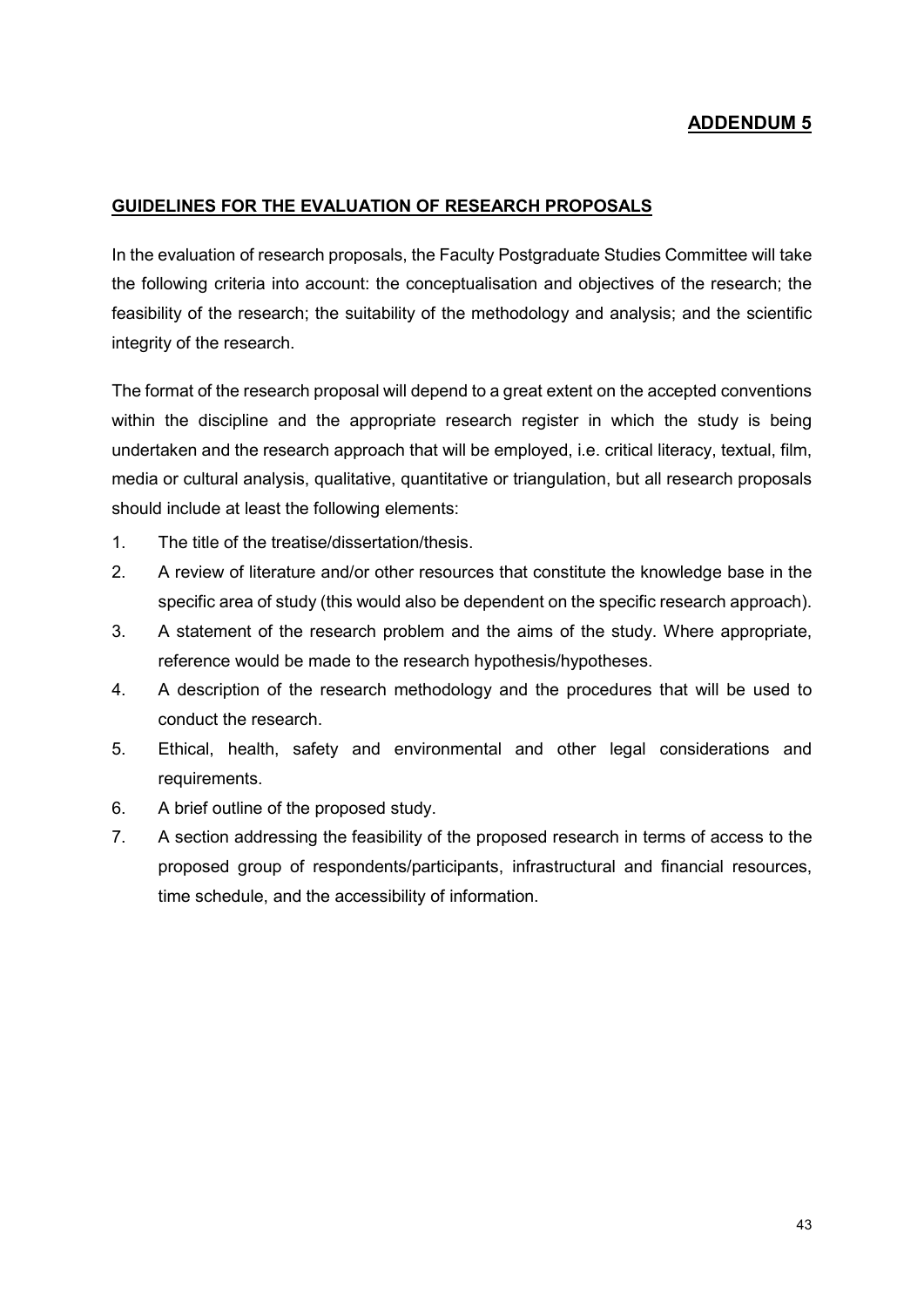## ADDENDUM 5

### GUIDELINES FOR THE EVALUATION OF RESEARCH PROPOSALS

In the evaluation of research proposals, the Faculty Postgraduate Studies Committee will take the following criteria into account: the conceptualisation and objectives of the research; the feasibility of the research; the suitability of the methodology and analysis; and the scientific integrity of the research.

The format of the research proposal will depend to a great extent on the accepted conventions within the discipline and the appropriate research register in which the study is being undertaken and the research approach that will be employed, i.e. critical literacy, textual, film, media or cultural analysis, qualitative, quantitative or triangulation, but all research proposals should include at least the following elements:

1. The title of the treatise/dissertation/thesis.
2. A review of literature and/or other resources that constitute the knowledge base in the specific area of study (this would also be dependent on the specific research approach).
3. A statement of the research problem and the aims of the study. Where appropriate, reference would be made to the research hypothesis/hypotheses.
4. A description of the research methodology and the procedures that will be used to conduct the research.
5. Ethical, health, safety and environmental and other legal considerations and requirements.
6. A brief outline of the proposed study.
7. A section addressing the feasibility of the proposed research in terms of access to the proposed group of respondents/participants, infrastructural and financial resources, time schedule, and the accessibility of information.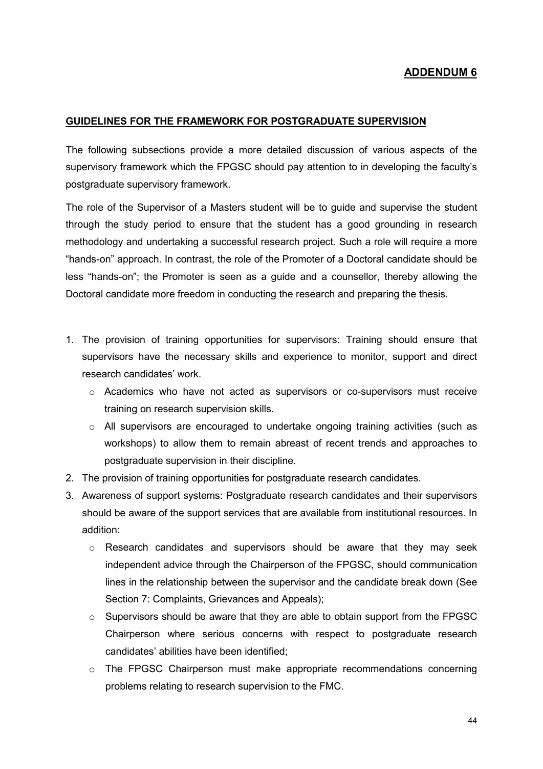**ADDENDUM 6**

**GUIDELINES FOR THE FRAMEWORK FOR POSTGRADUATE SUPERVISION**

The following subsections provide a more detailed discussion of various aspects of the supervisory framework which the FPGSC should pay attention to in developing the faculty's postgraduate supervisory framework.

The role of the Supervisor of a Masters student will be to guide and supervise the student through the study period to ensure that the student has a good grounding in research methodology and undertaking a successful research project. Such a role will require a more "hands-on" approach. In contrast, the role of the Promoter of a Doctoral candidate should be less "hands-on"; the Promoter is seen as a guide and a counsellor, thereby allowing the Doctoral candidate more freedom in conducting the research and preparing the thesis.

1. The provision of training opportunities for supervisors: Training should ensure that supervisors have the necessary skills and experience to monitor, support and direct research candidates' work.
   - Academics who have not acted as supervisors or co-supervisors must receive training on research supervision skills.
   - All supervisors are encouraged to undertake ongoing training activities (such as workshops) to allow them to remain abreast of recent trends and approaches to postgraduate supervision in their discipline.
2. The provision of training opportunities for postgraduate research candidates.
3. Awareness of support systems: Postgraduate research candidates and their supervisors should be aware of the support services that are available from institutional resources. In addition:
   - Research candidates and supervisors should be aware that they may seek independent advice through the Chairperson of the FPGSC, should communication lines in the relationship between the supervisor and the candidate break down (See Section 7: Complaints, Grievances and Appeals);
   - Supervisors should be aware that they are able to obtain support from the FPGSC Chairperson where serious concerns with respect to postgraduate research candidates' abilities have been identified;
   - The FPGSC Chairperson must make appropriate recommendations concerning problems relating to research supervision to the FMC.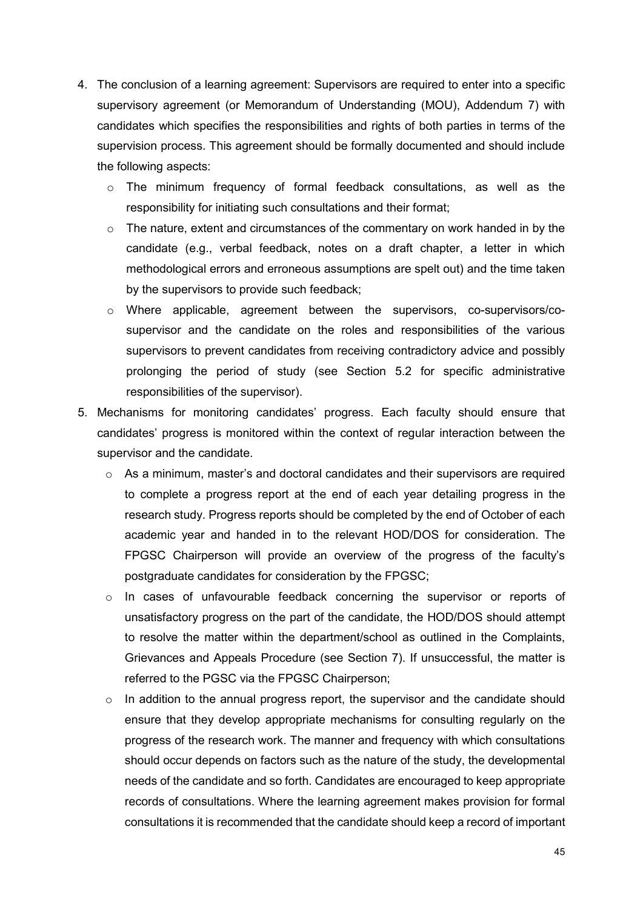4. The conclusion of a learning agreement: Supervisors are required to enter into a specific supervisory agreement (or Memorandum of Understanding (MOU), Addendum 7) with candidates which specifies the responsibilities and rights of both parties in terms of the supervision process. This agreement should be formally documented and should include the following aspects:
   - The minimum frequency of formal feedback consultations, as well as the responsibility for initiating such consultations and their format;
   - The nature, extent and circumstances of the commentary on work handed in by the candidate (e.g., verbal feedback, notes on a draft chapter, a letter in which methodological errors and erroneous assumptions are spelt out) and the time taken by the supervisors to provide such feedback;
   - Where applicable, agreement between the supervisors, co-supervisors/co-supervisor and the candidate on the roles and responsibilities of the various supervisors to prevent candidates from receiving contradictory advice and possibly prolonging the period of study (see Section 5.2 for specific administrative responsibilities of the supervisor).
5. Mechanisms for monitoring candidates' progress. Each faculty should ensure that candidates' progress is monitored within the context of regular interaction between the supervisor and the candidate.
   - As a minimum, master's and doctoral candidates and their supervisors are required to complete a progress report at the end of each year detailing progress in the research study. Progress reports should be completed by the end of October of each academic year and handed in to the relevant HOD/DOS for consideration. The FPGSC Chairperson will provide an overview of the progress of the faculty's postgraduate candidates for consideration by the FPGSC;
   - In cases of unfavourable feedback concerning the supervisor or reports of unsatisfactory progress on the part of the candidate, the HOD/DOS should attempt to resolve the matter within the department/school as outlined in the Complaints, Grievances and Appeals Procedure (see Section 7). If unsuccessful, the matter is referred to the PGSC via the FPGSC Chairperson;
   - In addition to the annual progress report, the supervisor and the candidate should ensure that they develop appropriate mechanisms for consulting regularly on the progress of the research work. The manner and frequency with which consultations should occur depends on factors such as the nature of the study, the developmental needs of the candidate and so forth. Candidates are encouraged to keep appropriate records of consultations. Where the learning agreement makes provision for formal consultations it is recommended that the candidate should keep a record of important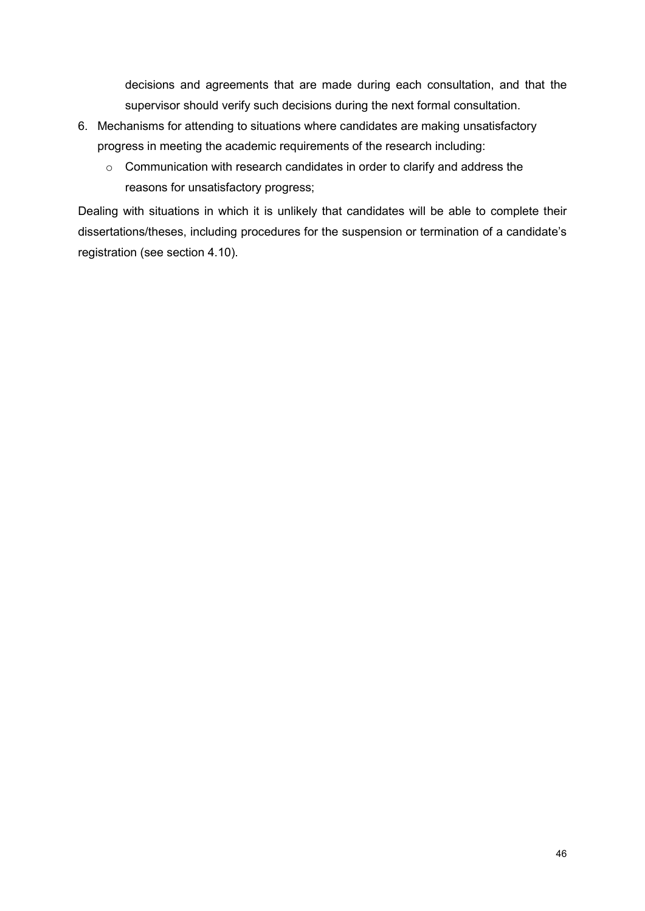decisions and agreements that are made during each consultation, and that the supervisor should verify such decisions during the next formal consultation.

6. Mechanisms for attending to situations where candidates are making unsatisfactory progress in meeting the academic requirements of the research including:
   - Communication with research candidates in order to clarify and address the reasons for unsatisfactory progress;

Dealing with situations in which it is unlikely that candidates will be able to complete their dissertations/theses, including procedures for the suspension or termination of a candidate's registration (see section 4.10).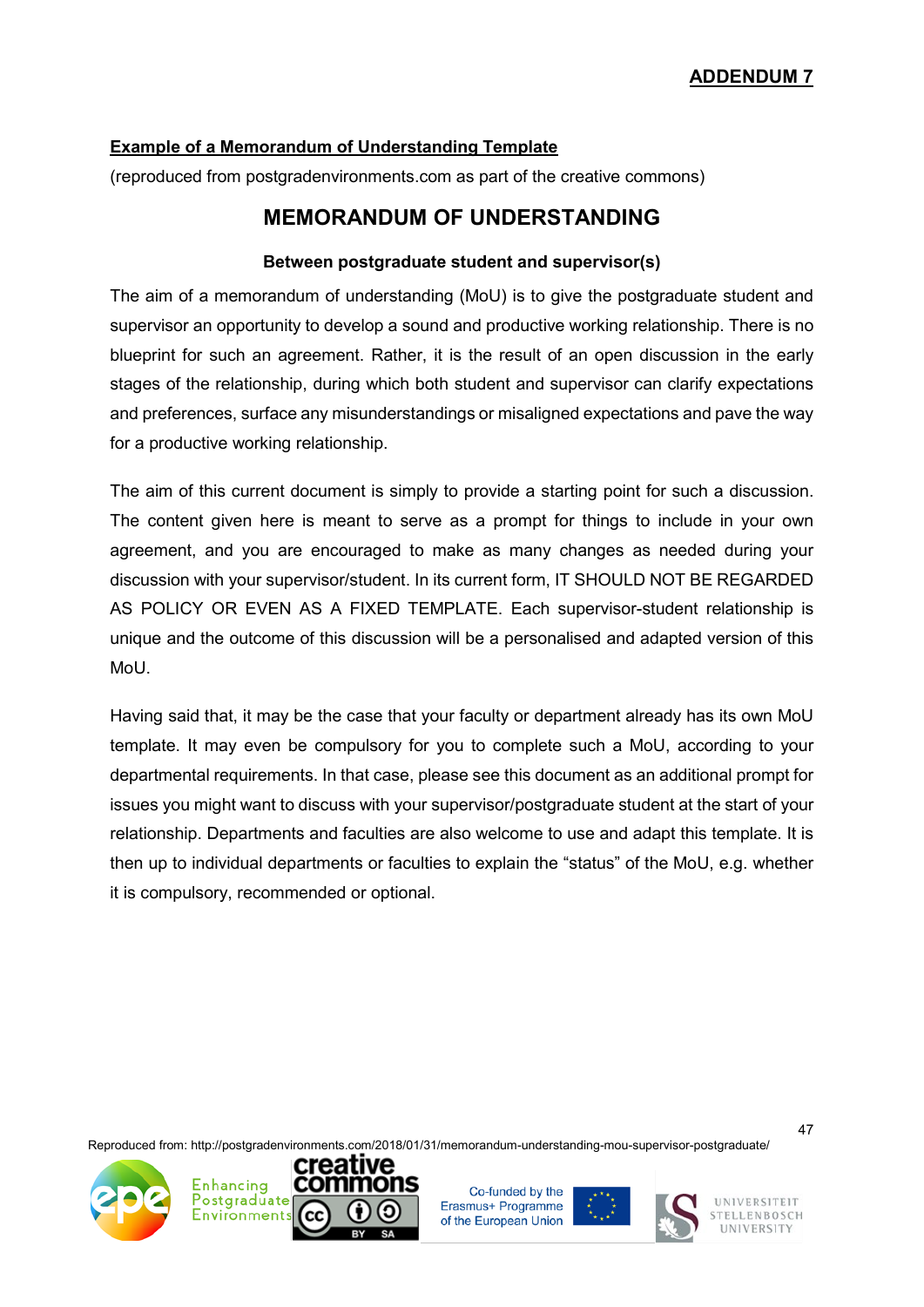**ADDENDUM 7**

**Example of a Memorandum of Understanding Template**

(reproduced from postgradenvironments.com as part of the creative commons)

# MEMORANDUM OF UNDERSTANDING

**Between postgraduate student and supervisor(s)**

The aim of a memorandum of understanding (MoU) is to give the postgraduate student and supervisor an opportunity to develop a sound and productive working relationship. There is no blueprint for such an agreement. Rather, it is the result of an open discussion in the early stages of the relationship, during which both student and supervisor can clarify expectations and preferences, surface any misunderstandings or misaligned expectations and pave the way for a productive working relationship.

The aim of this current document is simply to provide a starting point for such a discussion. The content given here is meant to serve as a prompt for things to include in your own agreement, and you are encouraged to make as many changes as needed during your discussion with your supervisor/student. In its current form, IT SHOULD NOT BE REGARDED AS POLICY OR EVEN AS A FIXED TEMPLATE. Each supervisor-student relationship is unique and the outcome of this discussion will be a personalised and adapted version of this MoU.

Having said that, it may be the case that your faculty or department already has its own MoU template. It may even be compulsory for you to complete such a MoU, according to your departmental requirements. In that case, please see this document as an additional prompt for issues you might want to discuss with your supervisor/postgraduate student at the start of your relationship. Departments and faculties are also welcome to use and adapt this template. It is then up to individual departments or faculties to explain the "status" of the MoU, e.g. whether it is compulsory, recommended or optional.

Reproduced from: http://postgradenvironments.com/2018/01/31/memorandum-understanding-mou-supervisor-postgraduate/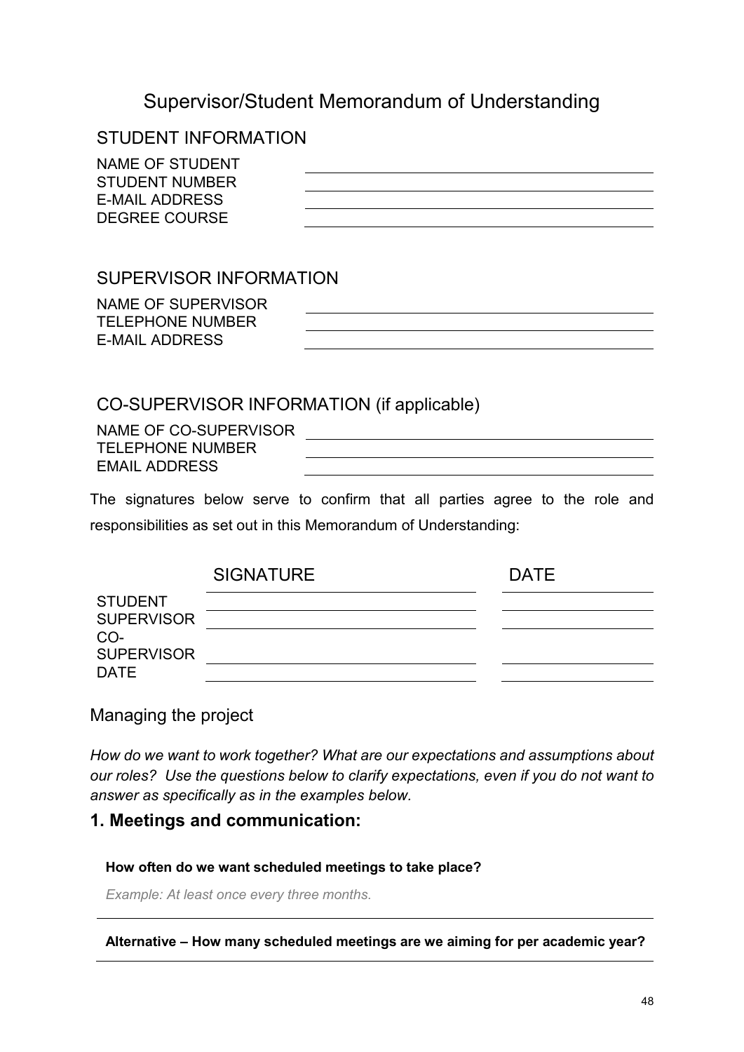# Supervisor/Student Memorandum of Understanding

## STUDENT INFORMATION

| | |
|---|---|
| NAME OF STUDENT | |
| STUDENT NUMBER | |
| E-MAIL ADDRESS | |
| DEGREE COURSE | |

## SUPERVISOR INFORMATION

| | |
|---|---|
| NAME OF SUPERVISOR | |
| TELEPHONE NUMBER | |
| E-MAIL ADDRESS | |

## CO-SUPERVISOR INFORMATION (if applicable)

| | |
|---|---|
| NAME OF CO-SUPERVISOR | |
| TELEPHONE NUMBER | |
| EMAIL ADDRESS | |

The signatures below serve to confirm that all parties agree to the role and responsibilities as set out in this Memorandum of Understanding:

| | SIGNATURE | DATE |
|---|---|---|
| STUDENT | | |
| SUPERVISOR | | |
| CO-SUPERVISOR | | |
| DATE | | |

## Managing the project

*How do we want to work together? What are our expectations and assumptions about our roles? Use the questions below to clarify expectations, even if you do not want to answer as specifically as in the examples below.*

### 1. Meetings and communication:

**How often do we want scheduled meetings to take place?**

*Example: At least once every three months.*

---

**Alternative – How many scheduled meetings are we aiming for per academic year?**

---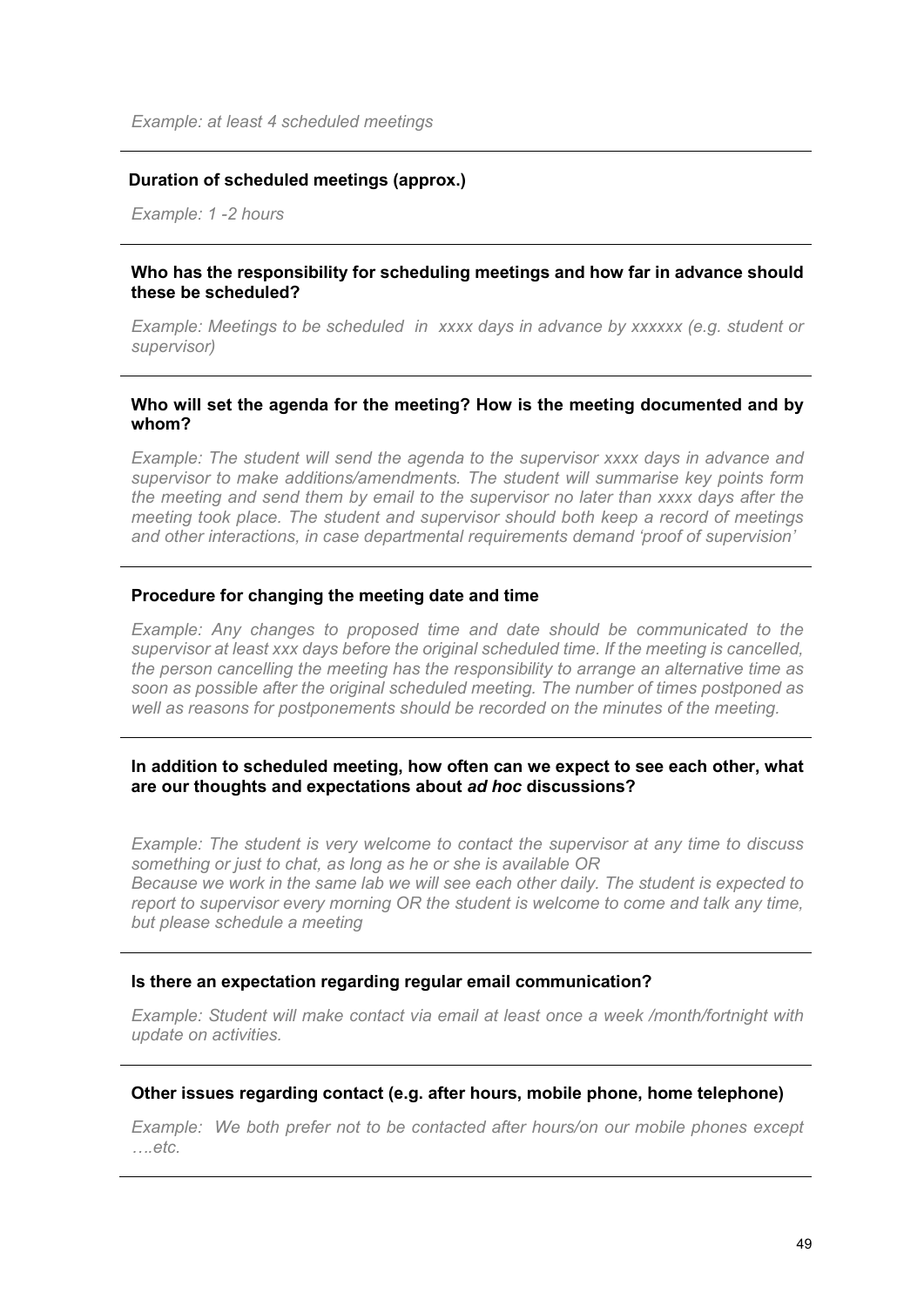*Example: at least 4 scheduled meetings*

---

**Duration of scheduled meetings (approx.)**

*Example: 1 -2 hours*

---

**Who has the responsibility for scheduling meetings and how far in advance should these be scheduled?**

*Example: Meetings to be scheduled in xxxx days in advance by xxxxxx (e.g. student or supervisor)*

---

**Who will set the agenda for the meeting? How is the meeting documented and by whom?**

*Example: The student will send the agenda to the supervisor xxxx days in advance and supervisor to make additions/amendments. The student will summarise key points form the meeting and send them by email to the supervisor no later than xxxx days after the meeting took place. The student and supervisor should both keep a record of meetings and other interactions, in case departmental requirements demand 'proof of supervision'*

---

**Procedure for changing the meeting date and time**

*Example: Any changes to proposed time and date should be communicated to the supervisor at least xxx days before the original scheduled time. If the meeting is cancelled, the person cancelling the meeting has the responsibility to arrange an alternative time as soon as possible after the original scheduled meeting. The number of times postponed as well as reasons for postponements should be recorded on the minutes of the meeting.*

---

**In addition to scheduled meeting, how often can we expect to see each other, what are our thoughts and expectations about *ad hoc* discussions?**

*Example: The student is very welcome to contact the supervisor at any time to discuss something or just to chat, as long as he or she is available OR*
*Because we work in the same lab we will see each other daily. The student is expected to report to supervisor every morning OR the student is welcome to come and talk any time, but please schedule a meeting*

---

**Is there an expectation regarding regular email communication?**

*Example: Student will make contact via email at least once a week /month/fortnight with update on activities.*

---

**Other issues regarding contact (e.g. after hours, mobile phone, home telephone)**

*Example: We both prefer not to be contacted after hours/on our mobile phones except ….etc.*

---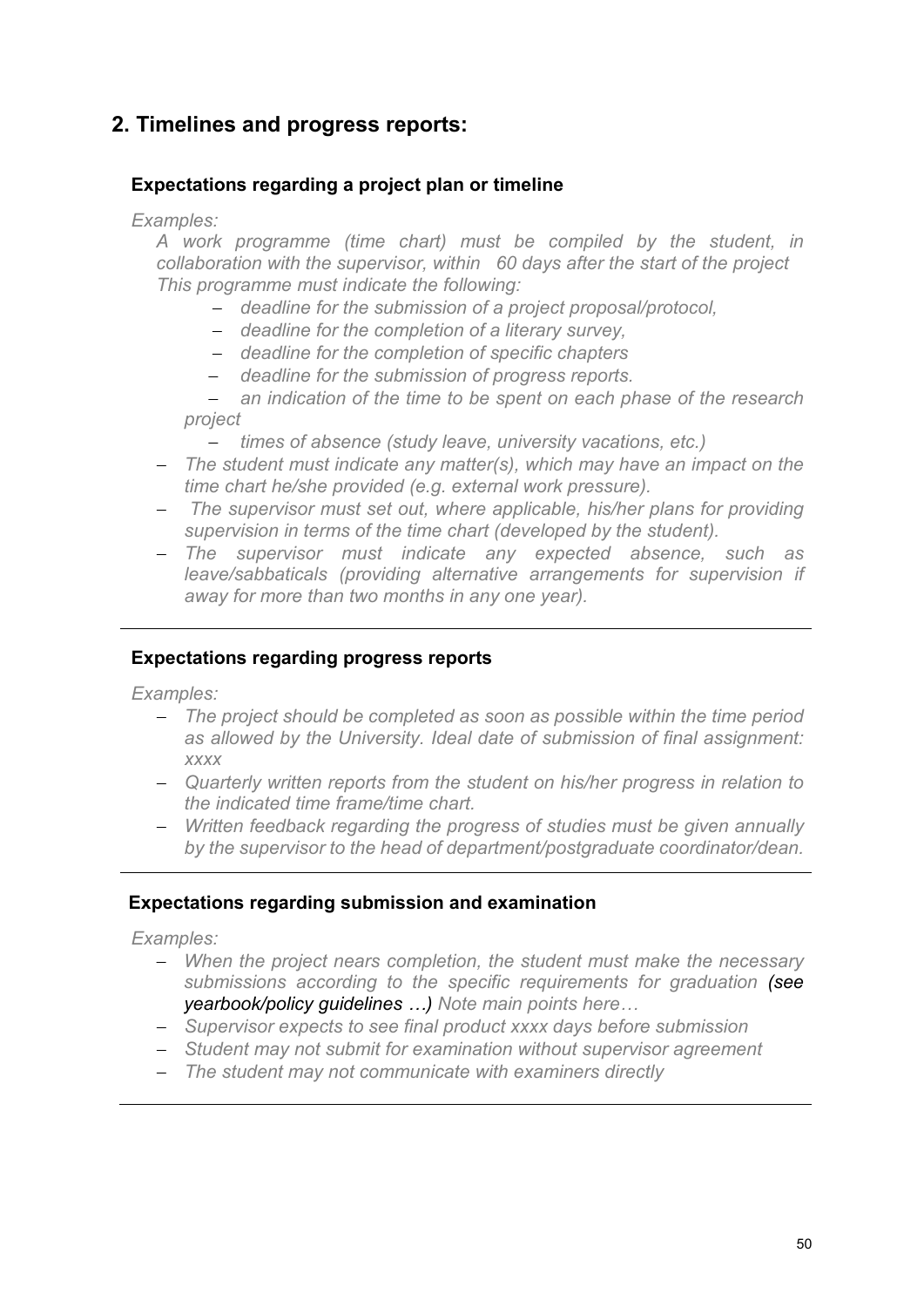## 2. Timelines and progress reports:

### Expectations regarding a project plan or timeline

*Examples:*

*A work programme (time chart) must be compiled by the student, in collaboration with the supervisor, within 60 days after the start of the project This programme must indicate the following:*

- *deadline for the submission of a project proposal/protocol,*
- *deadline for the completion of a literary survey,*
- *deadline for the completion of specific chapters*
- *deadline for the submission of progress reports.*
- *an indication of the time to be spent on each phase of the research project*
- *times of absence (study leave, university vacations, etc.)*

- *The student must indicate any matter(s), which may have an impact on the time chart he/she provided (e.g. external work pressure).*
- *The supervisor must set out, where applicable, his/her plans for providing supervision in terms of the time chart (developed by the student).*
- *The supervisor must indicate any expected absence, such as leave/sabbaticals (providing alternative arrangements for supervision if away for more than two months in any one year).*

---

### Expectations regarding progress reports

*Examples:*

- *The project should be completed as soon as possible within the time period as allowed by the University. Ideal date of submission of final assignment: xxxx*
- *Quarterly written reports from the student on his/her progress in relation to the indicated time frame/time chart.*
- *Written feedback regarding the progress of studies must be given annually by the supervisor to the head of department/postgraduate coordinator/dean.*

---

### Expectations regarding submission and examination

*Examples:*

- *When the project nears completion, the student must make the necessary submissions according to the specific requirements for graduation **(see yearbook/policy guidelines …)** Note main points here…*
- *Supervisor expects to see final product xxxx days before submission*
- *Student may not submit for examination without supervisor agreement*
- *The student may not communicate with examiners directly*

---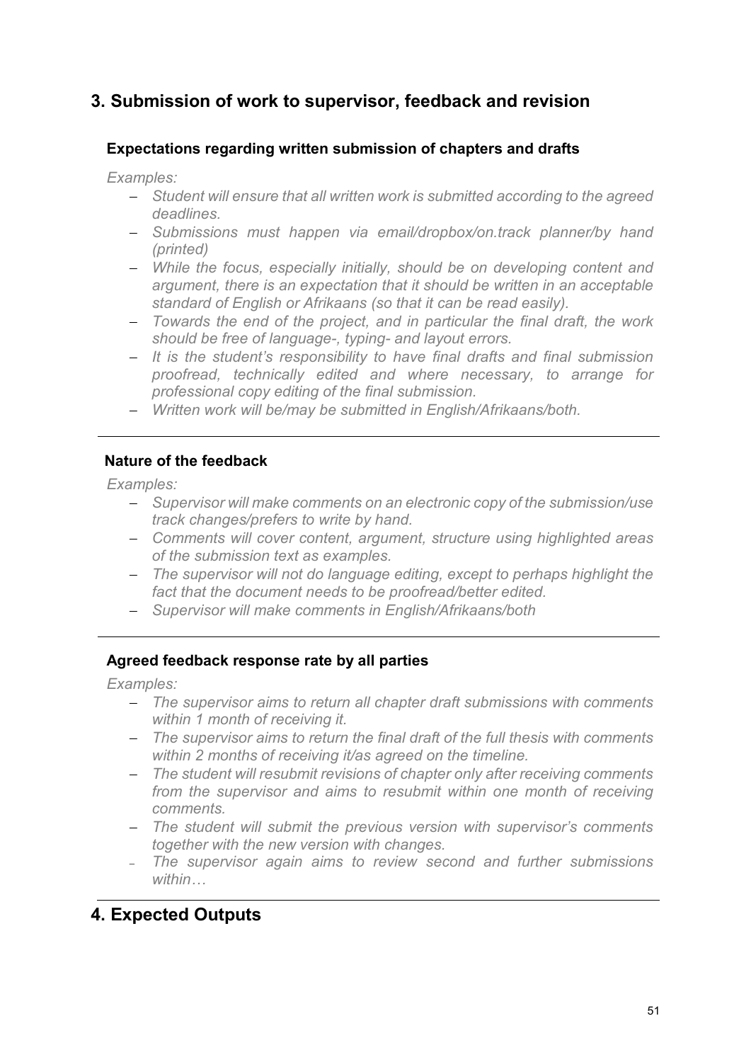## 3. Submission of work to supervisor, feedback and revision

### Expectations regarding written submission of chapters and drafts

*Examples:*

- *Student will ensure that all written work is submitted according to the agreed deadlines.*
- *Submissions must happen via email/dropbox/on.track planner/by hand (printed)*
- *While the focus, especially initially, should be on developing content and argument, there is an expectation that it should be written in an acceptable standard of English or Afrikaans (so that it can be read easily).*
- *Towards the end of the project, and in particular the final draft, the work should be free of language-, typing- and layout errors.*
- *It is the student's responsibility to have final drafts and final submission proofread, technically edited and where necessary, to arrange for professional copy editing of the final submission.*
- *Written work will be/may be submitted in English/Afrikaans/both.*

---

### Nature of the feedback

*Examples:*

- *Supervisor will make comments on an electronic copy of the submission/use track changes/prefers to write by hand.*
- *Comments will cover content, argument, structure using highlighted areas of the submission text as examples.*
- *The supervisor will not do language editing, except to perhaps highlight the fact that the document needs to be proofread/better edited.*
- *Supervisor will make comments in English/Afrikaans/both*

---

### Agreed feedback response rate by all parties

*Examples:*

- *The supervisor aims to return all chapter draft submissions with comments within 1 month of receiving it.*
- *The supervisor aims to return the final draft of the full thesis with comments within 2 months of receiving it/as agreed on the timeline.*
- *The student will resubmit revisions of chapter only after receiving comments from the supervisor and aims to resubmit within one month of receiving comments.*
- *The student will submit the previous version with supervisor's comments together with the new version with changes.*
- *The supervisor again aims to review second and further submissions within…*

---

## 4. Expected Outputs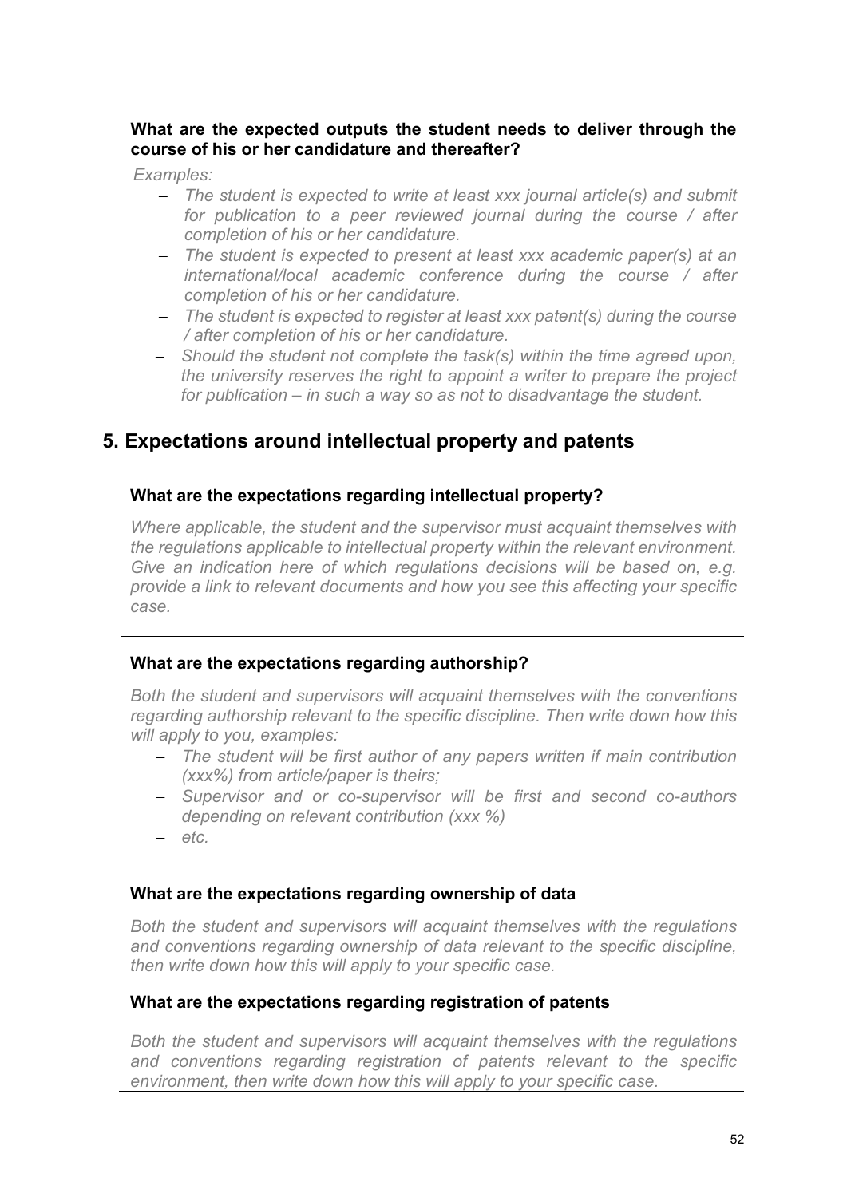**What are the expected outputs the student needs to deliver through the course of his or her candidature and thereafter?**

*Examples:*

- *The student is expected to write at least xxx journal article(s) and submit for publication to a peer reviewed journal during the course / after completion of his or her candidature.*
- *The student is expected to present at least xxx academic paper(s) at an international/local academic conference during the course / after completion of his or her candidature.*
- *The student is expected to register at least xxx patent(s) during the course / after completion of his or her candidature.*
- *Should the student not complete the task(s) within the time agreed upon, the university reserves the right to appoint a writer to prepare the project for publication – in such a way so as not to disadvantage the student.*

---

## 5. Expectations around intellectual property and patents

**What are the expectations regarding intellectual property?**

*Where applicable, the student and the supervisor must acquaint themselves with the regulations applicable to intellectual property within the relevant environment. Give an indication here of which regulations decisions will be based on, e.g. provide a link to relevant documents and how you see this affecting your specific case.*

---

**What are the expectations regarding authorship?**

*Both the student and supervisors will acquaint themselves with the conventions regarding authorship relevant to the specific discipline. Then write down how this will apply to you, examples:*

- *The student will be first author of any papers written if main contribution (xxx%) from article/paper is theirs;*
- *Supervisor and or co-supervisor will be first and second co-authors depending on relevant contribution (xxx %)*
- *etc.*

---

**What are the expectations regarding ownership of data**

*Both the student and supervisors will acquaint themselves with the regulations and conventions regarding ownership of data relevant to the specific discipline, then write down how this will apply to your specific case.*

**What are the expectations regarding registration of patents**

*Both the student and supervisors will acquaint themselves with the regulations and conventions regarding registration of patents relevant to the specific environment, then write down how this will apply to your specific case.*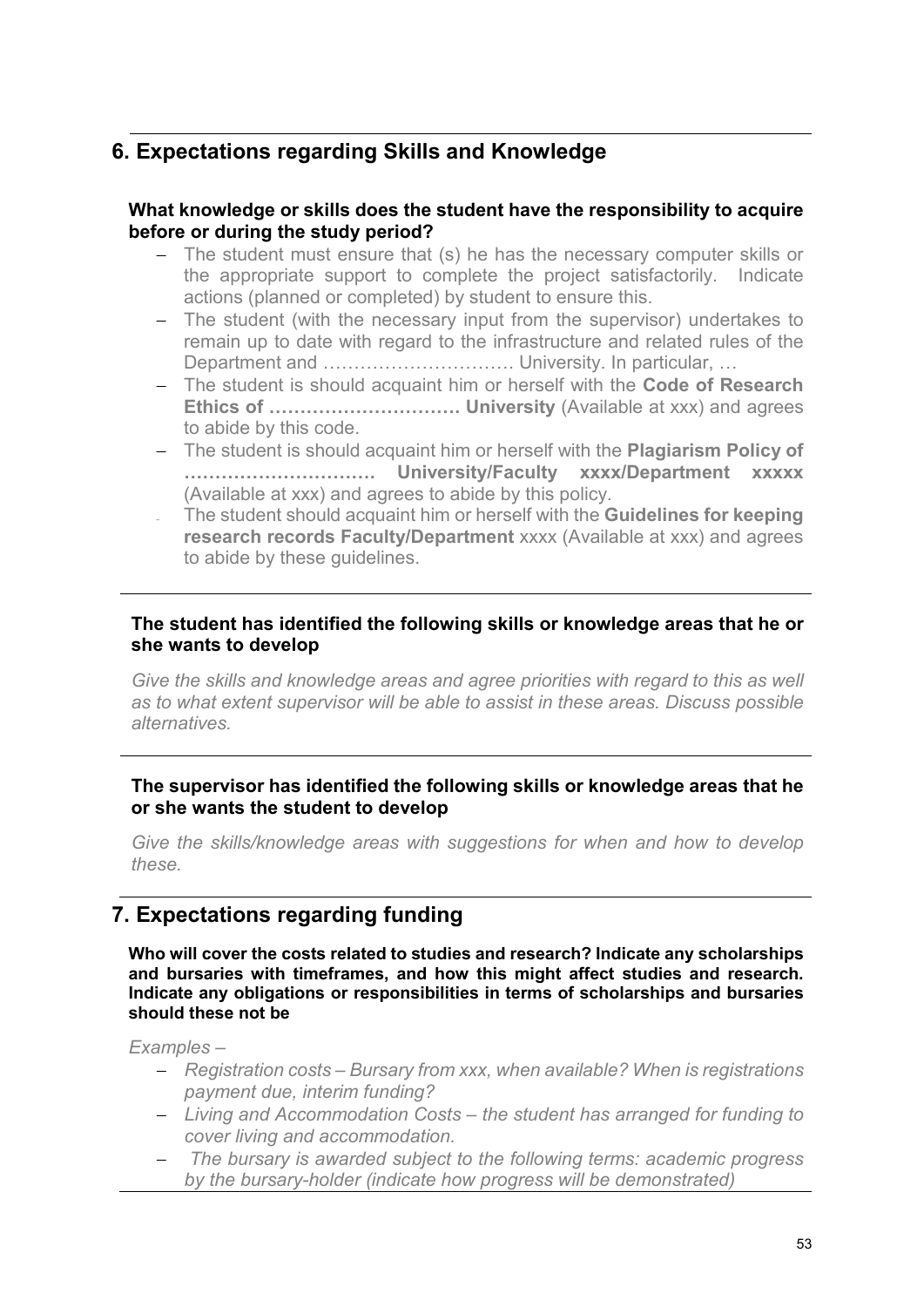## 6. Expectations regarding Skills and Knowledge

**What knowledge or skills does the student have the responsibility to acquire before or during the study period?**

- The student must ensure that (s) he has the necessary computer skills or the appropriate support to complete the project satisfactorily. Indicate actions (planned or completed) by student to ensure this.
- The student (with the necessary input from the supervisor) undertakes to remain up to date with regard to the infrastructure and related rules of the Department and …………………………. University. In particular, …
- The student is should acquaint him or herself with the **Code of Research Ethics of …………………………. University** (Available at xxx) and agrees to abide by this code.
- The student is should acquaint him or herself with the **Plagiarism Policy of …………………………. University/Faculty xxxx/Department xxxxx** (Available at xxx) and agrees to abide by this policy.
- The student should acquaint him or herself with the **Guidelines for keeping research records Faculty/Department** xxxx (Available at xxx) and agrees to abide by these guidelines.

**The student has identified the following skills or knowledge areas that he or she wants to develop**

*Give the skills and knowledge areas and agree priorities with regard to this as well as to what extent supervisor will be able to assist in these areas. Discuss possible alternatives.*

**The supervisor has identified the following skills or knowledge areas that he or she wants the student to develop**

*Give the skills/knowledge areas with suggestions for when and how to develop these.*

## 7. Expectations regarding funding

**Who will cover the costs related to studies and research? Indicate any scholarships and bursaries with timeframes, and how this might affect studies and research. Indicate any obligations or responsibilities in terms of scholarships and bursaries should these not be**

*Examples –*

- *Registration costs – Bursary from xxx, when available? When is registrations payment due, interim funding?*
- *Living and Accommodation Costs – the student has arranged for funding to cover living and accommodation.*
- *The bursary is awarded subject to the following terms: academic progress by the bursary-holder (indicate how progress will be demonstrated)*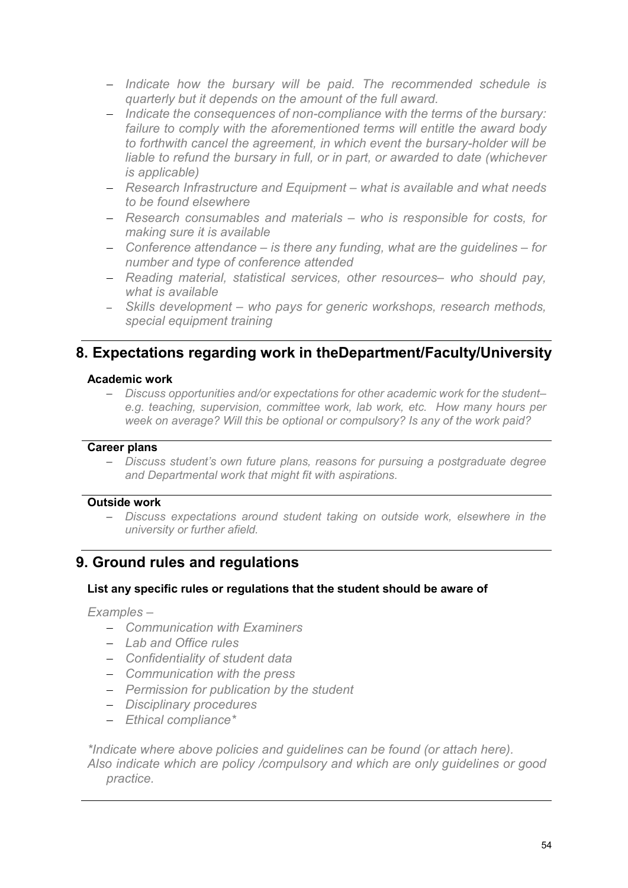- *Indicate how the bursary will be paid. The recommended schedule is quarterly but it depends on the amount of the full award.*
- *Indicate the consequences of non-compliance with the terms of the bursary: failure to comply with the aforementioned terms will entitle the award body to forthwith cancel the agreement, in which event the bursary-holder will be liable to refund the bursary in full, or in part, or awarded to date (whichever is applicable)*
- *Research Infrastructure and Equipment – what is available and what needs to be found elsewhere*
- *Research consumables and materials – who is responsible for costs, for making sure it is available*
- *Conference attendance – is there any funding, what are the guidelines – for number and type of conference attended*
- *Reading material, statistical services, other resources– who should pay, what is available*
- *Skills development – who pays for generic workshops, research methods, special equipment training*

## 8. Expectations regarding work in theDepartment/Faculty/University

**Academic work**

- *Discuss opportunities and/or expectations for other academic work for the student– e.g. teaching, supervision, committee work, lab work, etc. How many hours per week on average? Will this be optional or compulsory? Is any of the work paid?*

**Career plans**

- *Discuss student's own future plans, reasons for pursuing a postgraduate degree and Departmental work that might fit with aspirations.*

**Outside work**

- *Discuss expectations around student taking on outside work, elsewhere in the university or further afield.*

## 9. Ground rules and regulations

**List any specific rules or regulations that the student should be aware of**

*Examples –*

- *Communication with Examiners*
- *Lab and Office rules*
- *Confidentiality of student data*
- *Communication with the press*
- *Permission for publication by the student*
- *Disciplinary procedures*
- *Ethical compliance**

**Indicate where above policies and guidelines can be found (or attach here). Also indicate which are policy /compulsory and which are only guidelines or good practice.*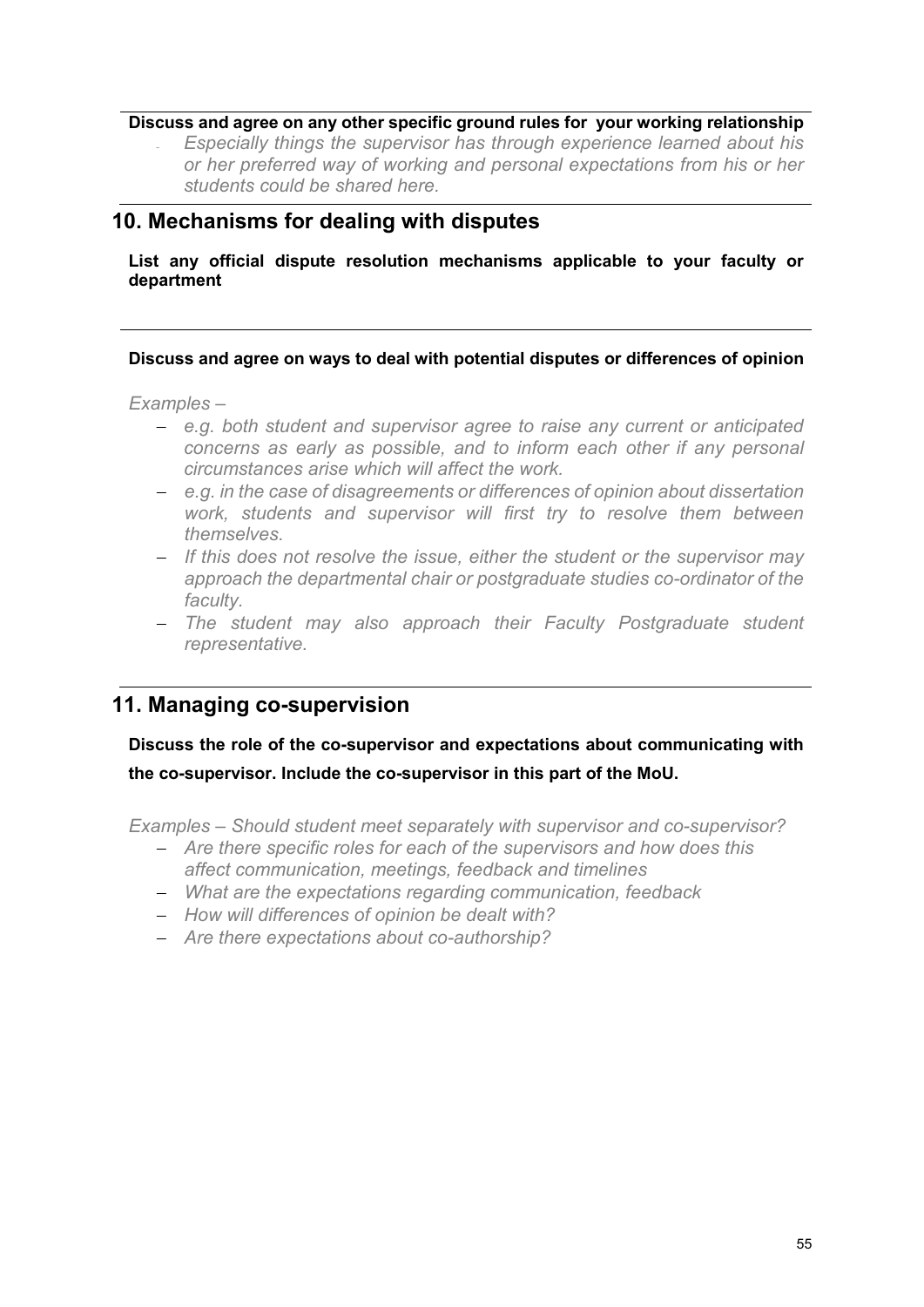**Discuss and agree on any other specific ground rules for your working relationship**

- *Especially things the supervisor has through experience learned about his or her preferred way of working and personal expectations from his or her students could be shared here.*

## 10. Mechanisms for dealing with disputes

**List any official dispute resolution mechanisms applicable to your faculty or department**

**Discuss and agree on ways to deal with potential disputes or differences of opinion**

*Examples –*

- *e.g. both student and supervisor agree to raise any current or anticipated concerns as early as possible, and to inform each other if any personal circumstances arise which will affect the work.*
- *e.g. in the case of disagreements or differences of opinion about dissertation work, students and supervisor will first try to resolve them between themselves.*
- *If this does not resolve the issue, either the student or the supervisor may approach the departmental chair or postgraduate studies co-ordinator of the faculty.*
- *The student may also approach their Faculty Postgraduate student representative.*

## 11. Managing co-supervision

**Discuss the role of the co-supervisor and expectations about communicating with the co-supervisor. Include the co-supervisor in this part of the MoU.**

*Examples – Should student meet separately with supervisor and co-supervisor?*

- *Are there specific roles for each of the supervisors and how does this affect communication, meetings, feedback and timelines*
- *What are the expectations regarding communication, feedback*
- *How will differences of opinion be dealt with?*
- *Are there expectations about co-authorship?*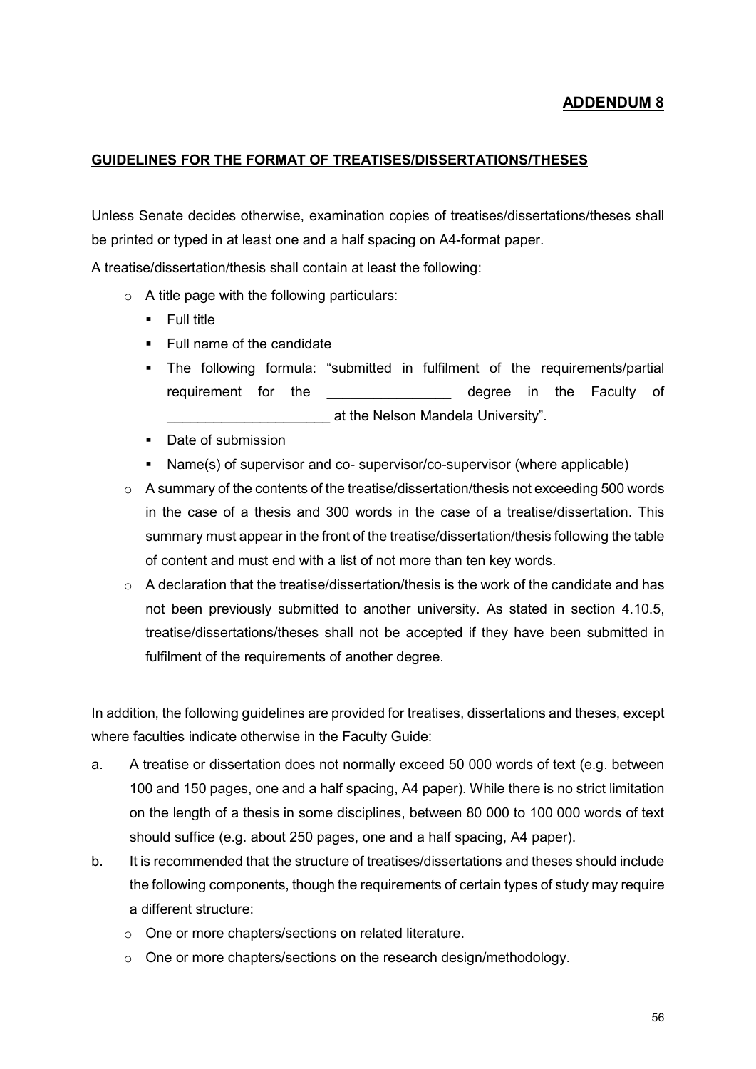**ADDENDUM 8**

**GUIDELINES FOR THE FORMAT OF TREATISES/DISSERTATIONS/THESES**

Unless Senate decides otherwise, examination copies of treatises/dissertations/theses shall be printed or typed in at least one and a half spacing on A4-format paper.

A treatise/dissertation/thesis shall contain at least the following:

- A title page with the following particulars:
  - Full title
  - Full name of the candidate
  - The following formula: "submitted in fulfilment of the requirements/partial requirement for the ________________ degree in the Faculty of _____________________ at the Nelson Mandela University".
  - Date of submission
  - Name(s) of supervisor and co- supervisor/co-supervisor (where applicable)
- A summary of the contents of the treatise/dissertation/thesis not exceeding 500 words in the case of a thesis and 300 words in the case of a treatise/dissertation. This summary must appear in the front of the treatise/dissertation/thesis following the table of content and must end with a list of not more than ten key words.
- A declaration that the treatise/dissertation/thesis is the work of the candidate and has not been previously submitted to another university. As stated in section 4.10.5, treatise/dissertations/theses shall not be accepted if they have been submitted in fulfilment of the requirements of another degree.

In addition, the following guidelines are provided for treatises, dissertations and theses, except where faculties indicate otherwise in the Faculty Guide:

a. A treatise or dissertation does not normally exceed 50 000 words of text (e.g. between 100 and 150 pages, one and a half spacing, A4 paper). While there is no strict limitation on the length of a thesis in some disciplines, between 80 000 to 100 000 words of text should suffice (e.g. about 250 pages, one and a half spacing, A4 paper).

b. It is recommended that the structure of treatises/dissertations and theses should include the following components, though the requirements of certain types of study may require a different structure:
   - One or more chapters/sections on related literature.
   - One or more chapters/sections on the research design/methodology.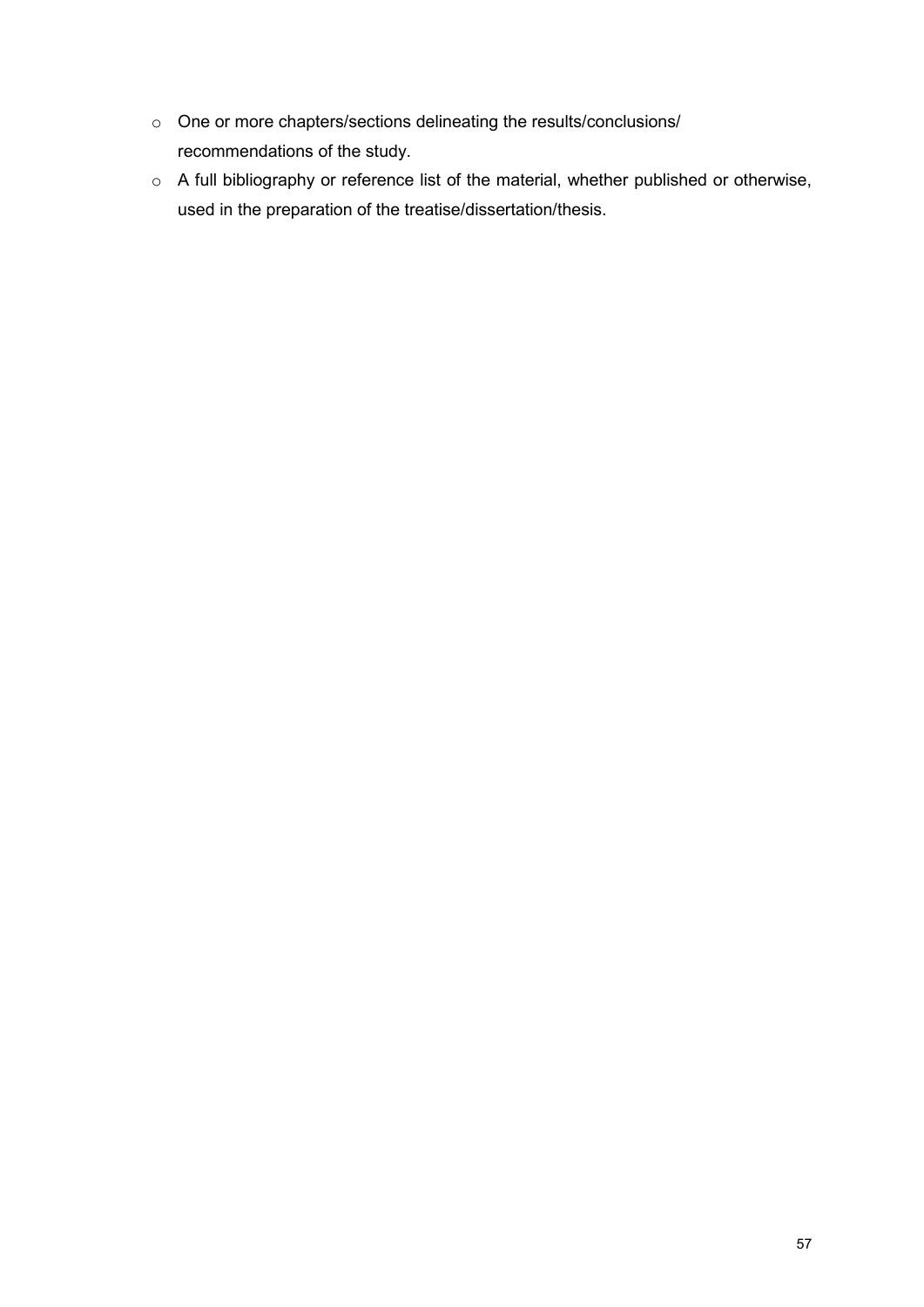- One or more chapters/sections delineating the results/conclusions/ recommendations of the study.
- A full bibliography or reference list of the material, whether published or otherwise, used in the preparation of the treatise/dissertation/thesis.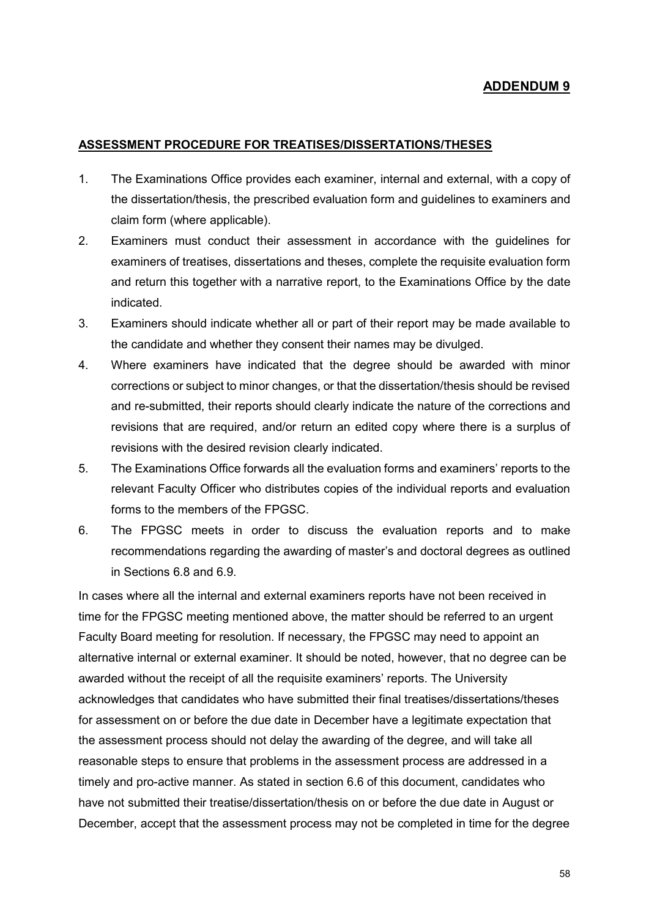## ADDENDUM 9

### ASSESSMENT PROCEDURE FOR TREATISES/DISSERTATIONS/THESES

1. The Examinations Office provides each examiner, internal and external, with a copy of the dissertation/thesis, the prescribed evaluation form and guidelines to examiners and claim form (where applicable).
2. Examiners must conduct their assessment in accordance with the guidelines for examiners of treatises, dissertations and theses, complete the requisite evaluation form and return this together with a narrative report, to the Examinations Office by the date indicated.
3. Examiners should indicate whether all or part of their report may be made available to the candidate and whether they consent their names may be divulged.
4. Where examiners have indicated that the degree should be awarded with minor corrections or subject to minor changes, or that the dissertation/thesis should be revised and re-submitted, their reports should clearly indicate the nature of the corrections and revisions that are required, and/or return an edited copy where there is a surplus of revisions with the desired revision clearly indicated.
5. The Examinations Office forwards all the evaluation forms and examiners' reports to the relevant Faculty Officer who distributes copies of the individual reports and evaluation forms to the members of the FPGSC.
6. The FPGSC meets in order to discuss the evaluation reports and to make recommendations regarding the awarding of master's and doctoral degrees as outlined in Sections 6.8 and 6.9.

In cases where all the internal and external examiners reports have not been received in time for the FPGSC meeting mentioned above, the matter should be referred to an urgent Faculty Board meeting for resolution. If necessary, the FPGSC may need to appoint an alternative internal or external examiner. It should be noted, however, that no degree can be awarded without the receipt of all the requisite examiners' reports. The University acknowledges that candidates who have submitted their final treatises/dissertations/theses for assessment on or before the due date in December have a legitimate expectation that the assessment process should not delay the awarding of the degree, and will take all reasonable steps to ensure that problems in the assessment process are addressed in a timely and pro-active manner. As stated in section 6.6 of this document, candidates who have not submitted their treatise/dissertation/thesis on or before the due date in August or December, accept that the assessment process may not be completed in time for the degree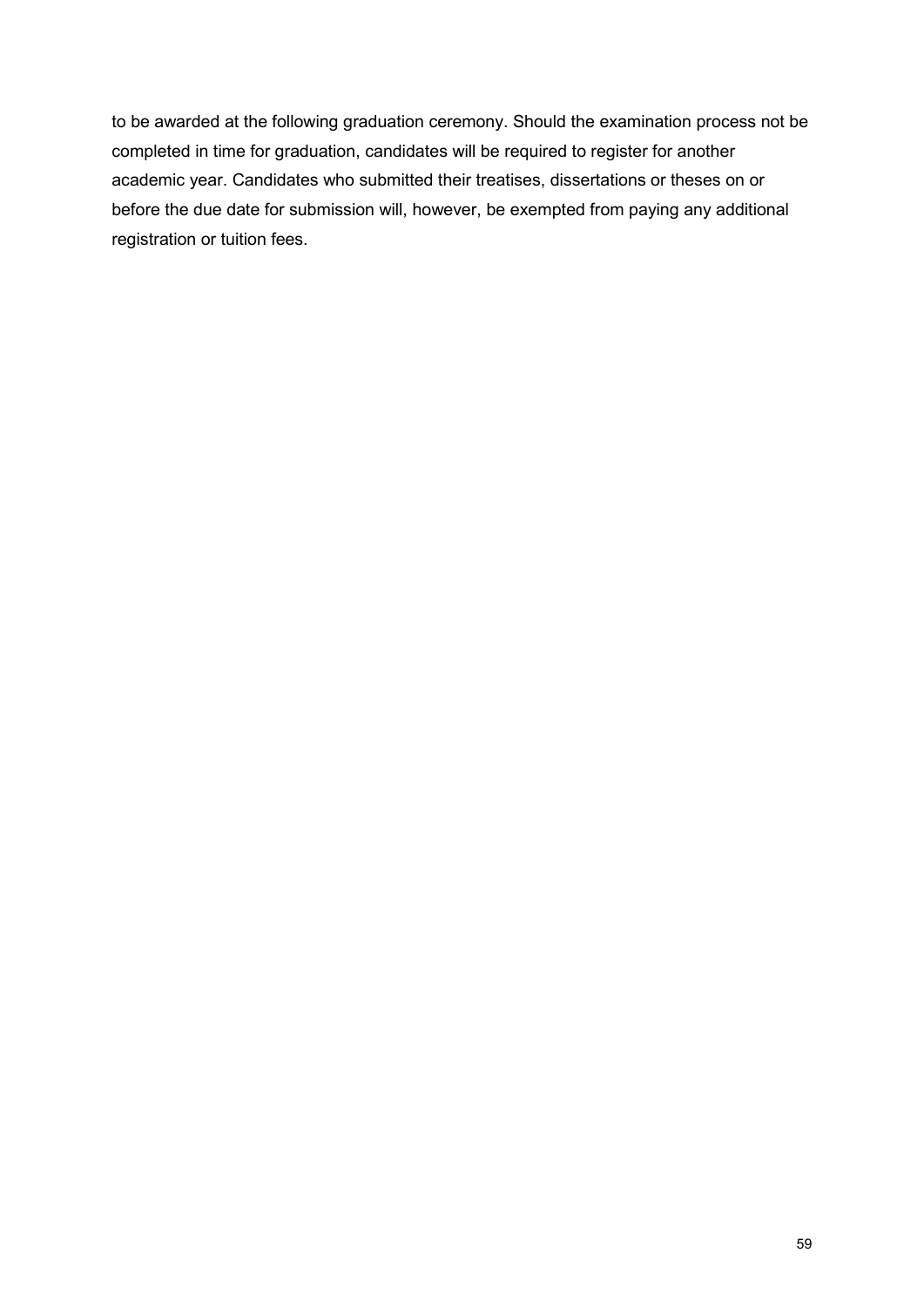to be awarded at the following graduation ceremony. Should the examination process not be completed in time for graduation, candidates will be required to register for another academic year. Candidates who submitted their treatises, dissertations or theses on or before the due date for submission will, however, be exempted from paying any additional registration or tuition fees.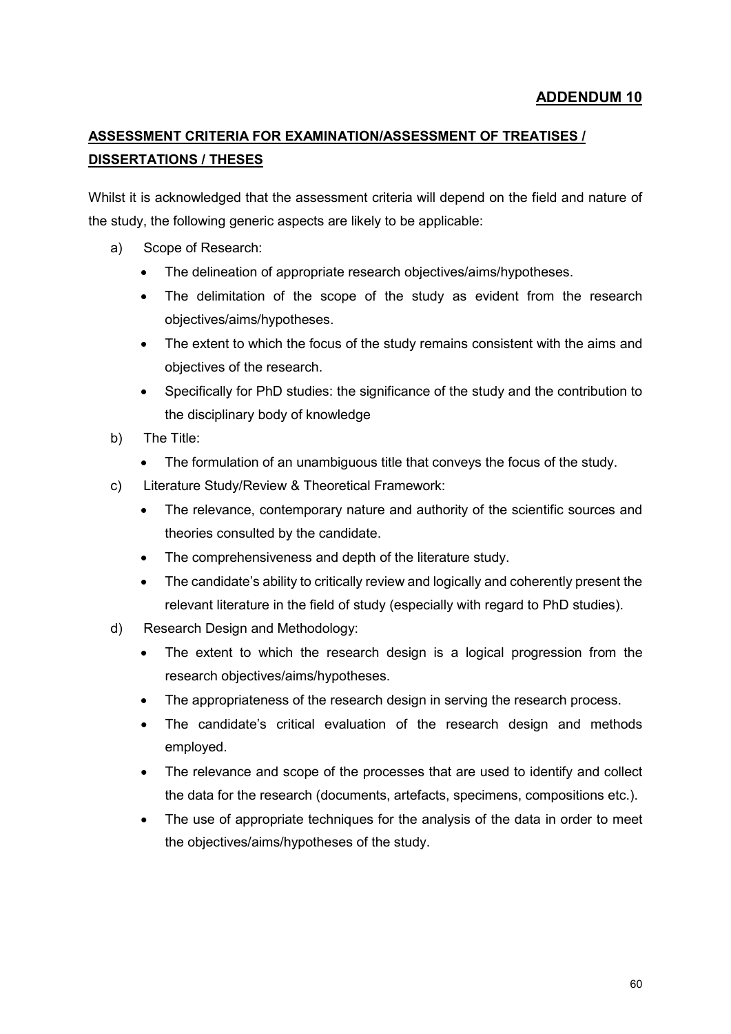**ADDENDUM 10**

## ASSESSMENT CRITERIA FOR EXAMINATION/ASSESSMENT OF TREATISES / DISSERTATIONS / THESES

Whilst it is acknowledged that the assessment criteria will depend on the field and nature of the study, the following generic aspects are likely to be applicable:

a) Scope of Research:
   - The delineation of appropriate research objectives/aims/hypotheses.
   - The delimitation of the scope of the study as evident from the research objectives/aims/hypotheses.
   - The extent to which the focus of the study remains consistent with the aims and objectives of the research.
   - Specifically for PhD studies: the significance of the study and the contribution to the disciplinary body of knowledge

b) The Title:
   - The formulation of an unambiguous title that conveys the focus of the study.

c) Literature Study/Review & Theoretical Framework:
   - The relevance, contemporary nature and authority of the scientific sources and theories consulted by the candidate.
   - The comprehensiveness and depth of the literature study.
   - The candidate's ability to critically review and logically and coherently present the relevant literature in the field of study (especially with regard to PhD studies).

d) Research Design and Methodology:
   - The extent to which the research design is a logical progression from the research objectives/aims/hypotheses.
   - The appropriateness of the research design in serving the research process.
   - The candidate's critical evaluation of the research design and methods employed.
   - The relevance and scope of the processes that are used to identify and collect the data for the research (documents, artefacts, specimens, compositions etc.).
   - The use of appropriate techniques for the analysis of the data in order to meet the objectives/aims/hypotheses of the study.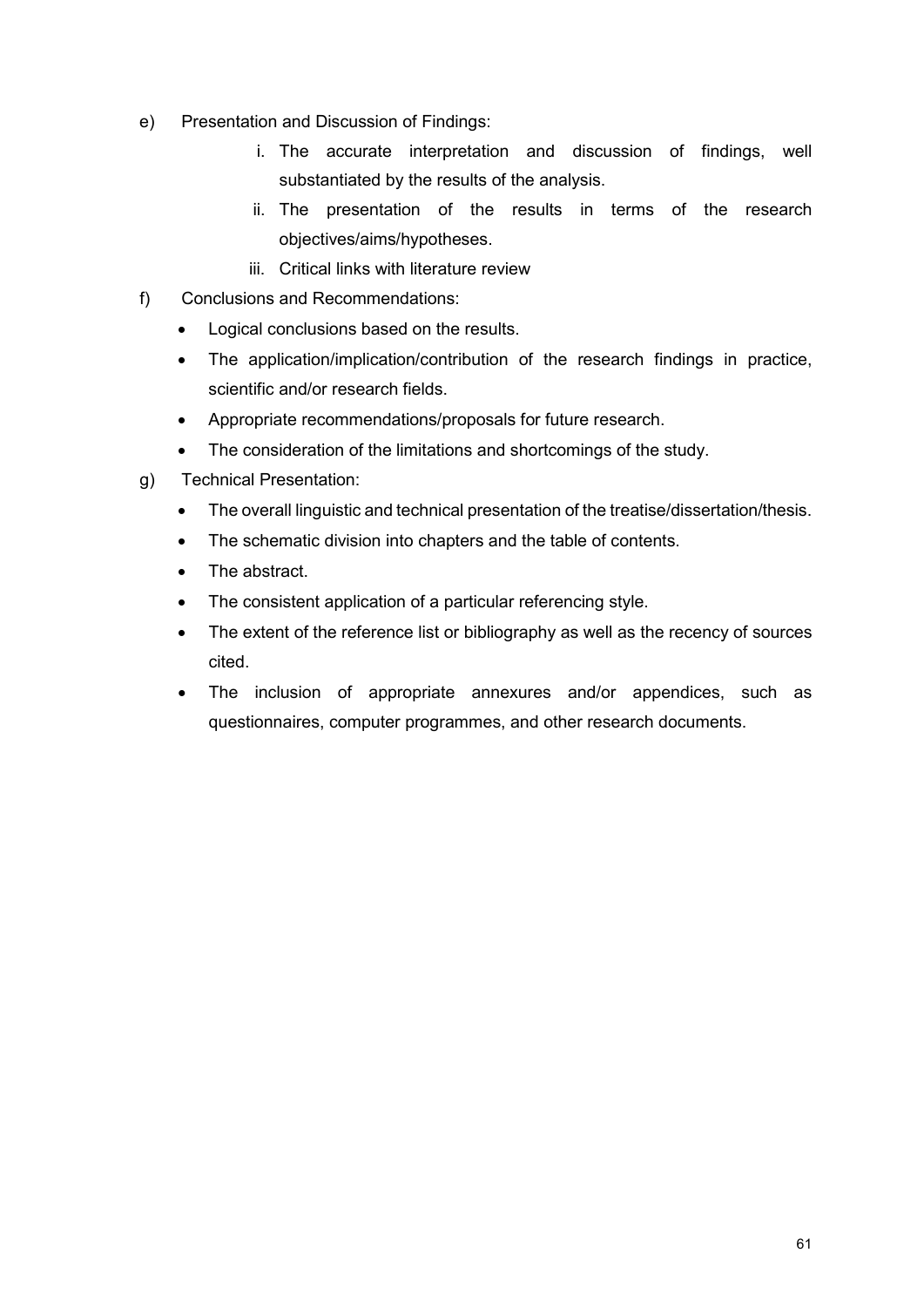e) Presentation and Discussion of Findings:

   i. The accurate interpretation and discussion of findings, well substantiated by the results of the analysis.
   ii. The presentation of the results in terms of the research objectives/aims/hypotheses.
   iii. Critical links with literature review

f) Conclusions and Recommendations:

   - Logical conclusions based on the results.
   - The application/implication/contribution of the research findings in practice, scientific and/or research fields.
   - Appropriate recommendations/proposals for future research.
   - The consideration of the limitations and shortcomings of the study.

g) Technical Presentation:

   - The overall linguistic and technical presentation of the treatise/dissertation/thesis.
   - The schematic division into chapters and the table of contents.
   - The abstract.
   - The consistent application of a particular referencing style.
   - The extent of the reference list or bibliography as well as the recency of sources cited.
   - The inclusion of appropriate annexures and/or appendices, such as questionnaires, computer programmes, and other research documents.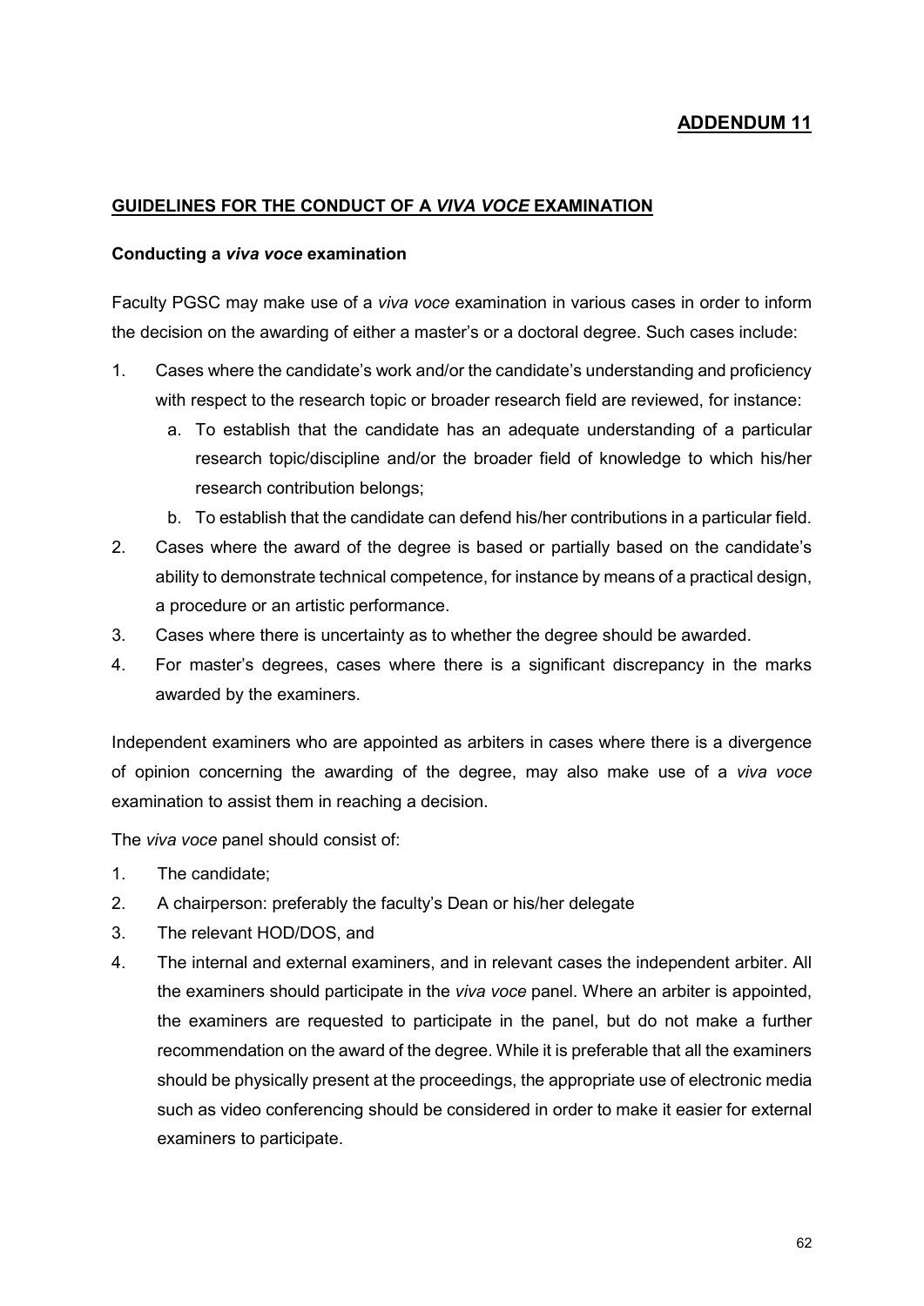## ADDENDUM 11

### GUIDELINES FOR THE CONDUCT OF A *VIVA VOCE* EXAMINATION

**Conducting a *viva voce* examination**

Faculty PGSC may make use of a *viva voce* examination in various cases in order to inform the decision on the awarding of either a master's or a doctoral degree. Such cases include:

1. Cases where the candidate's work and/or the candidate's understanding and proficiency with respect to the research topic or broader research field are reviewed, for instance:
   a. To establish that the candidate has an adequate understanding of a particular research topic/discipline and/or the broader field of knowledge to which his/her research contribution belongs;
   b. To establish that the candidate can defend his/her contributions in a particular field.
2. Cases where the award of the degree is based or partially based on the candidate's ability to demonstrate technical competence, for instance by means of a practical design, a procedure or an artistic performance.
3. Cases where there is uncertainty as to whether the degree should be awarded.
4. For master's degrees, cases where there is a significant discrepancy in the marks awarded by the examiners.

Independent examiners who are appointed as arbiters in cases where there is a divergence of opinion concerning the awarding of the degree, may also make use of a *viva voce* examination to assist them in reaching a decision.

The *viva voce* panel should consist of:

1. The candidate;
2. A chairperson: preferably the faculty's Dean or his/her delegate
3. The relevant HOD/DOS, and
4. The internal and external examiners, and in relevant cases the independent arbiter. All the examiners should participate in the *viva voce* panel. Where an arbiter is appointed, the examiners are requested to participate in the panel, but do not make a further recommendation on the award of the degree. While it is preferable that all the examiners should be physically present at the proceedings, the appropriate use of electronic media such as video conferencing should be considered in order to make it easier for external examiners to participate.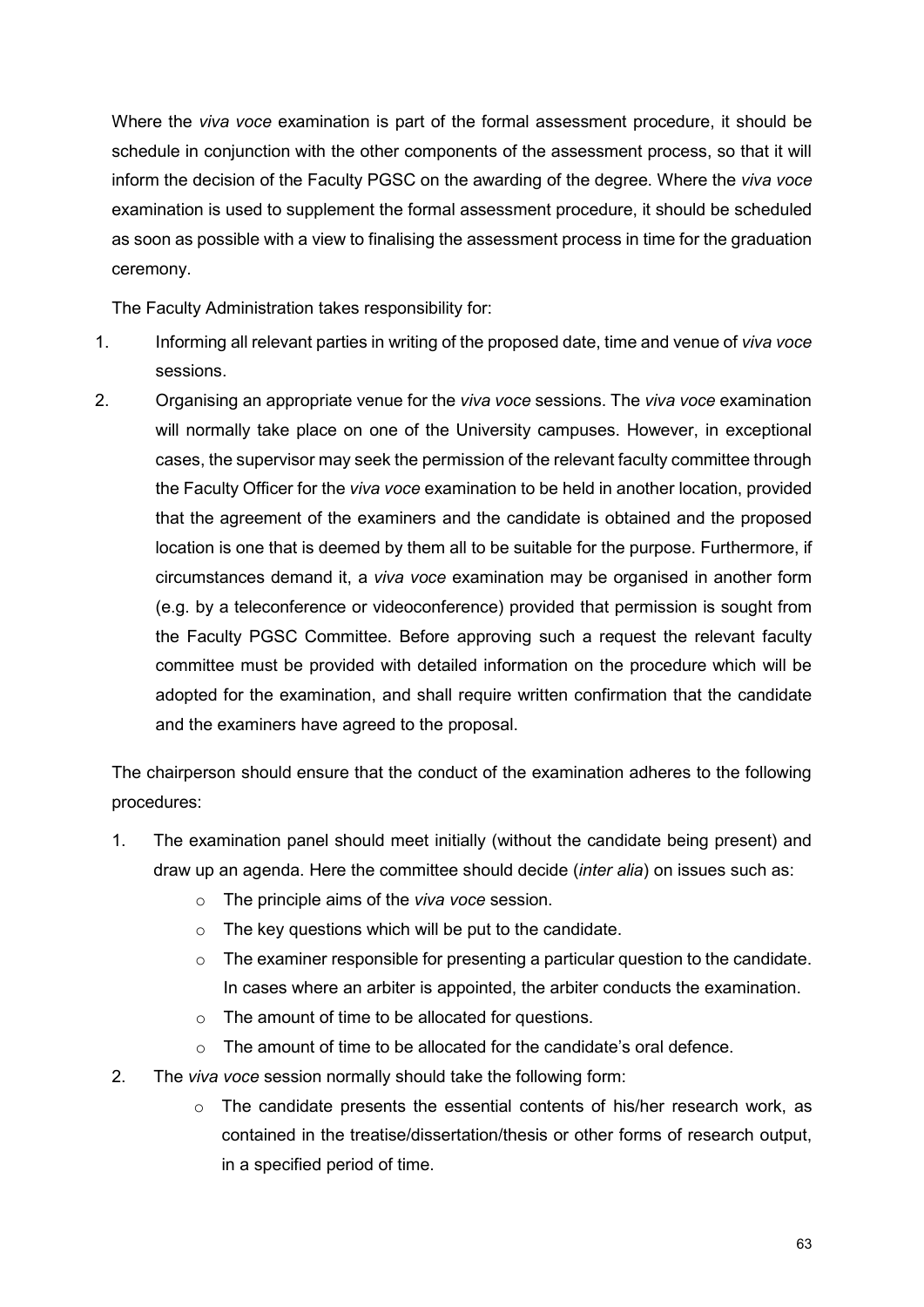Where the *viva voce* examination is part of the formal assessment procedure, it should be schedule in conjunction with the other components of the assessment process, so that it will inform the decision of the Faculty PGSC on the awarding of the degree. Where the *viva voce* examination is used to supplement the formal assessment procedure, it should be scheduled as soon as possible with a view to finalising the assessment process in time for the graduation ceremony.

The Faculty Administration takes responsibility for:

1. Informing all relevant parties in writing of the proposed date, time and venue of *viva voce* sessions.
2. Organising an appropriate venue for the *viva voce* sessions. The *viva voce* examination will normally take place on one of the University campuses. However, in exceptional cases, the supervisor may seek the permission of the relevant faculty committee through the Faculty Officer for the *viva voce* examination to be held in another location, provided that the agreement of the examiners and the candidate is obtained and the proposed location is one that is deemed by them all to be suitable for the purpose. Furthermore, if circumstances demand it, a *viva voce* examination may be organised in another form (e.g. by a teleconference or videoconference) provided that permission is sought from the Faculty PGSC Committee. Before approving such a request the relevant faculty committee must be provided with detailed information on the procedure which will be adopted for the examination, and shall require written confirmation that the candidate and the examiners have agreed to the proposal.

The chairperson should ensure that the conduct of the examination adheres to the following procedures:

1. The examination panel should meet initially (without the candidate being present) and draw up an agenda. Here the committee should decide (*inter alia*) on issues such as:
   - The principle aims of the *viva voce* session.
   - The key questions which will be put to the candidate.
   - The examiner responsible for presenting a particular question to the candidate. In cases where an arbiter is appointed, the arbiter conducts the examination.
   - The amount of time to be allocated for questions.
   - The amount of time to be allocated for the candidate's oral defence.
2. The *viva voce* session normally should take the following form:
   - The candidate presents the essential contents of his/her research work, as contained in the treatise/dissertation/thesis or other forms of research output, in a specified period of time.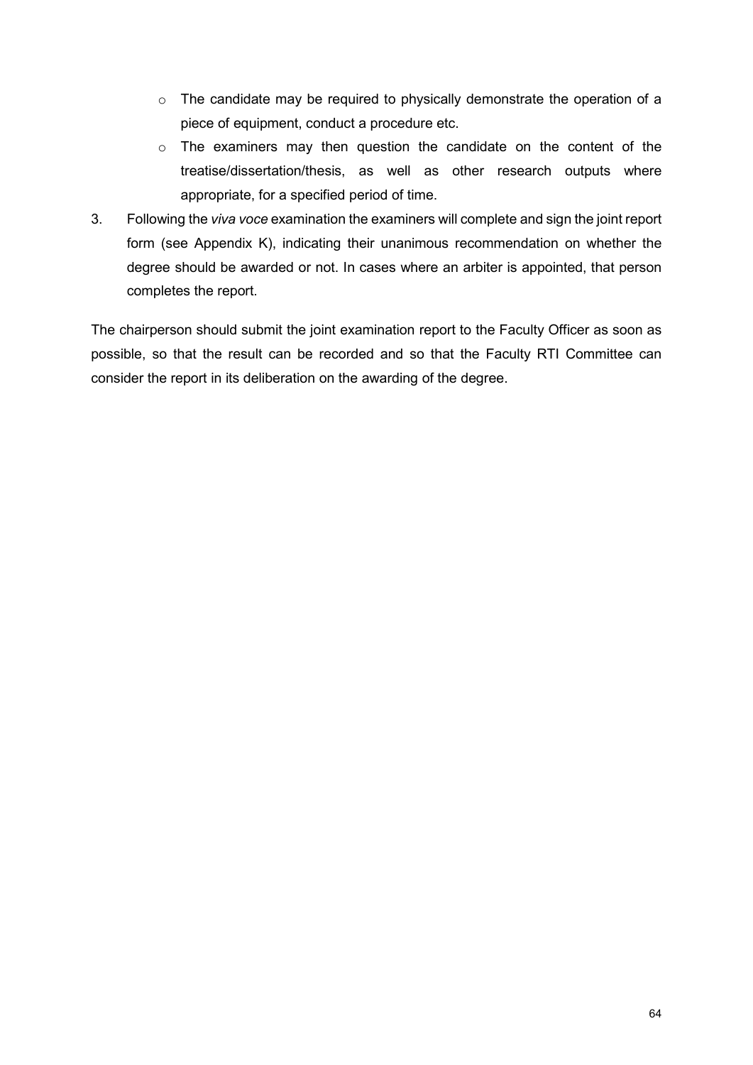- The candidate may be required to physically demonstrate the operation of a piece of equipment, conduct a procedure etc.
  - The examiners may then question the candidate on the content of the treatise/dissertation/thesis, as well as other research outputs where appropriate, for a specified period of time.

3. Following the *viva voce* examination the examiners will complete and sign the joint report form (see Appendix K), indicating their unanimous recommendation on whether the degree should be awarded or not. In cases where an arbiter is appointed, that person completes the report.

The chairperson should submit the joint examination report to the Faculty Officer as soon as possible, so that the result can be recorded and so that the Faculty RTI Committee can consider the report in its deliberation on the awarding of the degree.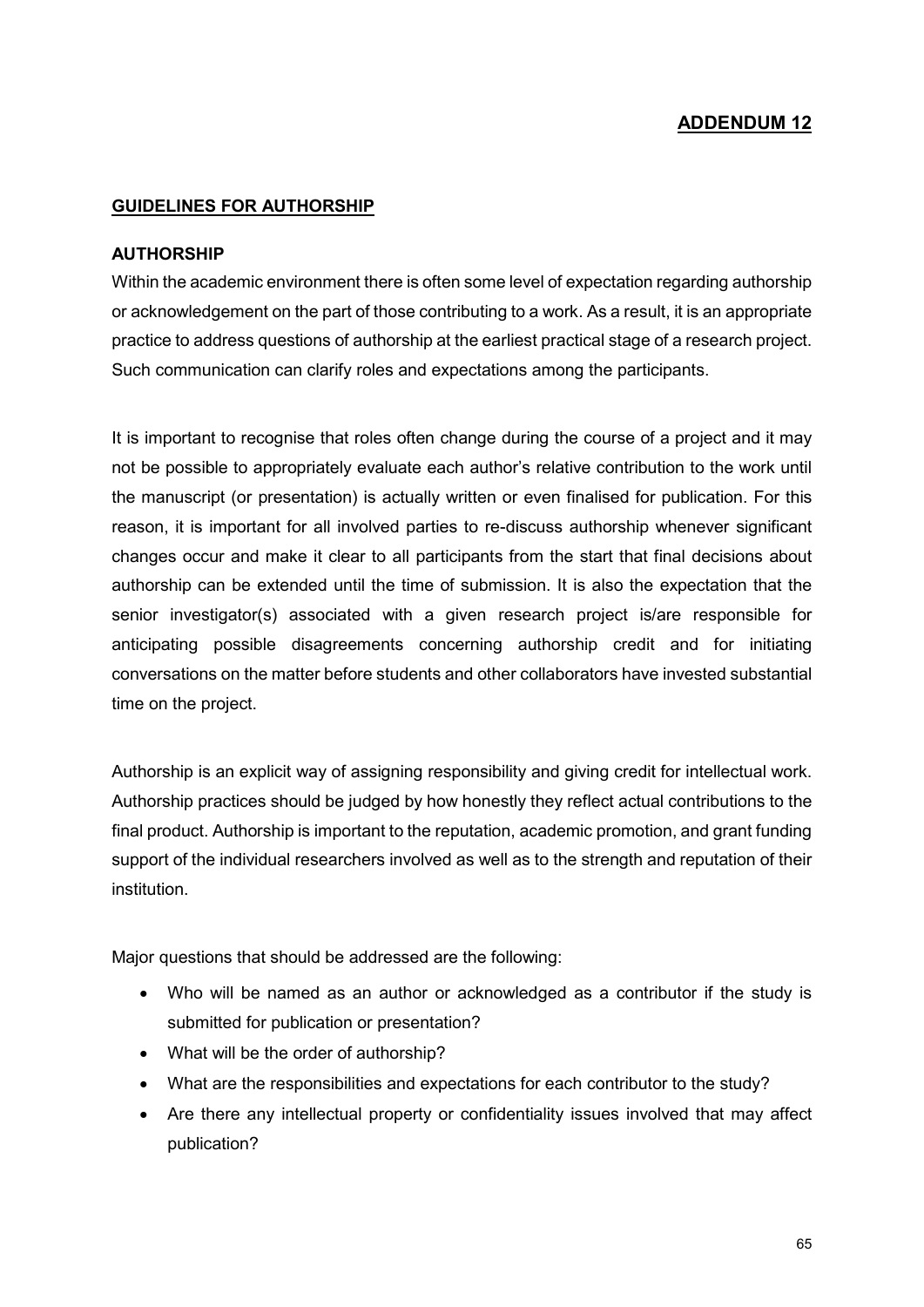## ADDENDUM 12

### GUIDELINES FOR AUTHORSHIP

**AUTHORSHIP**

Within the academic environment there is often some level of expectation regarding authorship or acknowledgement on the part of those contributing to a work. As a result, it is an appropriate practice to address questions of authorship at the earliest practical stage of a research project. Such communication can clarify roles and expectations among the participants.

It is important to recognise that roles often change during the course of a project and it may not be possible to appropriately evaluate each author's relative contribution to the work until the manuscript (or presentation) is actually written or even finalised for publication. For this reason, it is important for all involved parties to re-discuss authorship whenever significant changes occur and make it clear to all participants from the start that final decisions about authorship can be extended until the time of submission. It is also the expectation that the senior investigator(s) associated with a given research project is/are responsible for anticipating possible disagreements concerning authorship credit and for initiating conversations on the matter before students and other collaborators have invested substantial time on the project.

Authorship is an explicit way of assigning responsibility and giving credit for intellectual work. Authorship practices should be judged by how honestly they reflect actual contributions to the final product. Authorship is important to the reputation, academic promotion, and grant funding support of the individual researchers involved as well as to the strength and reputation of their institution.

Major questions that should be addressed are the following:

- Who will be named as an author or acknowledged as a contributor if the study is submitted for publication or presentation?
- What will be the order of authorship?
- What are the responsibilities and expectations for each contributor to the study?
- Are there any intellectual property or confidentiality issues involved that may affect publication?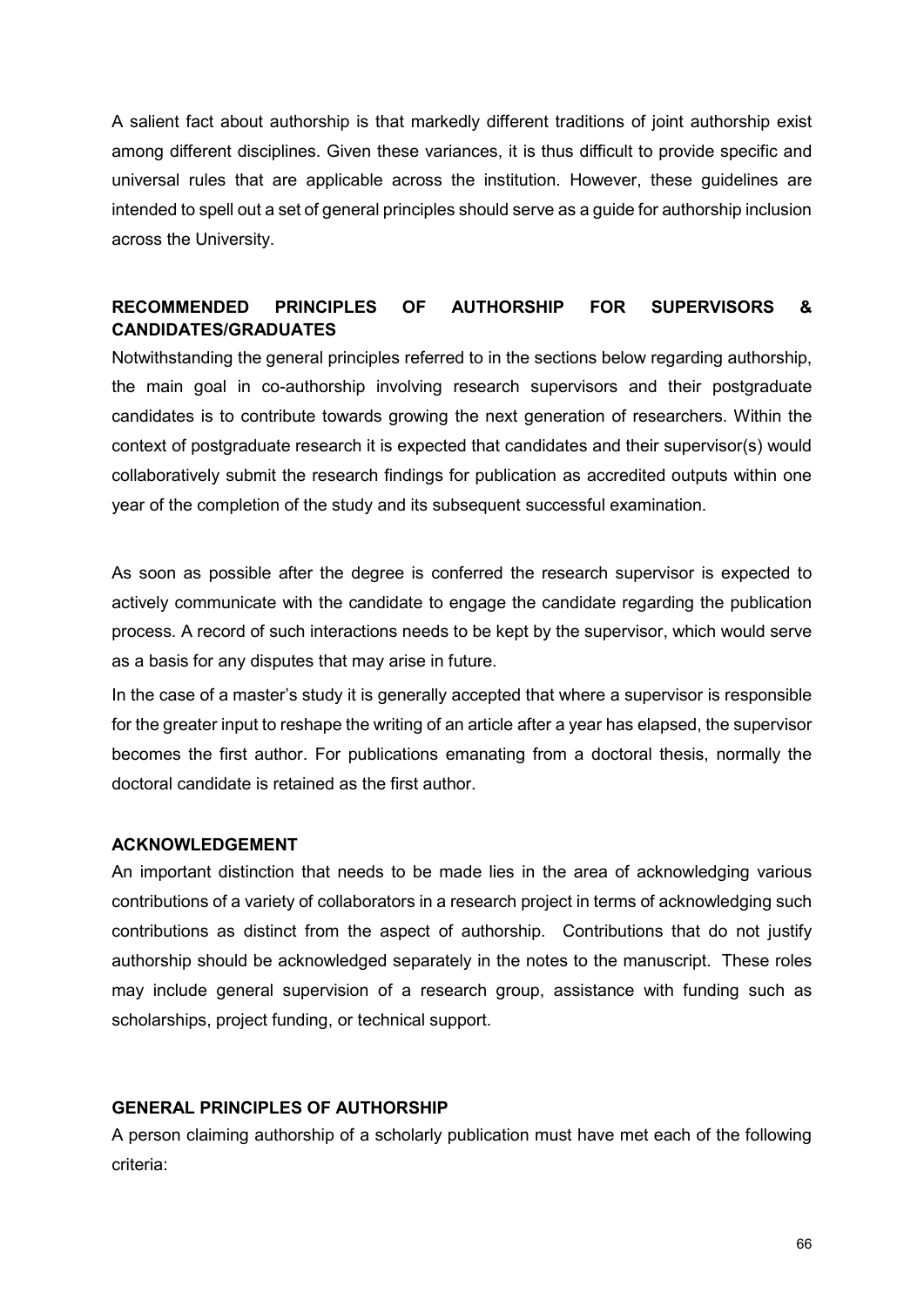A salient fact about authorship is that markedly different traditions of joint authorship exist among different disciplines. Given these variances, it is thus difficult to provide specific and universal rules that are applicable across the institution. However, these guidelines are intended to spell out a set of general principles should serve as a guide for authorship inclusion across the University.

## RECOMMENDED PRINCIPLES OF AUTHORSHIP FOR SUPERVISORS & CANDIDATES/GRADUATES

Notwithstanding the general principles referred to in the sections below regarding authorship, the main goal in co-authorship involving research supervisors and their postgraduate candidates is to contribute towards growing the next generation of researchers. Within the context of postgraduate research it is expected that candidates and their supervisor(s) would collaboratively submit the research findings for publication as accredited outputs within one year of the completion of the study and its subsequent successful examination.

As soon as possible after the degree is conferred the research supervisor is expected to actively communicate with the candidate to engage the candidate regarding the publication process. A record of such interactions needs to be kept by the supervisor, which would serve as a basis for any disputes that may arise in future.

In the case of a master's study it is generally accepted that where a supervisor is responsible for the greater input to reshape the writing of an article after a year has elapsed, the supervisor becomes the first author. For publications emanating from a doctoral thesis, normally the doctoral candidate is retained as the first author.

## ACKNOWLEDGEMENT

An important distinction that needs to be made lies in the area of acknowledging various contributions of a variety of collaborators in a research project in terms of acknowledging such contributions as distinct from the aspect of authorship. Contributions that do not justify authorship should be acknowledged separately in the notes to the manuscript. These roles may include general supervision of a research group, assistance with funding such as scholarships, project funding, or technical support.

## GENERAL PRINCIPLES OF AUTHORSHIP

A person claiming authorship of a scholarly publication must have met each of the following criteria: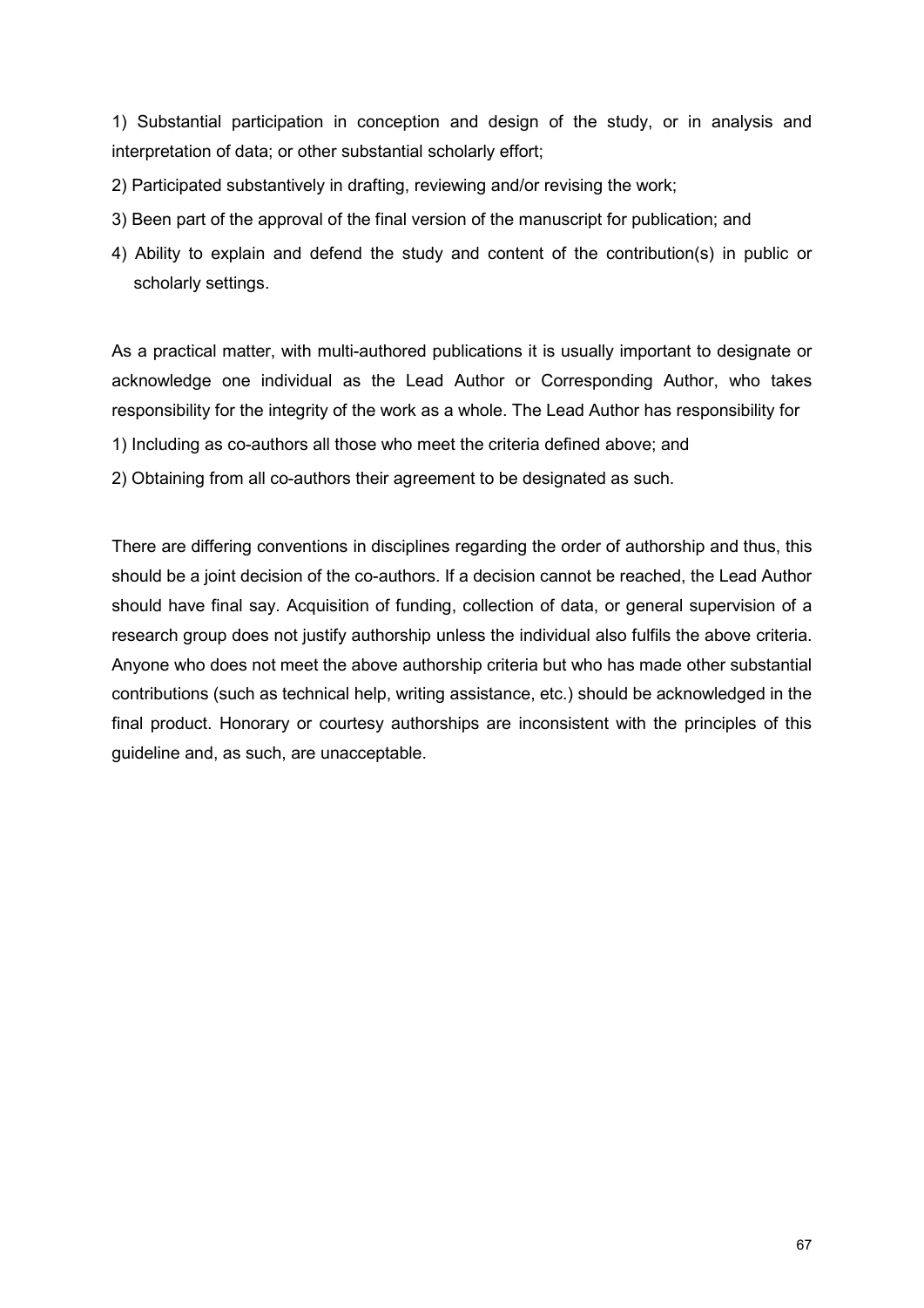1) Substantial participation in conception and design of the study, or in analysis and interpretation of data; or other substantial scholarly effort;

2) Participated substantively in drafting, reviewing and/or revising the work;

3) Been part of the approval of the final version of the manuscript for publication; and

4) Ability to explain and defend the study and content of the contribution(s) in public or scholarly settings.

As a practical matter, with multi-authored publications it is usually important to designate or acknowledge one individual as the Lead Author or Corresponding Author, who takes responsibility for the integrity of the work as a whole. The Lead Author has responsibility for

1) Including as co-authors all those who meet the criteria defined above; and

2) Obtaining from all co-authors their agreement to be designated as such.

There are differing conventions in disciplines regarding the order of authorship and thus, this should be a joint decision of the co-authors. If a decision cannot be reached, the Lead Author should have final say. Acquisition of funding, collection of data, or general supervision of a research group does not justify authorship unless the individual also fulfils the above criteria. Anyone who does not meet the above authorship criteria but who has made other substantial contributions (such as technical help, writing assistance, etc.) should be acknowledged in the final product. Honorary or courtesy authorships are inconsistent with the principles of this guideline and, as such, are unacceptable.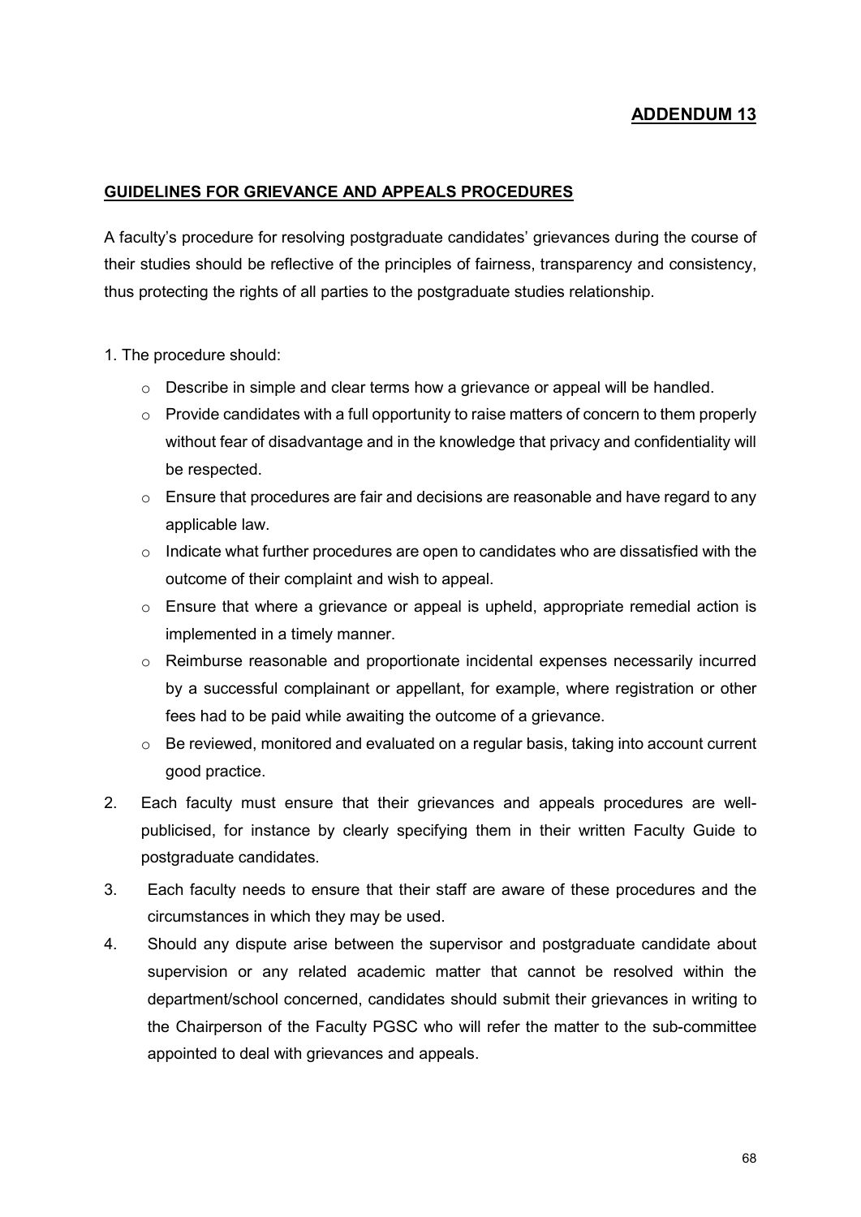## ADDENDUM 13

### GUIDELINES FOR GRIEVANCE AND APPEALS PROCEDURES

A faculty's procedure for resolving postgraduate candidates' grievances during the course of their studies should be reflective of the principles of fairness, transparency and consistency, thus protecting the rights of all parties to the postgraduate studies relationship.

1. The procedure should:
   - Describe in simple and clear terms how a grievance or appeal will be handled.
   - Provide candidates with a full opportunity to raise matters of concern to them properly without fear of disadvantage and in the knowledge that privacy and confidentiality will be respected.
   - Ensure that procedures are fair and decisions are reasonable and have regard to any applicable law.
   - Indicate what further procedures are open to candidates who are dissatisfied with the outcome of their complaint and wish to appeal.
   - Ensure that where a grievance or appeal is upheld, appropriate remedial action is implemented in a timely manner.
   - Reimburse reasonable and proportionate incidental expenses necessarily incurred by a successful complainant or appellant, for example, where registration or other fees had to be paid while awaiting the outcome of a grievance.
   - Be reviewed, monitored and evaluated on a regular basis, taking into account current good practice.
2. Each faculty must ensure that their grievances and appeals procedures are well-publicised, for instance by clearly specifying them in their written Faculty Guide to postgraduate candidates.
3. Each faculty needs to ensure that their staff are aware of these procedures and the circumstances in which they may be used.
4. Should any dispute arise between the supervisor and postgraduate candidate about supervision or any related academic matter that cannot be resolved within the department/school concerned, candidates should submit their grievances in writing to the Chairperson of the Faculty PGSC who will refer the matter to the sub-committee appointed to deal with grievances and appeals.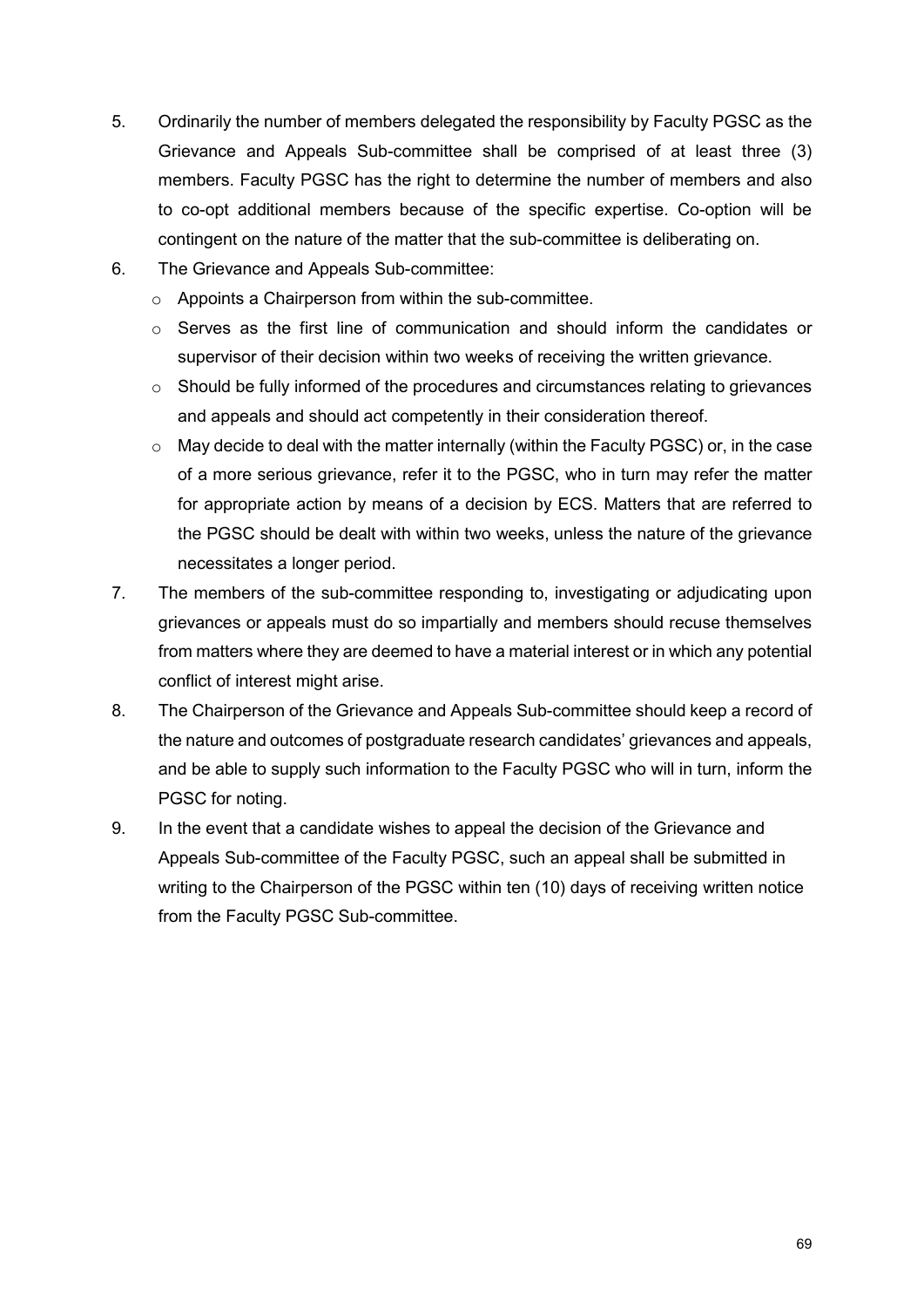5. Ordinarily the number of members delegated the responsibility by Faculty PGSC as the Grievance and Appeals Sub-committee shall be comprised of at least three (3) members. Faculty PGSC has the right to determine the number of members and also to co-opt additional members because of the specific expertise. Co-option will be contingent on the nature of the matter that the sub-committee is deliberating on.
6. The Grievance and Appeals Sub-committee:
   - Appoints a Chairperson from within the sub-committee.
   - Serves as the first line of communication and should inform the candidates or supervisor of their decision within two weeks of receiving the written grievance.
   - Should be fully informed of the procedures and circumstances relating to grievances and appeals and should act competently in their consideration thereof.
   - May decide to deal with the matter internally (within the Faculty PGSC) or, in the case of a more serious grievance, refer it to the PGSC, who in turn may refer the matter for appropriate action by means of a decision by ECS. Matters that are referred to the PGSC should be dealt with within two weeks, unless the nature of the grievance necessitates a longer period.
7. The members of the sub-committee responding to, investigating or adjudicating upon grievances or appeals must do so impartially and members should recuse themselves from matters where they are deemed to have a material interest or in which any potential conflict of interest might arise.
8. The Chairperson of the Grievance and Appeals Sub-committee should keep a record of the nature and outcomes of postgraduate research candidates' grievances and appeals, and be able to supply such information to the Faculty PGSC who will in turn, inform the PGSC for noting.
9. In the event that a candidate wishes to appeal the decision of the Grievance and Appeals Sub-committee of the Faculty PGSC, such an appeal shall be submitted in writing to the Chairperson of the PGSC within ten (10) days of receiving written notice from the Faculty PGSC Sub-committee.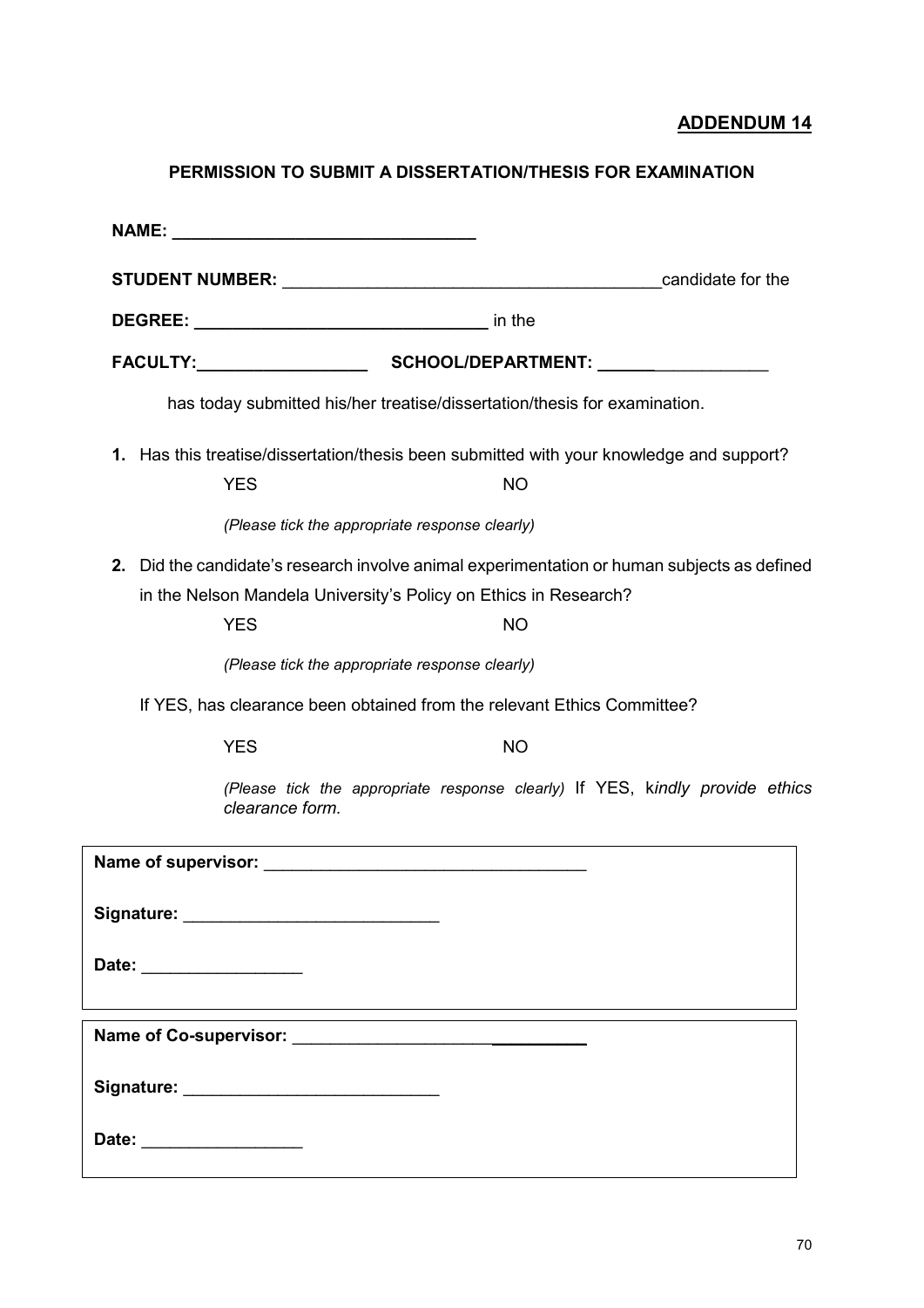**ADDENDUM 14**

**PERMISSION TO SUBMIT A DISSERTATION/THESIS FOR EXAMINATION**

**NAME:** ________________________________

**STUDENT NUMBER:** ________________________________________candidate for the

**DEGREE:** ______________________________ in the

**FACULTY:**__________________ **SCHOOL/DEPARTMENT:** __________________

has today submitted his/her treatise/dissertation/thesis for examination.

**1.** Has this treatise/dissertation/thesis been submitted with your knowledge and support?

YES NO

*(Please tick the appropriate response clearly)*

**2.** Did the candidate's research involve animal experimentation or human subjects as defined in the Nelson Mandela University's Policy on Ethics in Research?

YES NO

*(Please tick the appropriate response clearly)*

If YES, has clearance been obtained from the relevant Ethics Committee?

YES NO

*(Please tick the appropriate response clearly)* If YES, k*indly provide ethics clearance form.*

**Name of supervisor:** __________________________________

**Signature:** ___________________________

**Date:** _________________

**Name of Co-supervisor:** ______________________________

**Signature:** ___________________________

**Date:** _________________